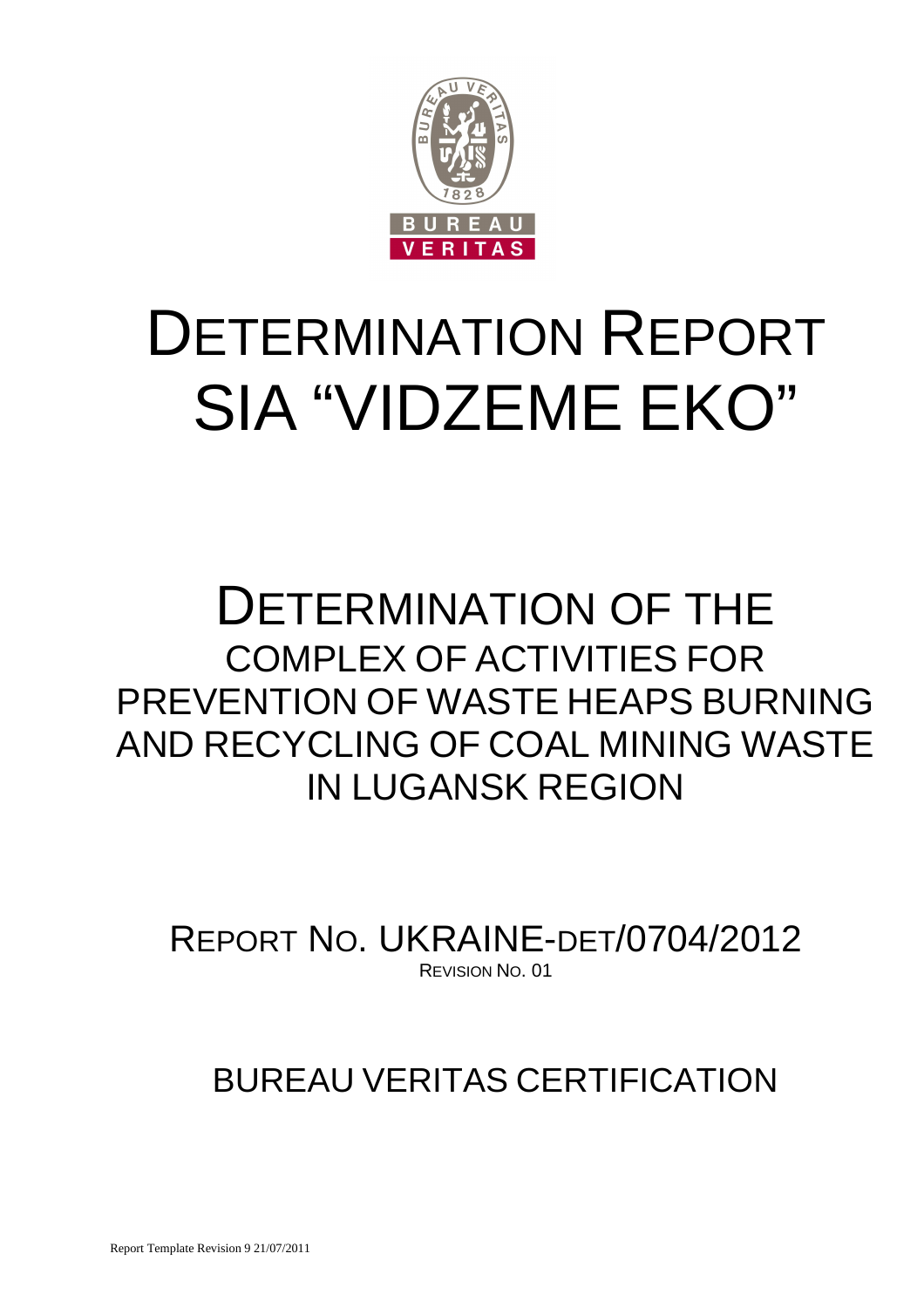# DETERMINATION REPORT SIA "VIDZEME EKO"

## DETERMINATION OF THE COMPLEX OF ACTIVITIES FOR PREVENTION OF WASTE HEAPS BURNING AND RECYCLING OF COAL MINING WASTE IN LUGANSK REGION

REPORT NO. UKRAINE-DET/0704/2012

REVISION NO. 01

BUREAU VERITAS CERTIFICATION

Report Template Revision 9 21/07/2011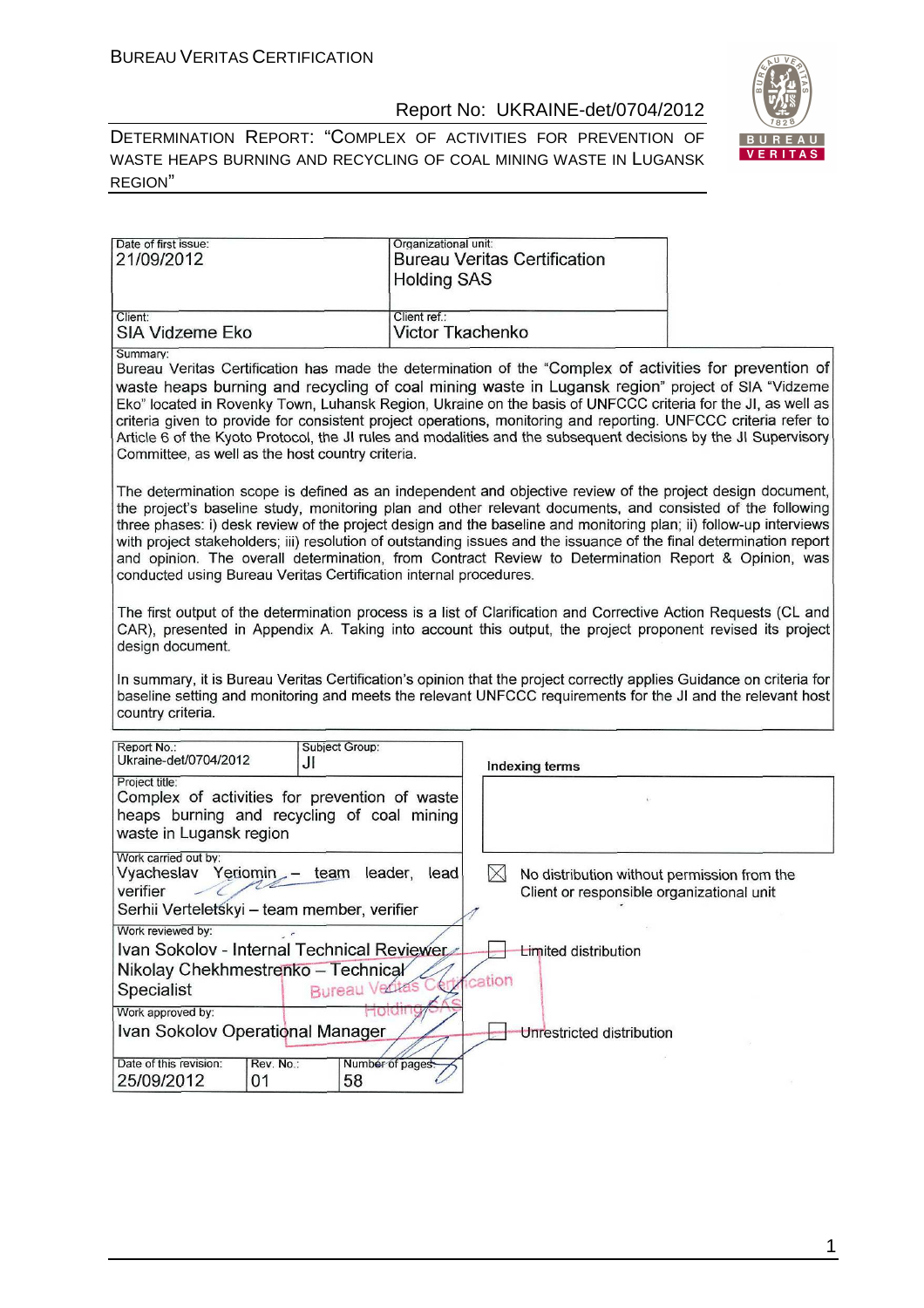| Date of first issue: 21/09/2012 | Organizational unit: Bureau Veritas Certification Holding SAS |
| --- | --- |
| Client: SIA Vidzeme Eko | Client ref.: Victor Tkachenko |

Summary:

Bureau Veritas Certification has made the determination of the "Complex of activities for prevention of waste heaps burning and recycling of coal mining waste in Lugansk region" project of SIA "Vidzeme Eko" located in Rovenky Town, Luhansk Region, Ukraine on the basis of UNFCCC criteria for the JI, as well as criteria given to provide for consistent project operations, monitoring and reporting. UNFCCC criteria refer to Article 6 of the Kyoto Protocol, the JI rules and modalities and the subsequent decisions by the JI Supervisory Committee, as well as the host country criteria.

The determination scope is defined as an independent and objective review of the project design document, the project's baseline study, monitoring plan and other relevant documents, and consisted of the following three phases: i) desk review of the project design and the baseline and monitoring plan; ii) follow-up interviews with project stakeholders; iii) resolution of outstanding issues and the issuance of the final determination report and opinion. The overall determination, from Contract Review to Determination Report & Opinion, was conducted using Bureau Veritas Certification internal procedures.

The first output of the determination process is a list of Clarification and Corrective Action Requests (CL and CAR), presented in Appendix A. Taking into account this output, the project proponent revised its project design document.

In summary, it is Bureau Veritas Certification's opinion that the project correctly applies Guidance on criteria for baseline setting and monitoring and meets the relevant UNFCCC requirements for the JI and the relevant host country criteria.

| Report No.: Ukraine-det/0704/2012 | Subject Group: JI | Indexing terms |
| --- | --- | --- |
| Project title: Complex of activities for prevention of waste heaps burning and recycling of coal mining waste in Lugansk region | | |
| Work carried out by: Vyacheslav Yeriomin – team leader, lead verifier; Serhii Verteletskyi – team member, verifier | | ☒ No distribution without permission from the Client or responsible organizational unit |
| Work reviewed by: Ivan Sokolov - Internal Technical Reviewer; Nikolay Chekhmestrenko – Technical Specialist | | ☐ Limited distribution |
| Work approved by: Ivan Sokolov Operational Manager | | ☐ Unrestricted distribution |
| Date of this revision: 25/09/2012 | Rev. No.: 01 | Number of pages: 58 |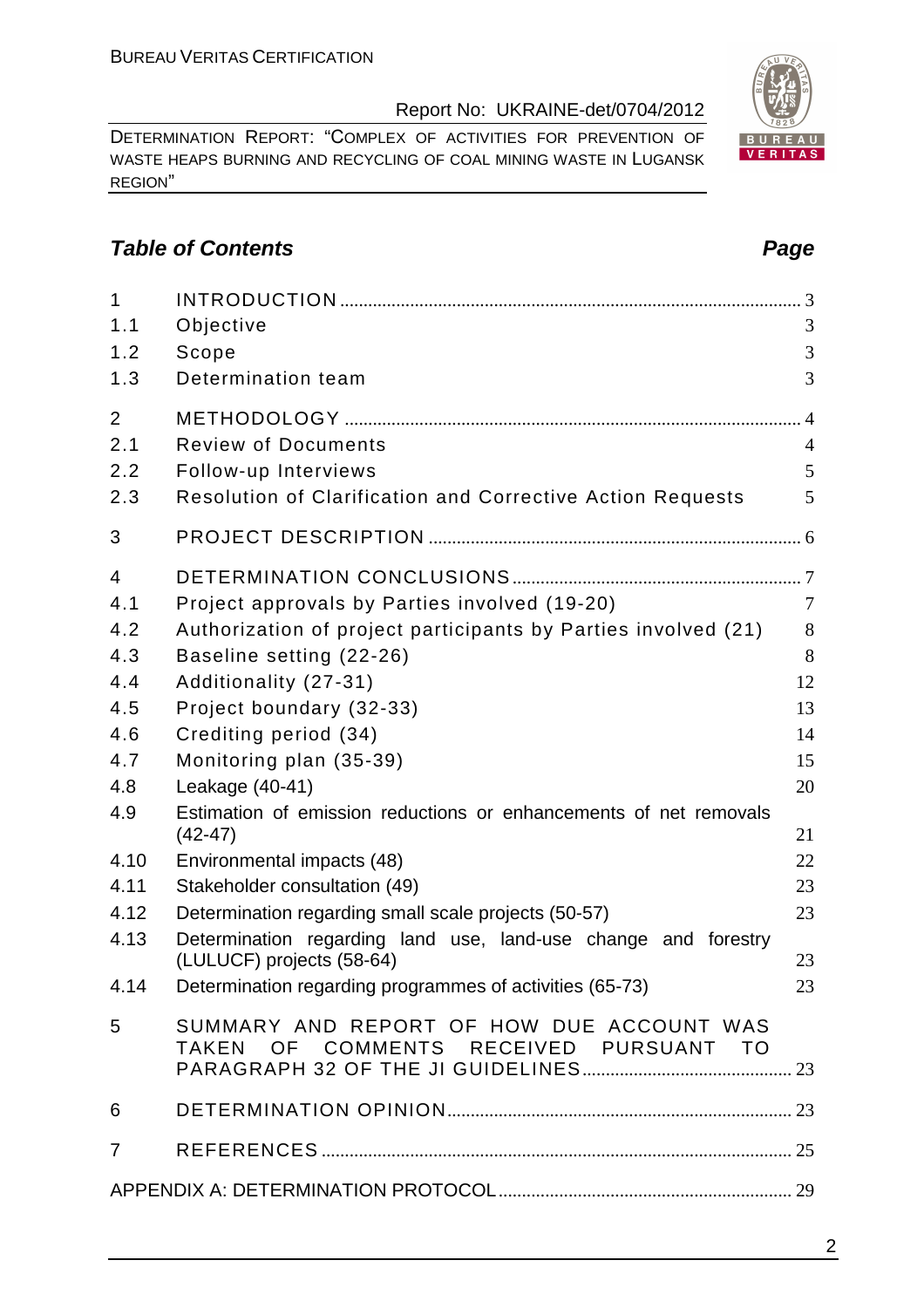## Table of Contents

| | | Page |
|---|---|---|
| 1 | INTRODUCTION | 3 |
| 1.1 | Objective | 3 |
| 1.2 | Scope | 3 |
| 1.3 | Determination team | 3 |
| 2 | METHODOLOGY | 4 |
| 2.1 | Review of Documents | 4 |
| 2.2 | Follow-up Interviews | 5 |
| 2.3 | Resolution of Clarification and Corrective Action Requests | 5 |
| 3 | PROJECT DESCRIPTION | 6 |
| 4 | DETERMINATION CONCLUSIONS | 7 |
| 4.1 | Project approvals by Parties involved (19-20) | 7 |
| 4.2 | Authorization of project participants by Parties involved (21) | 8 |
| 4.3 | Baseline setting (22-26) | 8 |
| 4.4 | Additionality (27-31) | 12 |
| 4.5 | Project boundary (32-33) | 13 |
| 4.6 | Crediting period (34) | 14 |
| 4.7 | Monitoring plan (35-39) | 15 |
| 4.8 | Leakage (40-41) | 20 |
| 4.9 | Estimation of emission reductions or enhancements of net removals (42-47) | 21 |
| 4.10 | Environmental impacts (48) | 22 |
| 4.11 | Stakeholder consultation (49) | 23 |
| 4.12 | Determination regarding small scale projects (50-57) | 23 |
| 4.13 | Determination regarding land use, land-use change and forestry (LULUCF) projects (58-64) | 23 |
| 4.14 | Determination regarding programmes of activities (65-73) | 23 |
| 5 | SUMMARY AND REPORT OF HOW DUE ACCOUNT WAS TAKEN OF COMMENTS RECEIVED PURSUANT TO PARAGRAPH 32 OF THE JI GUIDELINES | 23 |
| 6 | DETERMINATION OPINION | 23 |
| 7 | REFERENCES | 25 |
| | APPENDIX A: DETERMINATION PROTOCOL | 29 |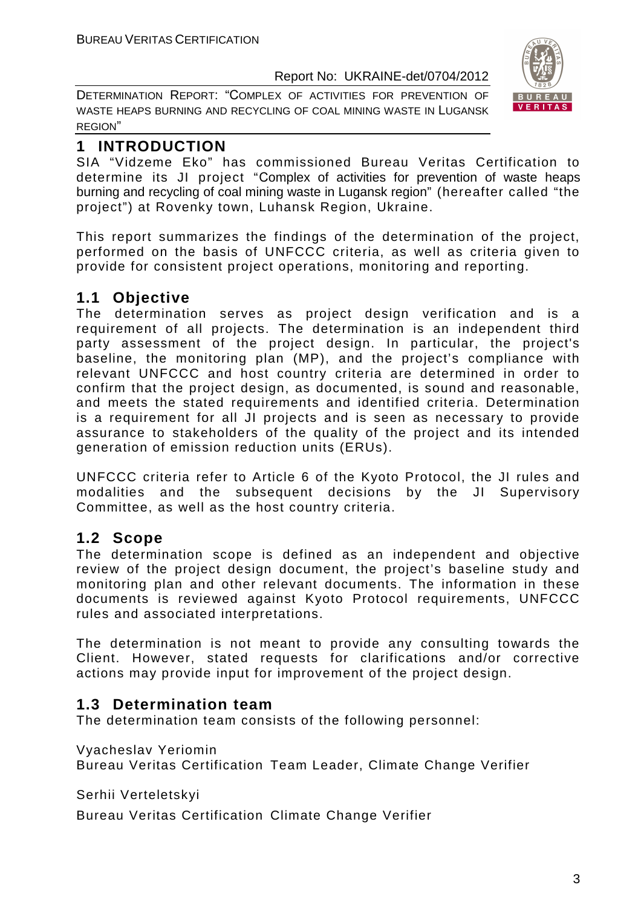# 1 INTRODUCTION

SIA "Vidzeme Eko" has commissioned Bureau Veritas Certification to determine its JI project "Complex of activities for prevention of waste heaps burning and recycling of coal mining waste in Lugansk region" (hereafter called "the project") at Rovenky town, Luhansk Region, Ukraine.

This report summarizes the findings of the determination of the project, performed on the basis of UNFCCC criteria, as well as criteria given to provide for consistent project operations, monitoring and reporting.

## 1.1 Objective

The determination serves as project design verification and is a requirement of all projects. The determination is an independent third party assessment of the project design. In particular, the project's baseline, the monitoring plan (MP), and the project's compliance with relevant UNFCCC and host country criteria are determined in order to confirm that the project design, as documented, is sound and reasonable, and meets the stated requirements and identified criteria. Determination is a requirement for all JI projects and is seen as necessary to provide assurance to stakeholders of the quality of the project and its intended generation of emission reduction units (ERUs).

UNFCCC criteria refer to Article 6 of the Kyoto Protocol, the JI rules and modalities and the subsequent decisions by the JI Supervisory Committee, as well as the host country criteria.

## 1.2 Scope

The determination scope is defined as an independent and objective review of the project design document, the project's baseline study and monitoring plan and other relevant documents. The information in these documents is reviewed against Kyoto Protocol requirements, UNFCCC rules and associated interpretations.

The determination is not meant to provide any consulting towards the Client. However, stated requests for clarifications and/or corrective actions may provide input for improvement of the project design.

## 1.3 Determination team

The determination team consists of the following personnel:

Vyacheslav Yeriomin
Bureau Veritas Certification Team Leader, Climate Change Verifier

Serhii Verteletskyi

Bureau Veritas Certification Climate Change Verifier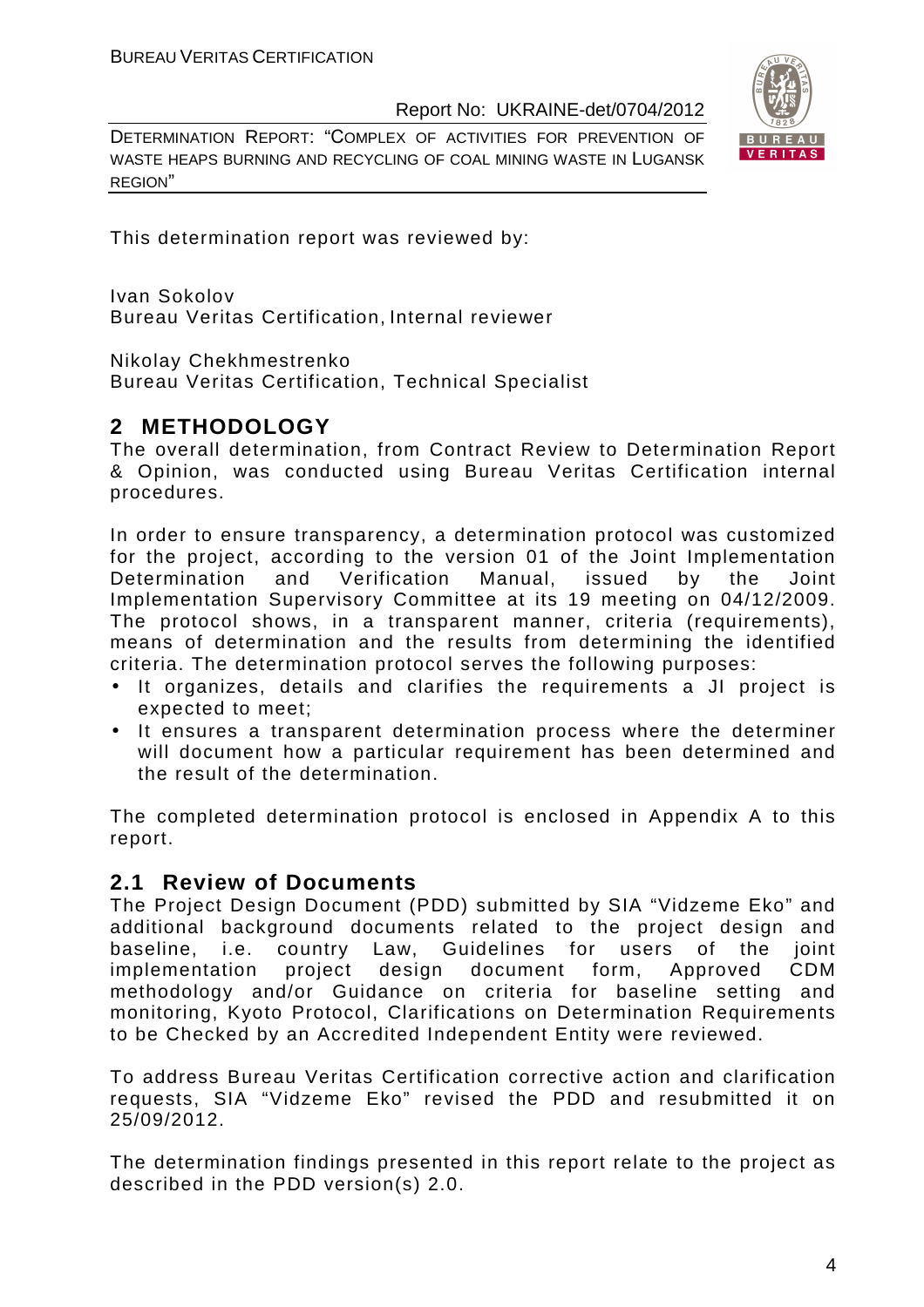This determination report was reviewed by:

Ivan Sokolov
Bureau Veritas Certification, Internal reviewer

Nikolay Chekhmestrenko
Bureau Veritas Certification, Technical Specialist

## 2 METHODOLOGY

The overall determination, from Contract Review to Determination Report & Opinion, was conducted using Bureau Veritas Certification internal procedures.

In order to ensure transparency, a determination protocol was customized for the project, according to the version 01 of the Joint Implementation Determination and Verification Manual, issued by the Joint Implementation Supervisory Committee at its 19 meeting on 04/12/2009. The protocol shows, in a transparent manner, criteria (requirements), means of determination and the results from determining the identified criteria. The determination protocol serves the following purposes:

- It organizes, details and clarifies the requirements a JI project is expected to meet;
- It ensures a transparent determination process where the determiner will document how a particular requirement has been determined and the result of the determination.

The completed determination protocol is enclosed in Appendix A to this report.

### 2.1 Review of Documents

The Project Design Document (PDD) submitted by SIA "Vidzeme Eko" and additional background documents related to the project design and baseline, i.e. country Law, Guidelines for users of the joint implementation project design document form, Approved CDM methodology and/or Guidance on criteria for baseline setting and monitoring, Kyoto Protocol, Clarifications on Determination Requirements to be Checked by an Accredited Independent Entity were reviewed.

To address Bureau Veritas Certification corrective action and clarification requests, SIA "Vidzeme Eko" revised the PDD and resubmitted it on 25/09/2012.

The determination findings presented in this report relate to the project as described in the PDD version(s) 2.0.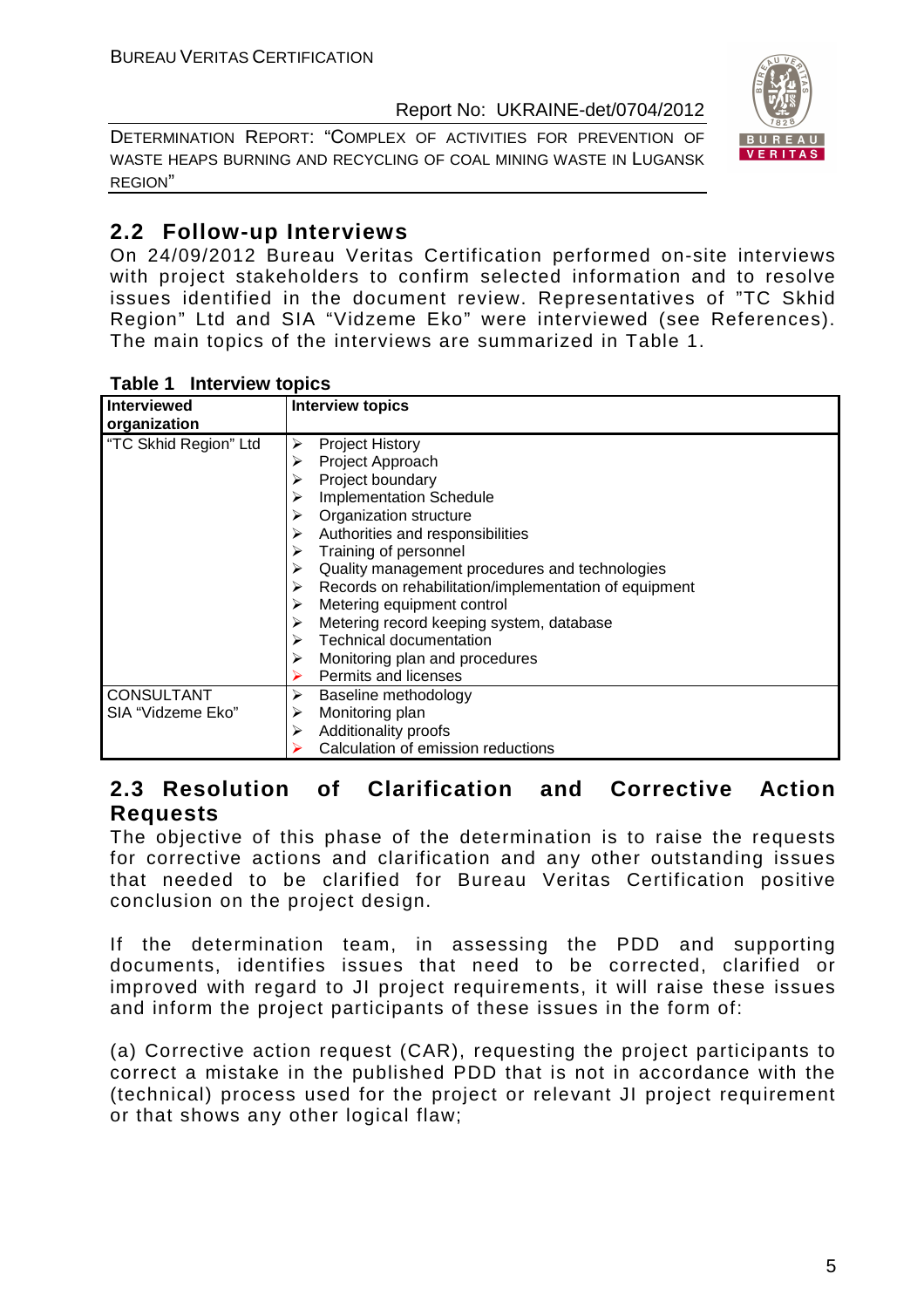## 2.2 Follow-up Interviews

On 24/09/2012 Bureau Veritas Certification performed on-site interviews with project stakeholders to confirm selected information and to resolve issues identified in the document review. Representatives of "TC Skhid Region" Ltd and SIA "Vidzeme Eko" were interviewed (see References). The main topics of the interviews are summarized in Table 1.

**Table 1 Interview topics**

| Interviewed organization | Interview topics |
|---|---|
| "TC Skhid Region" Ltd | ➢ Project History<br>➢ Project Approach<br>➢ Project boundary<br>➢ Implementation Schedule<br>➢ Organization structure<br>➢ Authorities and responsibilities<br>➢ Training of personnel<br>➢ Quality management procedures and technologies<br>➢ Records on rehabilitation/implementation of equipment<br>➢ Metering equipment control<br>➢ Metering record keeping system, database<br>➢ Technical documentation<br>➢ Monitoring plan and procedures<br>➢ Permits and licenses |
| CONSULTANT SIA "Vidzeme Eko" | ➢ Baseline methodology<br>➢ Monitoring plan<br>➢ Additionality proofs<br>➢ Calculation of emission reductions |

## 2.3 Resolution of Clarification and Corrective Action Requests

The objective of this phase of the determination is to raise the requests for corrective actions and clarification and any other outstanding issues that needed to be clarified for Bureau Veritas Certification positive conclusion on the project design.

If the determination team, in assessing the PDD and supporting documents, identifies issues that need to be corrected, clarified or improved with regard to JI project requirements, it will raise these issues and inform the project participants of these issues in the form of:

(a) Corrective action request (CAR), requesting the project participants to correct a mistake in the published PDD that is not in accordance with the (technical) process used for the project or relevant JI project requirement or that shows any other logical flaw;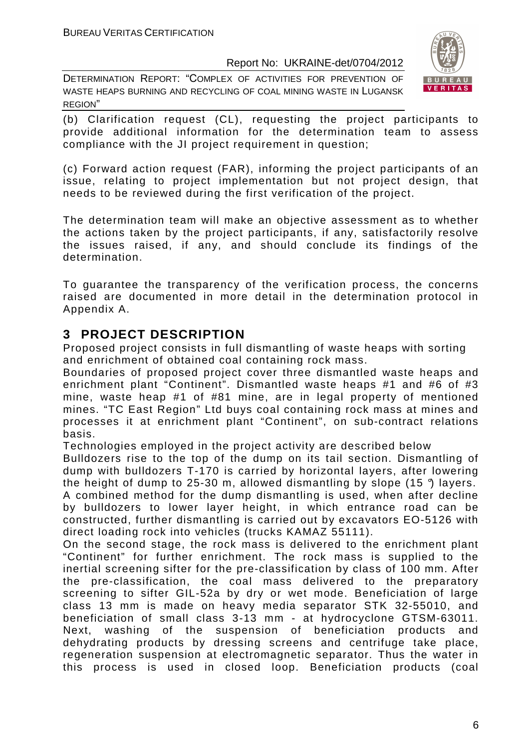(b) Clarification request (CL), requesting the project participants to provide additional information for the determination team to assess compliance with the JI project requirement in question;

(c) Forward action request (FAR), informing the project participants of an issue, relating to project implementation but not project design, that needs to be reviewed during the first verification of the project.

The determination team will make an objective assessment as to whether the actions taken by the project participants, if any, satisfactorily resolve the issues raised, if any, and should conclude its findings of the determination.

To guarantee the transparency of the verification process, the concerns raised are documented in more detail in the determination protocol in Appendix A.

# 3 PROJECT DESCRIPTION

Proposed project consists in full dismantling of waste heaps with sorting and enrichment of obtained coal containing rock mass.

Boundaries of proposed project cover three dismantled waste heaps and enrichment plant "Continent". Dismantled waste heaps #1 and #6 of #3 mine, waste heap #1 of #81 mine, are in legal property of mentioned mines. "TC East Region" Ltd buys coal containing rock mass at mines and processes it at enrichment plant "Continent", on sub-contract relations basis.

Technologies employed in the project activity are described below

Bulldozers rise to the top of the dump on its tail section. Dismantling of dump with bulldozers T-170 is carried by horizontal layers, after lowering the height of dump to 25-30 m, allowed dismantling by slope (15 °) layers. A combined method for the dump dismantling is used, when after decline by bulldozers to lower layer height, in which entrance road can be constructed, further dismantling is carried out by excavators EO-5126 with direct loading rock into vehicles (trucks KAMAZ 55111).

On the second stage, the rock mass is delivered to the enrichment plant "Continent" for further enrichment. The rock mass is supplied to the inertial screening sifter for the pre-classification by class of 100 mm. After the pre-classification, the coal mass delivered to the preparatory screening to sifter GIL-52a by dry or wet mode. Beneficiation of large class 13 mm is made on heavy media separator STK 32-55010, and beneficiation of small class 3-13 mm - at hydrocyclone GTSM-63011. Next, washing of the suspension of beneficiation products and dehydrating products by dressing screens and centrifuge take place, regeneration suspension at electromagnetic separator. Thus the water in this process is used in closed loop. Beneficiation products (coal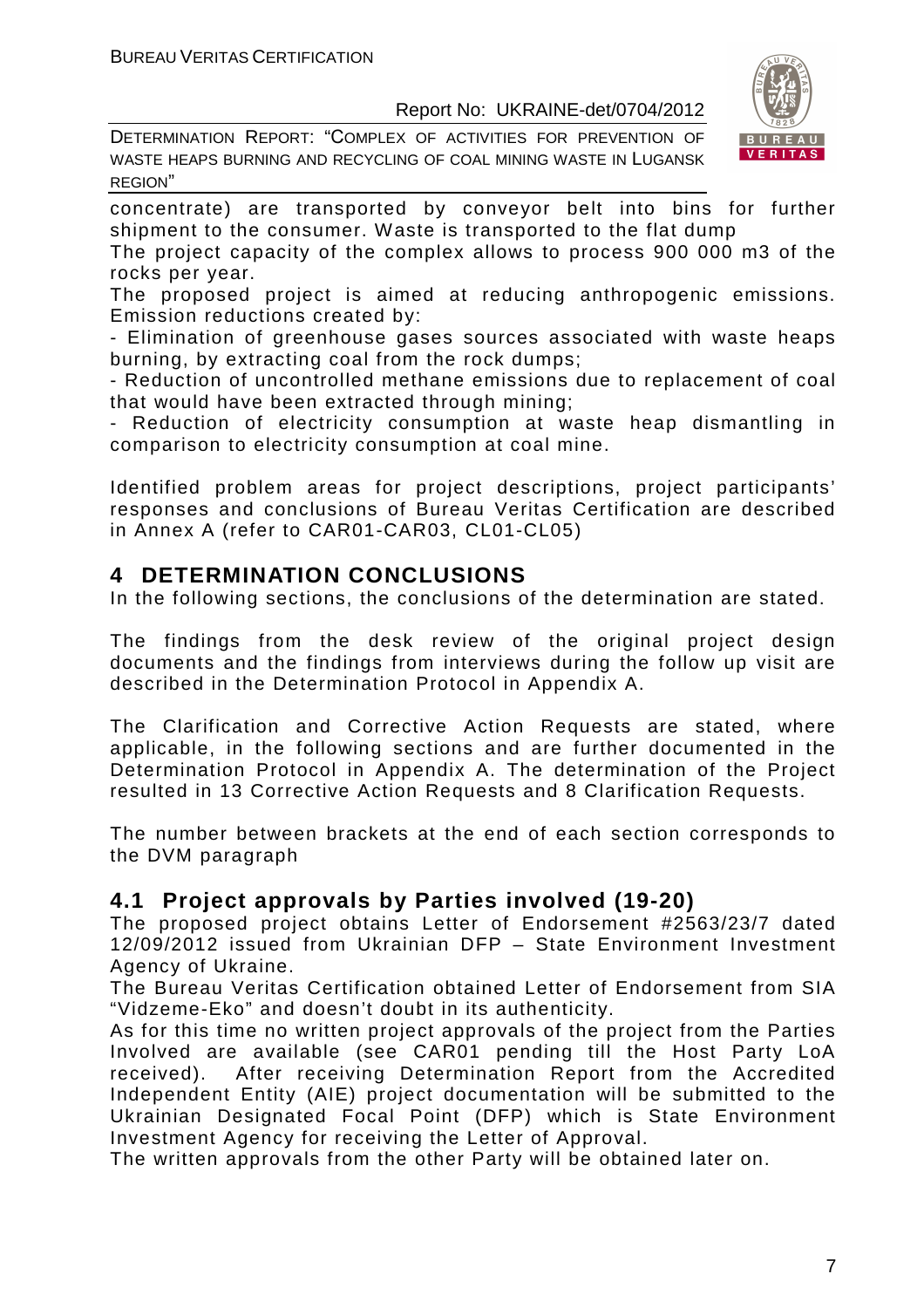concentrate) are transported by conveyor belt into bins for further shipment to the consumer. Waste is transported to the flat dump

The project capacity of the complex allows to process 900 000 m3 of the rocks per year.

The proposed project is aimed at reducing anthropogenic emissions. Emission reductions created by:

- Elimination of greenhouse gases sources associated with waste heaps burning, by extracting coal from the rock dumps;
- Reduction of uncontrolled methane emissions due to replacement of coal that would have been extracted through mining;
- Reduction of electricity consumption at waste heap dismantling in comparison to electricity consumption at coal mine.

Identified problem areas for project descriptions, project participants' responses and conclusions of Bureau Veritas Certification are described in Annex A (refer to CAR01-CAR03, CL01-CL05)

# 4 DETERMINATION CONCLUSIONS

In the following sections, the conclusions of the determination are stated.

The findings from the desk review of the original project design documents and the findings from interviews during the follow up visit are described in the Determination Protocol in Appendix A.

The Clarification and Corrective Action Requests are stated, where applicable, in the following sections and are further documented in the Determination Protocol in Appendix A. The determination of the Project resulted in 13 Corrective Action Requests and 8 Clarification Requests.

The number between brackets at the end of each section corresponds to the DVM paragraph

## 4.1 Project approvals by Parties involved (19-20)

The proposed project obtains Letter of Endorsement #2563/23/7 dated 12/09/2012 issued from Ukrainian DFP – State Environment Investment Agency of Ukraine.

The Bureau Veritas Certification obtained Letter of Endorsement from SIA "Vidzeme-Eko" and doesn't doubt in its authenticity.

As for this time no written project approvals of the project from the Parties Involved are available (see CAR01 pending till the Host Party LoA received). After receiving Determination Report from the Accredited Independent Entity (AIE) project documentation will be submitted to the Ukrainian Designated Focal Point (DFP) which is State Environment Investment Agency for receiving the Letter of Approval.

The written approvals from the other Party will be obtained later on.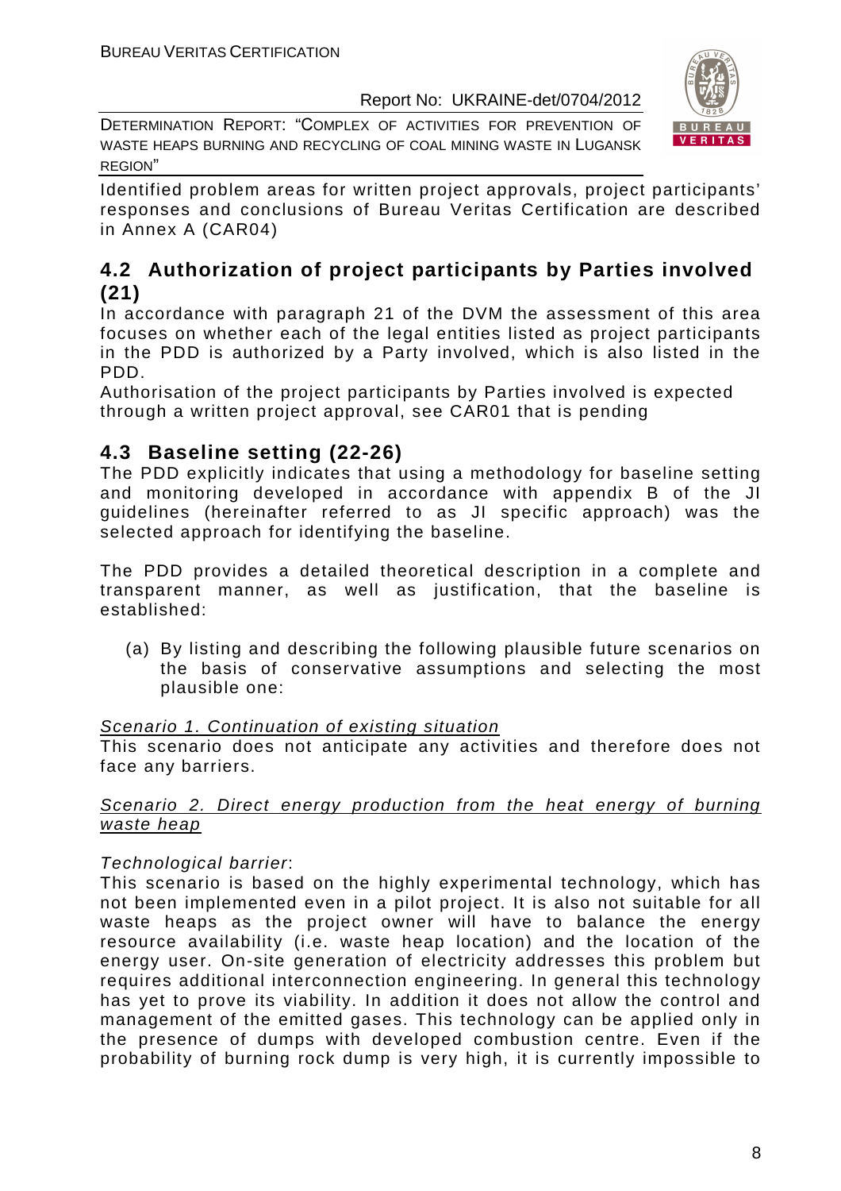Identified problem areas for written project approvals, project participants' responses and conclusions of Bureau Veritas Certification are described in Annex A (CAR04)

## 4.2 Authorization of project participants by Parties involved (21)

In accordance with paragraph 21 of the DVM the assessment of this area focuses on whether each of the legal entities listed as project participants in the PDD is authorized by a Party involved, which is also listed in the PDD.

Authorisation of the project participants by Parties involved is expected through a written project approval, see CAR01 that is pending

## 4.3 Baseline setting (22-26)

The PDD explicitly indicates that using a methodology for baseline setting and monitoring developed in accordance with appendix B of the JI guidelines (hereinafter referred to as JI specific approach) was the selected approach for identifying the baseline.

The PDD provides a detailed theoretical description in a complete and transparent manner, as well as justification, that the baseline is established:

(a) By listing and describing the following plausible future scenarios on the basis of conservative assumptions and selecting the most plausible one:

Scenario 1. Continuation of existing situation

This scenario does not anticipate any activities and therefore does not face any barriers.

Scenario 2. Direct energy production from the heat energy of burning waste heap

*Technological barrier*:

This scenario is based on the highly experimental technology, which has not been implemented even in a pilot project. It is also not suitable for all waste heaps as the project owner will have to balance the energy resource availability (i.e. waste heap location) and the location of the energy user. On-site generation of electricity addresses this problem but requires additional interconnection engineering. In general this technology has yet to prove its viability. In addition it does not allow the control and management of the emitted gases. This technology can be applied only in the presence of dumps with developed combustion centre. Even if the probability of burning rock dump is very high, it is currently impossible to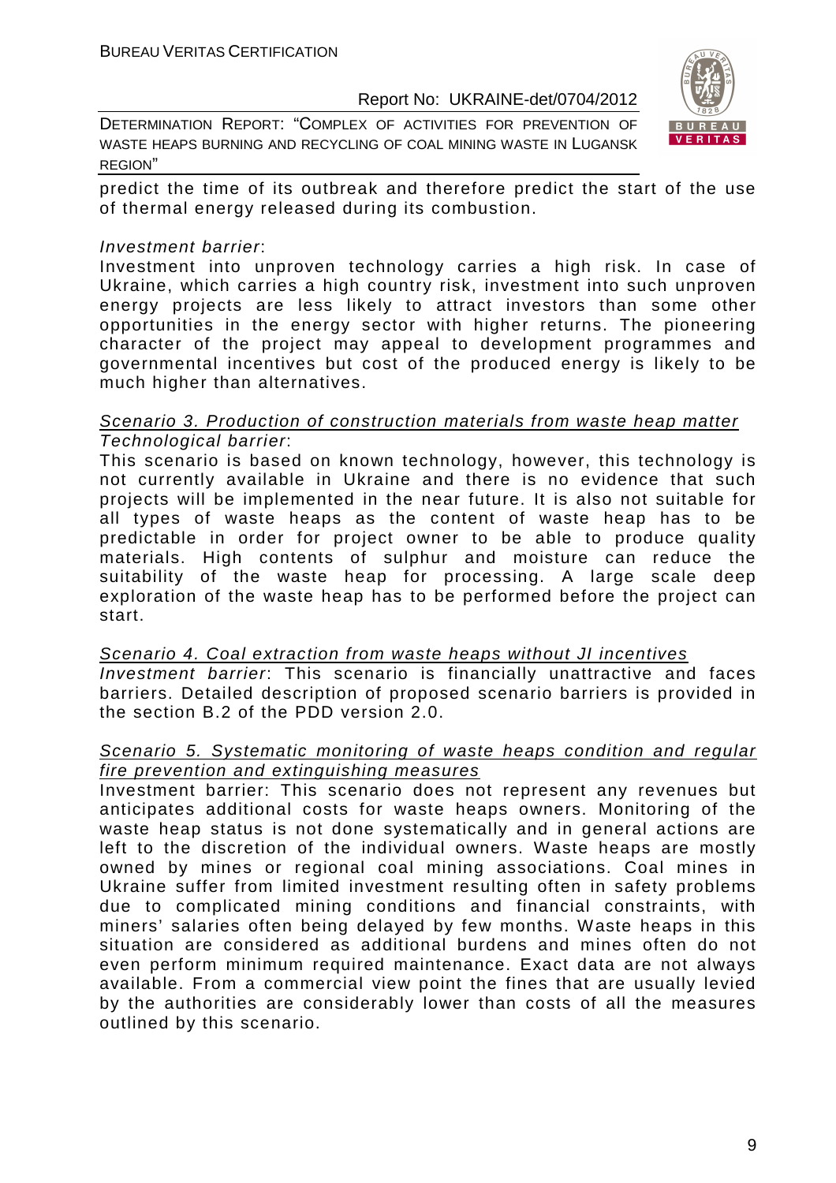predict the time of its outbreak and therefore predict the start of the use of thermal energy released during its combustion.

*Investment barrier*:

Investment into unproven technology carries a high risk. In case of Ukraine, which carries a high country risk, investment into such unproven energy projects are less likely to attract investors than some other opportunities in the energy sector with higher returns. The pioneering character of the project may appeal to development programmes and governmental incentives but cost of the produced energy is likely to be much higher than alternatives.

<u>Scenario 3. Production of construction materials from waste heap matter</u>

*Technological barrier*:

This scenario is based on known technology, however, this technology is not currently available in Ukraine and there is no evidence that such projects will be implemented in the near future. It is also not suitable for all types of waste heaps as the content of waste heap has to be predictable in order for project owner to be able to produce quality materials. High contents of sulphur and moisture can reduce the suitability of the waste heap for processing. A large scale deep exploration of the waste heap has to be performed before the project can start.

<u>Scenario 4. Coal extraction from waste heaps without JI incentives</u>

*Investment barrier*: This scenario is financially unattractive and faces barriers. Detailed description of proposed scenario barriers is provided in the section B.2 of the PDD version 2.0.

<u>Scenario 5. Systematic monitoring of waste heaps condition and regular fire prevention and extinguishing measures</u>

Investment barrier: This scenario does not represent any revenues but anticipates additional costs for waste heaps owners. Monitoring of the waste heap status is not done systematically and in general actions are left to the discretion of the individual owners. Waste heaps are mostly owned by mines or regional coal mining associations. Coal mines in Ukraine suffer from limited investment resulting often in safety problems due to complicated mining conditions and financial constraints, with miners' salaries often being delayed by few months. Waste heaps in this situation are considered as additional burdens and mines often do not even perform minimum required maintenance. Exact data are not always available. From a commercial view point the fines that are usually levied by the authorities are considerably lower than costs of all the measures outlined by this scenario.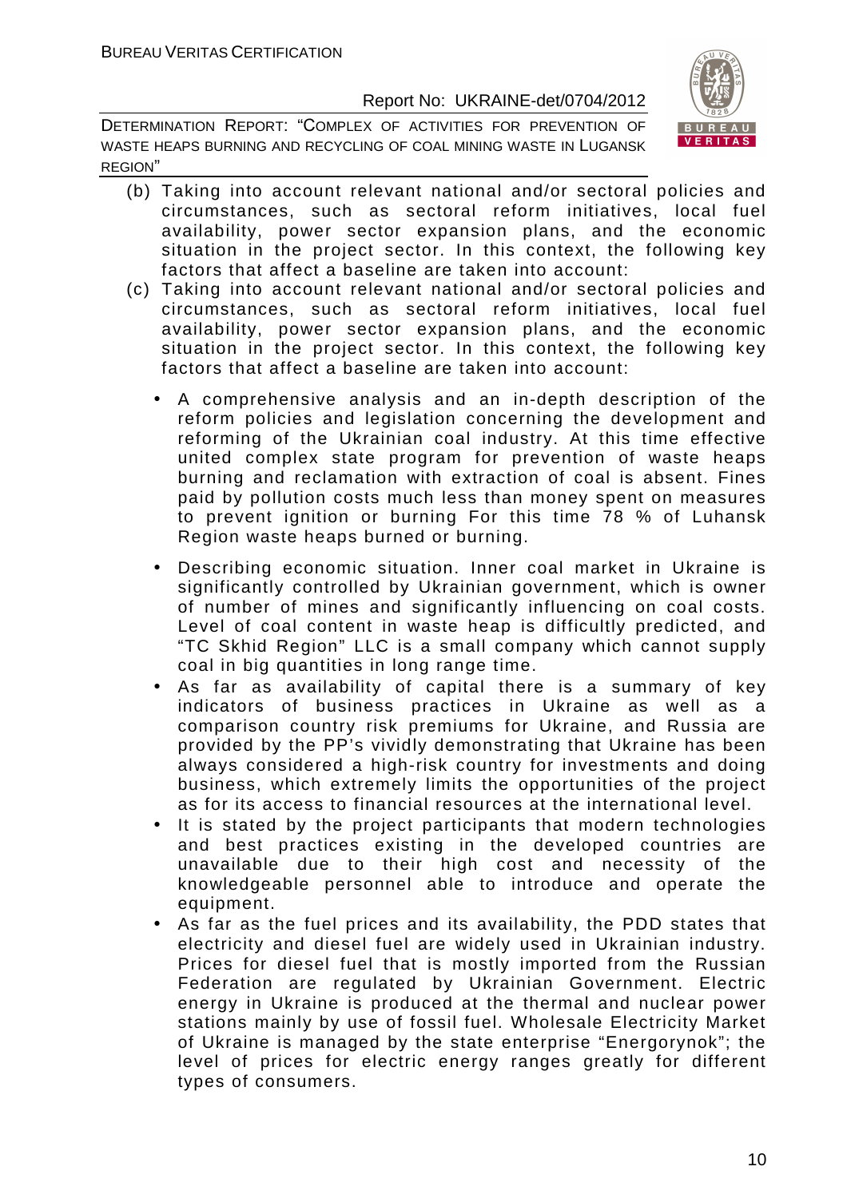(b) Taking into account relevant national and/or sectoral policies and circumstances, such as sectoral reform initiatives, local fuel availability, power sector expansion plans, and the economic situation in the project sector. In this context, the following key factors that affect a baseline are taken into account:

(c) Taking into account relevant national and/or sectoral policies and circumstances, such as sectoral reform initiatives, local fuel availability, power sector expansion plans, and the economic situation in the project sector. In this context, the following key factors that affect a baseline are taken into account:

- A comprehensive analysis and an in-depth description of the reform policies and legislation concerning the development and reforming of the Ukrainian coal industry. At this time effective united complex state program for prevention of waste heaps burning and reclamation with extraction of coal is absent. Fines paid by pollution costs much less than money spent on measures to prevent ignition or burning For this time 78 % of Luhansk Region waste heaps burned or burning.
- Describing economic situation. Inner coal market in Ukraine is significantly controlled by Ukrainian government, which is owner of number of mines and significantly influencing on coal costs. Level of coal content in waste heap is difficultly predicted, and "TC Skhid Region" LLC is a small company which cannot supply coal in big quantities in long range time.
- As far as availability of capital there is a summary of key indicators of business practices in Ukraine as well as a comparison country risk premiums for Ukraine, and Russia are provided by the PP's vividly demonstrating that Ukraine has been always considered a high-risk country for investments and doing business, which extremely limits the opportunities of the project as for its access to financial resources at the international level.
- It is stated by the project participants that modern technologies and best practices existing in the developed countries are unavailable due to their high cost and necessity of the knowledgeable personnel able to introduce and operate the equipment.
- As far as the fuel prices and its availability, the PDD states that electricity and diesel fuel are widely used in Ukrainian industry. Prices for diesel fuel that is mostly imported from the Russian Federation are regulated by Ukrainian Government. Electric energy in Ukraine is produced at the thermal and nuclear power stations mainly by use of fossil fuel. Wholesale Electricity Market of Ukraine is managed by the state enterprise "Energorynok"; the level of prices for electric energy ranges greatly for different types of consumers.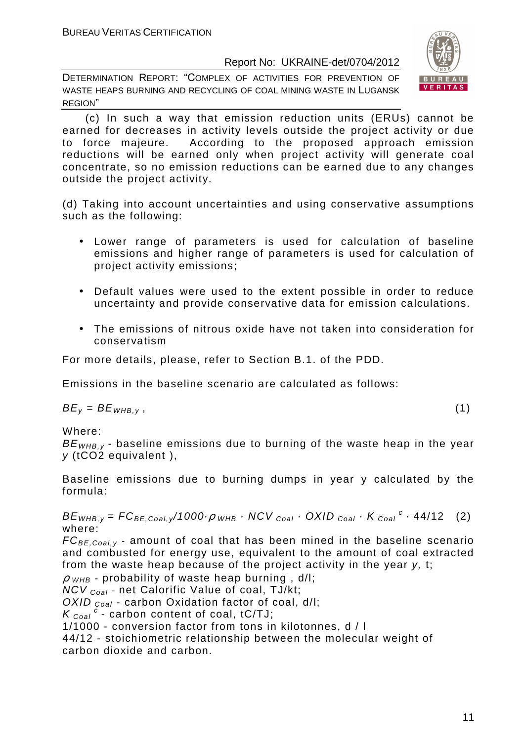(c) In such a way that emission reduction units (ERUs) cannot be earned for decreases in activity levels outside the project activity or due to force majeure. According to the proposed approach emission reductions will be earned only when project activity will generate coal concentrate, so no emission reductions can be earned due to any changes outside the project activity.

(d) Taking into account uncertainties and using conservative assumptions such as the following:

- Lower range of parameters is used for calculation of baseline emissions and higher range of parameters is used for calculation of project activity emissions;
- Default values were used to the extent possible in order to reduce uncertainty and provide conservative data for emission calculations.
- The emissions of nitrous oxide have not taken into consideration for conservatism

For more details, please, refer to Section B.1. of the PDD.

Emissions in the baseline scenario are calculated as follows:

$$BE_y = BE_{WHB,y}\,, \qquad (1)$$

Where:

$BE_{WHB,y}$ - baseline emissions due to burning of the waste heap in the year $y$ (tCO2 equivalent ),

Baseline emissions due to burning dumps in year y calculated by the formula:

$$BE_{WHB,y} = FC_{BE,Coal,y}/1000 \cdot \rho_{WHB} \cdot NCV_{Coal} \cdot OXID_{Coal} \cdot K_{Coal}^{c} \cdot 44/12 \qquad (2)$$

where:

$FC_{BE,Coal,y}$ - amount of coal that has been mined in the baseline scenario and combusted for energy use, equivalent to the amount of coal extracted from the waste heap because of the project activity in the year $y$, t;

$\rho_{WHB}$ - probability of waste heap burning , d/l;

$NCV_{Coal}$ - net Calorific Value of coal, TJ/kt;

$OXID_{Coal}$ - carbon Oxidation factor of coal, d/l;

$K_{Coal}^{c}$ - carbon content of coal, tC/TJ;

1/1000 - conversion factor from tons in kilotonnes, d / l

44/12 - stoichiometric relationship between the molecular weight of carbon dioxide and carbon.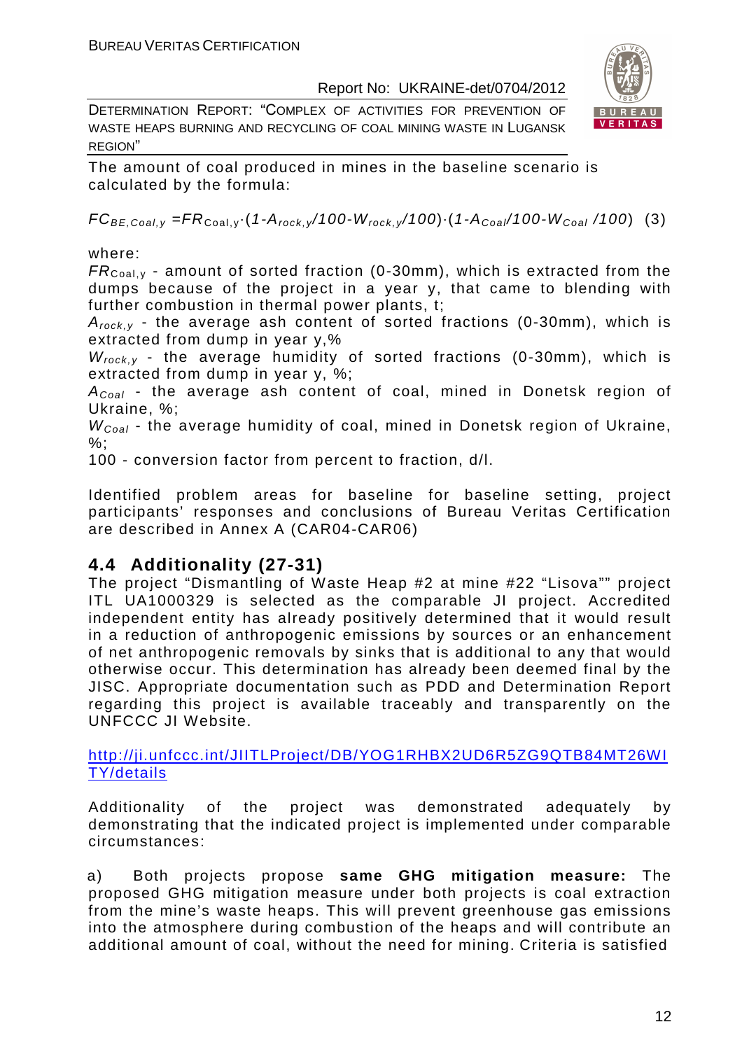The amount of coal produced in mines in the baseline scenario is calculated by the formula:

$$FC_{BE,Coal,y} = FR_{Coal,y} \cdot (1 - A_{rock,y}/100 - W_{rock,y}/100) \cdot (1 - A_{Coal}/100 - W_{Coal}/100) \quad (3)$$

where:

$FR_{Coal,y}$ - amount of sorted fraction (0-30mm), which is extracted from the dumps because of the project in a year y, that came to blending with further combustion in thermal power plants, t;

$A_{rock,y}$ - the average ash content of sorted fractions (0-30mm), which is extracted from dump in year y,%

$W_{rock,y}$ - the average humidity of sorted fractions (0-30mm), which is extracted from dump in year y, %;

$A_{Coal}$ - the average ash content of coal, mined in Donetsk region of Ukraine, %;

$W_{Coal}$ - the average humidity of coal, mined in Donetsk region of Ukraine, %;

100 - conversion factor from percent to fraction, d/l.

Identified problem areas for baseline for baseline setting, project participants' responses and conclusions of Bureau Veritas Certification are described in Annex A (CAR04-CAR06)

## 4.4 Additionality (27-31)

The project "Dismantling of Waste Heap #2 at mine #22 "Lisova"" project ITL UA1000329 is selected as the comparable JI project. Accredited independent entity has already positively determined that it would result in a reduction of anthropogenic emissions by sources or an enhancement of net anthropogenic removals by sinks that is additional to any that would otherwise occur. This determination has already been deemed final by the JISC. Appropriate documentation such as PDD and Determination Report regarding this project is available traceably and transparently on the UNFCCC JI Website.

http://ji.unfccc.int/JIITLProject/DB/YOG1RHBX2UD6R5ZG9QTB84MT26WITY/details

Additionality of the project was demonstrated adequately by demonstrating that the indicated project is implemented under comparable circumstances:

a) Both projects propose **same GHG mitigation measure:** The proposed GHG mitigation measure under both projects is coal extraction from the mine's waste heaps. This will prevent greenhouse gas emissions into the atmosphere during combustion of the heaps and will contribute an additional amount of coal, without the need for mining. Criteria is satisfied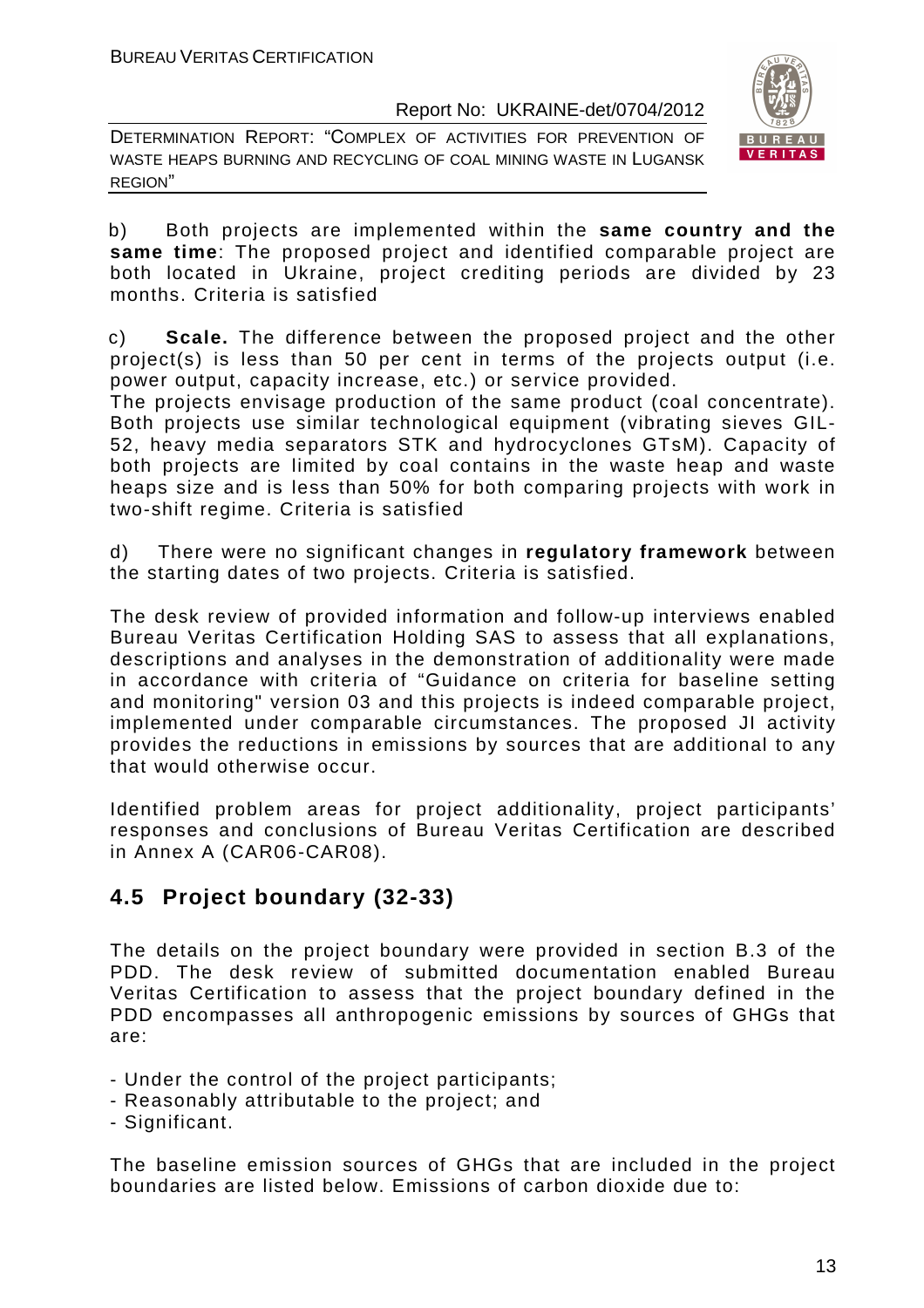b) Both projects are implemented within the **same country and the same time**: The proposed project and identified comparable project are both located in Ukraine, project crediting periods are divided by 23 months. Criteria is satisfied

c) **Scale.** The difference between the proposed project and the other project(s) is less than 50 per cent in terms of the projects output (i.e. power output, capacity increase, etc.) or service provided.
The projects envisage production of the same product (coal concentrate). Both projects use similar technological equipment (vibrating sieves GIL-52, heavy media separators STK and hydrocyclones GTsM). Capacity of both projects are limited by coal contains in the waste heap and waste heaps size and is less than 50% for both comparing projects with work in two-shift regime. Criteria is satisfied

d) There were no significant changes in **regulatory framework** between the starting dates of two projects. Criteria is satisfied.

The desk review of provided information and follow-up interviews enabled Bureau Veritas Certification Holding SAS to assess that all explanations, descriptions and analyses in the demonstration of additionality were made in accordance with criteria of "Guidance on criteria for baseline setting and monitoring" version 03 and this projects is indeed comparable project, implemented under comparable circumstances. The proposed JI activity provides the reductions in emissions by sources that are additional to any that would otherwise occur.

Identified problem areas for project additionality, project participants' responses and conclusions of Bureau Veritas Certification are described in Annex A (CAR06-CAR08).

## 4.5 Project boundary (32-33)

The details on the project boundary were provided in section B.3 of the PDD. The desk review of submitted documentation enabled Bureau Veritas Certification to assess that the project boundary defined in the PDD encompasses all anthropogenic emissions by sources of GHGs that are:

- Under the control of the project participants;
- Reasonably attributable to the project; and
- Significant.

The baseline emission sources of GHGs that are included in the project boundaries are listed below. Emissions of carbon dioxide due to: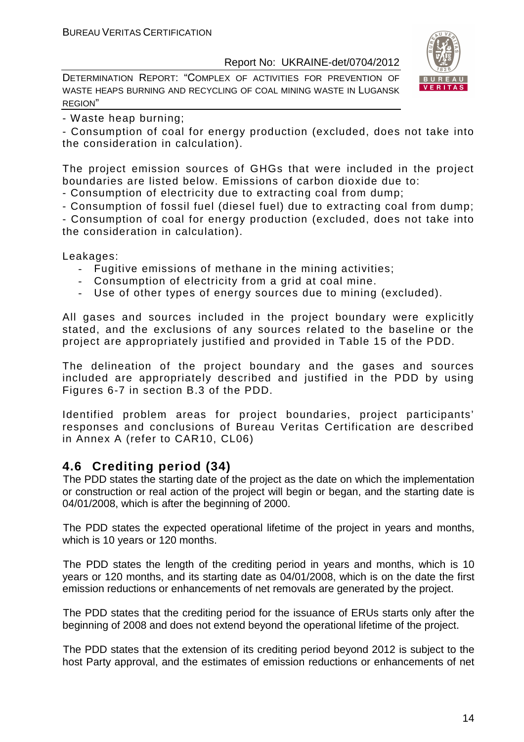- Waste heap burning;

- Consumption of coal for energy production (excluded, does not take into the consideration in calculation).

The project emission sources of GHGs that were included in the project boundaries are listed below. Emissions of carbon dioxide due to:

- Consumption of electricity due to extracting coal from dump;
- Consumption of fossil fuel (diesel fuel) due to extracting coal from dump;
- Consumption of coal for energy production (excluded, does not take into the consideration in calculation).

Leakages:

- Fugitive emissions of methane in the mining activities;
- Consumption of electricity from a grid at coal mine.
- Use of other types of energy sources due to mining (excluded).

All gases and sources included in the project boundary were explicitly stated, and the exclusions of any sources related to the baseline or the project are appropriately justified and provided in Table 15 of the PDD.

The delineation of the project boundary and the gases and sources included are appropriately described and justified in the PDD by using Figures 6-7 in section B.3 of the PDD.

Identified problem areas for project boundaries, project participants' responses and conclusions of Bureau Veritas Certification are described in Annex A (refer to CAR10, CL06)

## 4.6 Crediting period (34)

The PDD states the starting date of the project as the date on which the implementation or construction or real action of the project will begin or began, and the starting date is 04/01/2008, which is after the beginning of 2000.

The PDD states the expected operational lifetime of the project in years and months, which is 10 years or 120 months.

The PDD states the length of the crediting period in years and months, which is 10 years or 120 months, and its starting date as 04/01/2008, which is on the date the first emission reductions or enhancements of net removals are generated by the project.

The PDD states that the crediting period for the issuance of ERUs starts only after the beginning of 2008 and does not extend beyond the operational lifetime of the project.

The PDD states that the extension of its crediting period beyond 2012 is subject to the host Party approval, and the estimates of emission reductions or enhancements of net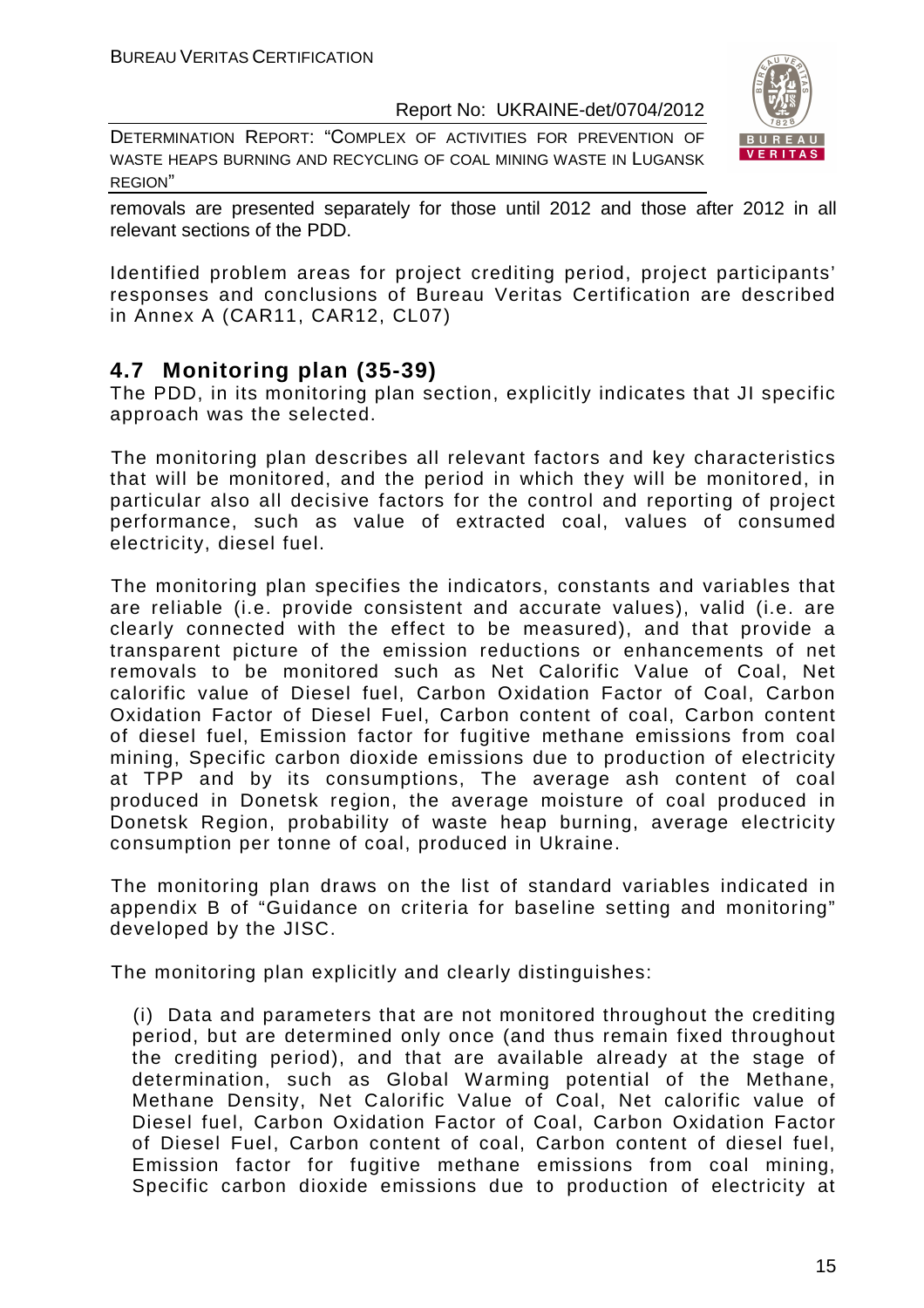removals are presented separately for those until 2012 and those after 2012 in all relevant sections of the PDD.

Identified problem areas for project crediting period, project participants' responses and conclusions of Bureau Veritas Certification are described in Annex A (CAR11, CAR12, CL07)

## 4.7 Monitoring plan (35-39)

The PDD, in its monitoring plan section, explicitly indicates that JI specific approach was the selected.

The monitoring plan describes all relevant factors and key characteristics that will be monitored, and the period in which they will be monitored, in particular also all decisive factors for the control and reporting of project performance, such as value of extracted coal, values of consumed electricity, diesel fuel.

The monitoring plan specifies the indicators, constants and variables that are reliable (i.e. provide consistent and accurate values), valid (i.e. are clearly connected with the effect to be measured), and that provide a transparent picture of the emission reductions or enhancements of net removals to be monitored such as Net Calorific Value of Coal, Net calorific value of Diesel fuel, Carbon Oxidation Factor of Coal, Carbon Oxidation Factor of Diesel Fuel, Carbon content of coal, Carbon content of diesel fuel, Emission factor for fugitive methane emissions from coal mining, Specific carbon dioxide emissions due to production of electricity at TPP and by its consumptions, The average ash content of coal produced in Donetsk region, the average moisture of coal produced in Donetsk Region, probability of waste heap burning, average electricity consumption per tonne of coal, produced in Ukraine.

The monitoring plan draws on the list of standard variables indicated in appendix B of "Guidance on criteria for baseline setting and monitoring" developed by the JISC.

The monitoring plan explicitly and clearly distinguishes:

(i) Data and parameters that are not monitored throughout the crediting period, but are determined only once (and thus remain fixed throughout the crediting period), and that are available already at the stage of determination, such as Global Warming potential of the Methane, Methane Density, Net Calorific Value of Coal, Net calorific value of Diesel fuel, Carbon Oxidation Factor of Coal, Carbon Oxidation Factor of Diesel Fuel, Carbon content of coal, Carbon content of diesel fuel, Emission factor for fugitive methane emissions from coal mining, Specific carbon dioxide emissions due to production of electricity at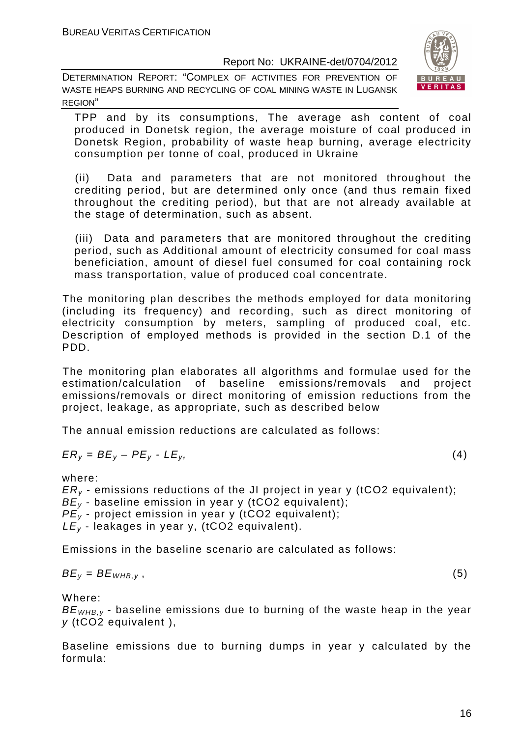TPP and by its consumptions, The average ash content of coal produced in Donetsk region, the average moisture of coal produced in Donetsk Region, probability of waste heap burning, average electricity consumption per tonne of coal, produced in Ukraine

(ii) Data and parameters that are not monitored throughout the crediting period, but are determined only once (and thus remain fixed throughout the crediting period), but that are not already available at the stage of determination, such as absent.

(iii) Data and parameters that are monitored throughout the crediting period, such as Additional amount of electricity consumed for coal mass beneficiation, amount of diesel fuel consumed for coal containing rock mass transportation, value of produced coal concentrate.

The monitoring plan describes the methods employed for data monitoring (including its frequency) and recording, such as direct monitoring of electricity consumption by meters, sampling of produced coal, etc. Description of employed methods is provided in the section D.1 of the PDD.

The monitoring plan elaborates all algorithms and formulae used for the estimation/calculation of baseline emissions/removals and project emissions/removals or direct monitoring of emission reductions from the project, leakage, as appropriate, such as described below

The annual emission reductions are calculated as follows:

$$ER_y = BE_y - PE_y - LE_y, \quad (4)$$

where:

$ER_y$ - emissions reductions of the JI project in year y (tCO2 equivalent);
$BE_y$ - baseline emission in year y (tCO2 equivalent);
$PE_y$ - project emission in year y (tCO2 equivalent);
$LE_y$ - leakages in year y, (tCO2 equivalent).

Emissions in the baseline scenario are calculated as follows:

$$BE_y = BE_{WHB,y}, \quad (5)$$

Where:

$BE_{WHB,y}$ - baseline emissions due to burning of the waste heap in the year *y* (tCO2 equivalent ),

Baseline emissions due to burning dumps in year y calculated by the formula: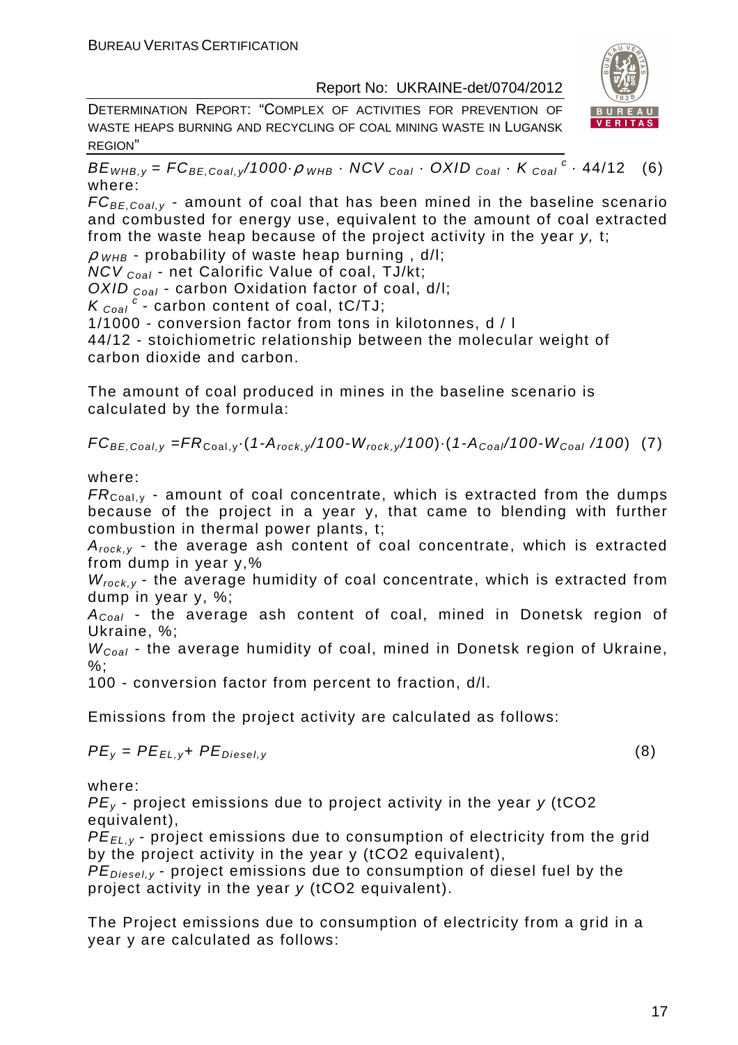$$BE_{WHB,y} = FC_{BE,Coal,y}/1000 \cdot \rho_{WHB} \cdot NCV_{Coal} \cdot OXID_{Coal} \cdot K_{Coal}^{c} \cdot 44/12 \quad (6)$$

where:

$FC_{BE,Coal,y}$ - amount of coal that has been mined in the baseline scenario and combusted for energy use, equivalent to the amount of coal extracted from the waste heap because of the project activity in the year *y,* t;

$\rho_{WHB}$ - probability of waste heap burning , d/l;

$NCV_{Coal}$ - net Calorific Value of coal, TJ/kt;

$OXID_{Coal}$ - carbon Oxidation factor of coal, d/l;

$K_{Coal}^{c}$ - carbon content of coal, tC/TJ;

1/1000 - conversion factor from tons in kilotonnes, d / l

44/12 - stoichiometric relationship between the molecular weight of carbon dioxide and carbon.

The amount of coal produced in mines in the baseline scenario is calculated by the formula:

$$FC_{BE,Coal,y} = FR_{Coal,y} \cdot (1 - A_{rock,y}/100 - W_{rock,y}/100) \cdot (1 - A_{Coal}/100 - W_{Coal}/100) \quad (7)$$

where:

$FR_{Coal,y}$ - amount of coal concentrate, which is extracted from the dumps because of the project in a year y, that came to blending with further combustion in thermal power plants, t;

$A_{rock,y}$ - the average ash content of coal concentrate, which is extracted from dump in year y,%

$W_{rock,y}$ - the average humidity of coal concentrate, which is extracted from dump in year y, %;

$A_{Coal}$ - the average ash content of coal, mined in Donetsk region of Ukraine, %;

$W_{Coal}$ - the average humidity of coal, mined in Donetsk region of Ukraine, %;

100 - conversion factor from percent to fraction, d/l.

Emissions from the project activity are calculated as follows:

$$PE_y = PE_{EL,y} + PE_{Diesel,y} \quad (8)$$

where:

$PE_y$ - project emissions due to project activity in the year *y* (tCO2 equivalent),

$PE_{EL,y}$ - project emissions due to consumption of electricity from the grid by the project activity in the year y (tCO2 equivalent),

$PE_{Diesel,y}$ - project emissions due to consumption of diesel fuel by the project activity in the year *y* (tCO2 equivalent).

The Project emissions due to consumption of electricity from a grid in a year y are calculated as follows: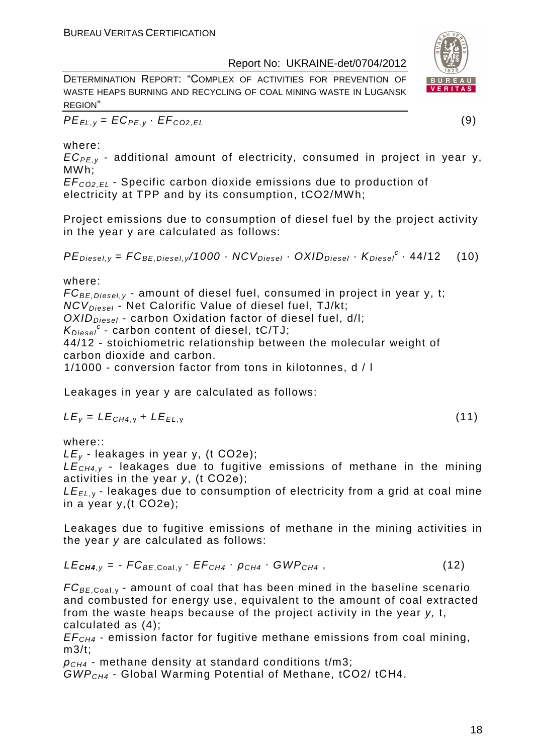$$PE_{EL,y} = EC_{PE,y} \cdot EF_{CO2,EL} \tag{9}$$

where:

$EC_{PE,y}$ - additional amount of electricity, consumed in project in year y, MWh;

$EF_{CO2,EL}$ - Specific carbon dioxide emissions due to production of electricity at TPP and by its consumption, tCO2/MWh;

Project emissions due to consumption of diesel fuel by the project activity in the year y are calculated as follows:

$$PE_{Diesel,y} = FC_{BE,Diesel,y}/1000 \cdot NCV_{Diesel} \cdot OXID_{Diesel} \cdot K_{Diesel}^{c} \cdot 44/12 \tag{10}$$

where:

$FC_{BE,Diesel,y}$ - amount of diesel fuel, consumed in project in year y, t;

$NCV_{Diesel}$ - Net Calorific Value of diesel fuel, TJ/kt;

$OXID_{Diesel}$ - carbon Oxidation factor of diesel fuel, d/l;

$K_{Diesel}^{c}$ - carbon content of diesel, tC/TJ;

44/12 - stoichiometric relationship between the molecular weight of carbon dioxide and carbon.

1/1000 - conversion factor from tons in kilotonnes, d / l

Leakages in year y are calculated as follows:

$$LE_{y} = LE_{CH4,y} + LE_{EL,y} \tag{11}$$

where::

$LE_{y}$ - leakages in year y, (t CO2e);

$LE_{CH4,y}$ - leakages due to fugitive emissions of methane in the mining activities in the year *y*, (t CO2e);

$LE_{EL,y}$ - leakages due to consumption of electricity from a grid at coal mine in a year y,(t CO2e);

Leakages due to fugitive emissions of methane in the mining activities in the year *y* are calculated as follows:

$$LE_{CH4,y} = - FC_{BE,Coal,y} \cdot EF_{CH4} \cdot \rho_{CH4} \cdot GWP_{CH4} \,, \tag{12}$$

$FC_{BE,Coal,y}$ - amount of coal that has been mined in the baseline scenario and combusted for energy use, equivalent to the amount of coal extracted from the waste heaps because of the project activity in the year *y,* t, calculated as (4);

$EF_{CH4}$ - emission factor for fugitive methane emissions from coal mining, m3/t;

$\rho_{CH4}$ - methane density at standard conditions t/m3;

$GWP_{CH4}$ - Global Warming Potential of Methane, tCO2/ tCH4.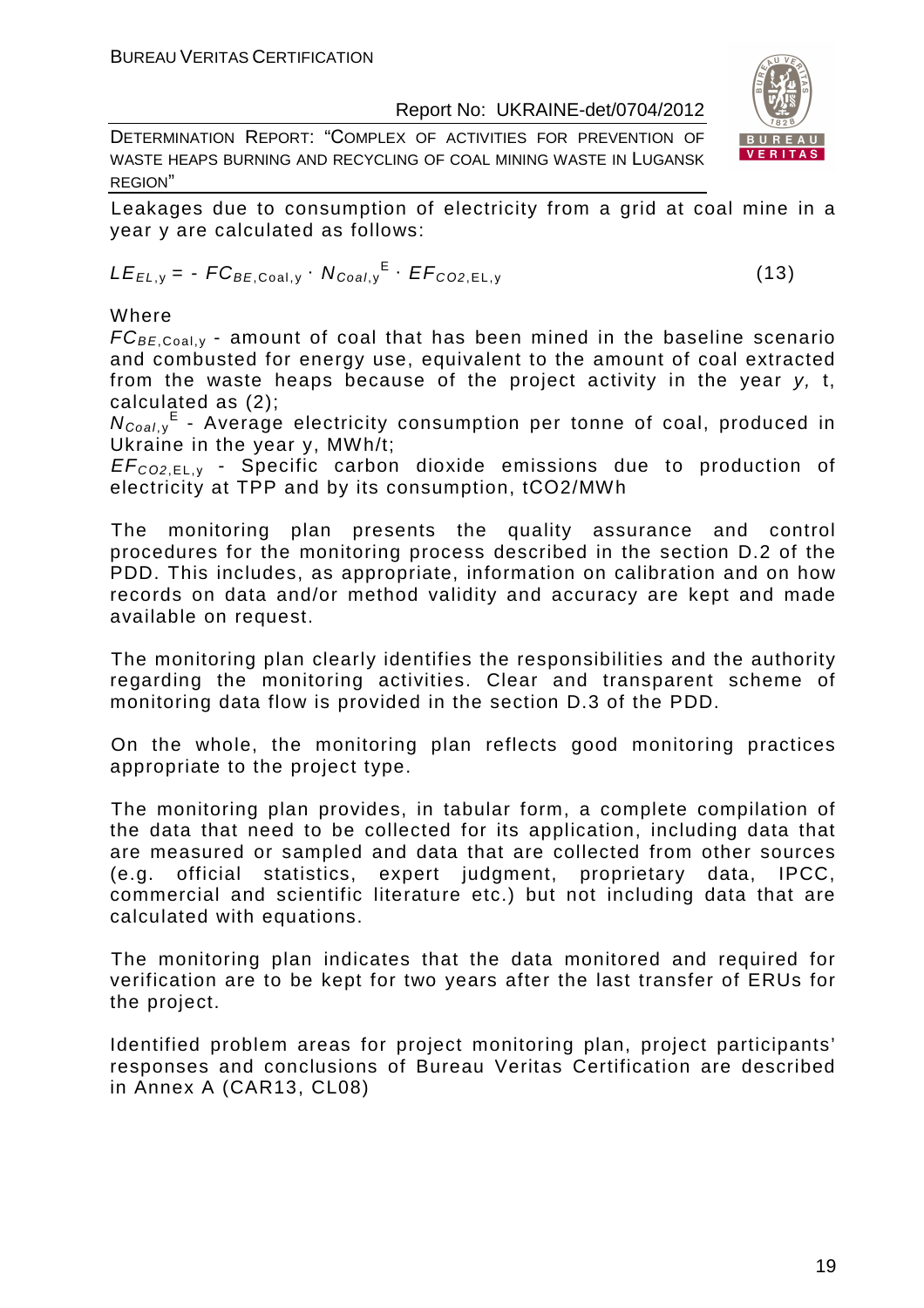Leakages due to consumption of electricity from a grid at coal mine in a year y are calculated as follows:

$$LE_{EL,y} = - FC_{BE,\text{Coal},y} \cdot N_{Coal,y}^{E} \cdot EF_{CO2,\text{EL},y} \qquad (13)$$

Where

$FC_{BE,\text{Coal},y}$ - amount of coal that has been mined in the baseline scenario and combusted for energy use, equivalent to the amount of coal extracted from the waste heaps because of the project activity in the year *y,* t, calculated as (2);

$N_{Coal,y}^{E}$ - Average electricity consumption per tonne of coal, produced in Ukraine in the year y, MWh/t;

$EF_{CO2,\text{EL},y}$ - Specific carbon dioxide emissions due to production of electricity at TPP and by its consumption, tCO2/MWh

The monitoring plan presents the quality assurance and control procedures for the monitoring process described in the section D.2 of the PDD. This includes, as appropriate, information on calibration and on how records on data and/or method validity and accuracy are kept and made available on request.

The monitoring plan clearly identifies the responsibilities and the authority regarding the monitoring activities. Clear and transparent scheme of monitoring data flow is provided in the section D.3 of the PDD.

On the whole, the monitoring plan reflects good monitoring practices appropriate to the project type.

The monitoring plan provides, in tabular form, a complete compilation of the data that need to be collected for its application, including data that are measured or sampled and data that are collected from other sources (e.g. official statistics, expert judgment, proprietary data, IPCC, commercial and scientific literature etc.) but not including data that are calculated with equations.

The monitoring plan indicates that the data monitored and required for verification are to be kept for two years after the last transfer of ERUs for the project.

Identified problem areas for project monitoring plan, project participants' responses and conclusions of Bureau Veritas Certification are described in Annex A (CAR13, CL08)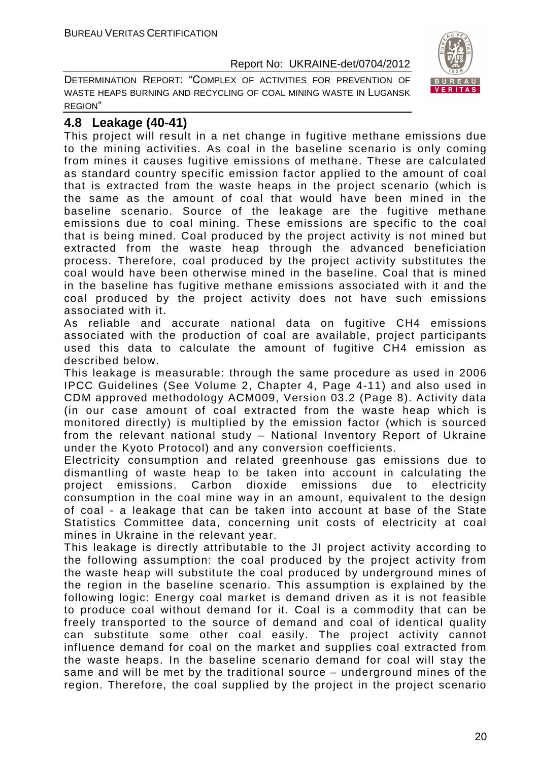## 4.8 Leakage (40-41)

This project will result in a net change in fugitive methane emissions due to the mining activities. As coal in the baseline scenario is only coming from mines it causes fugitive emissions of methane. These are calculated as standard country specific emission factor applied to the amount of coal that is extracted from the waste heaps in the project scenario (which is the same as the amount of coal that would have been mined in the baseline scenario. Source of the leakage are the fugitive methane emissions due to coal mining. These emissions are specific to the coal that is being mined. Coal produced by the project activity is not mined but extracted from the waste heap through the advanced beneficiation process. Therefore, coal produced by the project activity substitutes the coal would have been otherwise mined in the baseline. Coal that is mined in the baseline has fugitive methane emissions associated with it and the coal produced by the project activity does not have such emissions associated with it.

As reliable and accurate national data on fugitive $CH_4$ emissions associated with the production of coal are available, project participants used this data to calculate the amount of fugitive $CH_4$ emission as described below.

This leakage is measurable: through the same procedure as used in 2006 IPCC Guidelines (See Volume 2, Chapter 4, Page 4-11) and also used in CDM approved methodology ACM009, Version 03.2 (Page 8). Activity data (in our case amount of coal extracted from the waste heap which is monitored directly) is multiplied by the emission factor (which is sourced from the relevant national study – National Inventory Report of Ukraine under the Kyoto Protocol) and any conversion coefficients.

Electricity consumption and related greenhouse gas emissions due to dismantling of waste heap to be taken into account in calculating the project emissions. Carbon dioxide emissions due to electricity consumption in the coal mine way in an amount, equivalent to the design of coal - a leakage that can be taken into account at base of the State Statistics Committee data, concerning unit costs of electricity at coal mines in Ukraine in the relevant year.

This leakage is directly attributable to the JI project activity according to the following assumption: the coal produced by the project activity from the waste heap will substitute the coal produced by underground mines of the region in the baseline scenario. This assumption is explained by the following logic: Energy coal market is demand driven as it is not feasible to produce coal without demand for it. Coal is a commodity that can be freely transported to the source of demand and coal of identical quality can substitute some other coal easily. The project activity cannot influence demand for coal on the market and supplies coal extracted from the waste heaps. In the baseline scenario demand for coal will stay the same and will be met by the traditional source – underground mines of the region. Therefore, the coal supplied by the project in the project scenario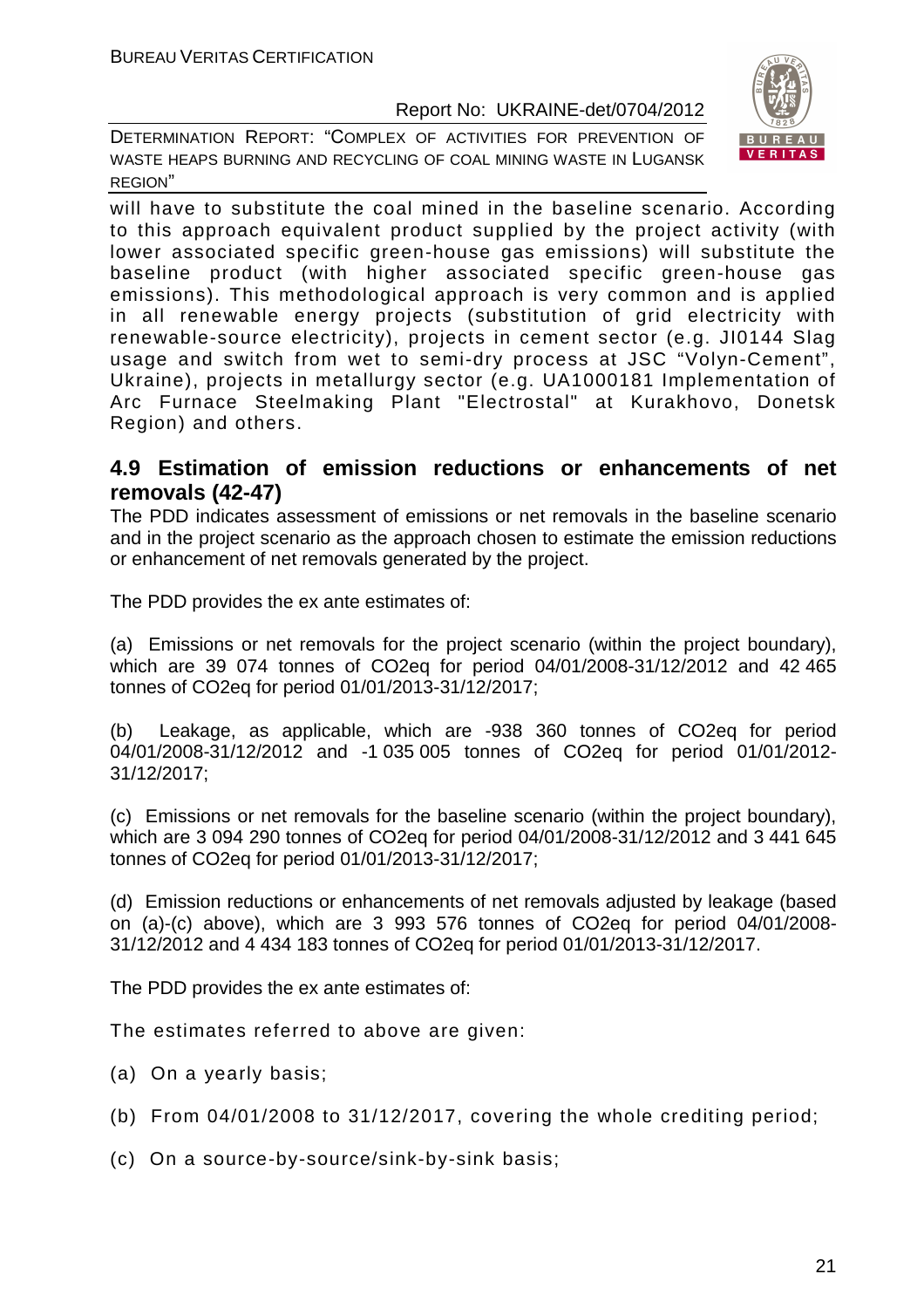will have to substitute the coal mined in the baseline scenario. According to this approach equivalent product supplied by the project activity (with lower associated specific green-house gas emissions) will substitute the baseline product (with higher associated specific green-house gas emissions). This methodological approach is very common and is applied in all renewable energy projects (substitution of grid electricity with renewable-source electricity), projects in cement sector (e.g. JI0144 Slag usage and switch from wet to semi-dry process at JSC "Volyn-Cement", Ukraine), projects in metallurgy sector (e.g. UA1000181 Implementation of Arc Furnace Steelmaking Plant "Electrostal" at Kurakhovo, Donetsk Region) and others.

## 4.9 Estimation of emission reductions or enhancements of net removals (42-47)

The PDD indicates assessment of emissions or net removals in the baseline scenario and in the project scenario as the approach chosen to estimate the emission reductions or enhancement of net removals generated by the project.

The PDD provides the ex ante estimates of:

(a) Emissions or net removals for the project scenario (within the project boundary), which are 39 074 tonnes of CO2eq for period 04/01/2008-31/12/2012 and 42 465 tonnes of CO2eq for period 01/01/2013-31/12/2017;

(b) Leakage, as applicable, which are -938 360 tonnes of CO2eq for period 04/01/2008-31/12/2012 and -1 035 005 tonnes of CO2eq for period 01/01/2012-31/12/2017;

(c) Emissions or net removals for the baseline scenario (within the project boundary), which are 3 094 290 tonnes of CO2eq for period 04/01/2008-31/12/2012 and 3 441 645 tonnes of CO2eq for period 01/01/2013-31/12/2017;

(d) Emission reductions or enhancements of net removals adjusted by leakage (based on (a)-(c) above), which are 3 993 576 tonnes of CO2eq for period 04/01/2008-31/12/2012 and 4 434 183 tonnes of CO2eq for period 01/01/2013-31/12/2017.

The PDD provides the ex ante estimates of:

The estimates referred to above are given:

(a) On a yearly basis;

(b) From 04/01/2008 to 31/12/2017, covering the whole crediting period;

(c) On a source-by-source/sink-by-sink basis;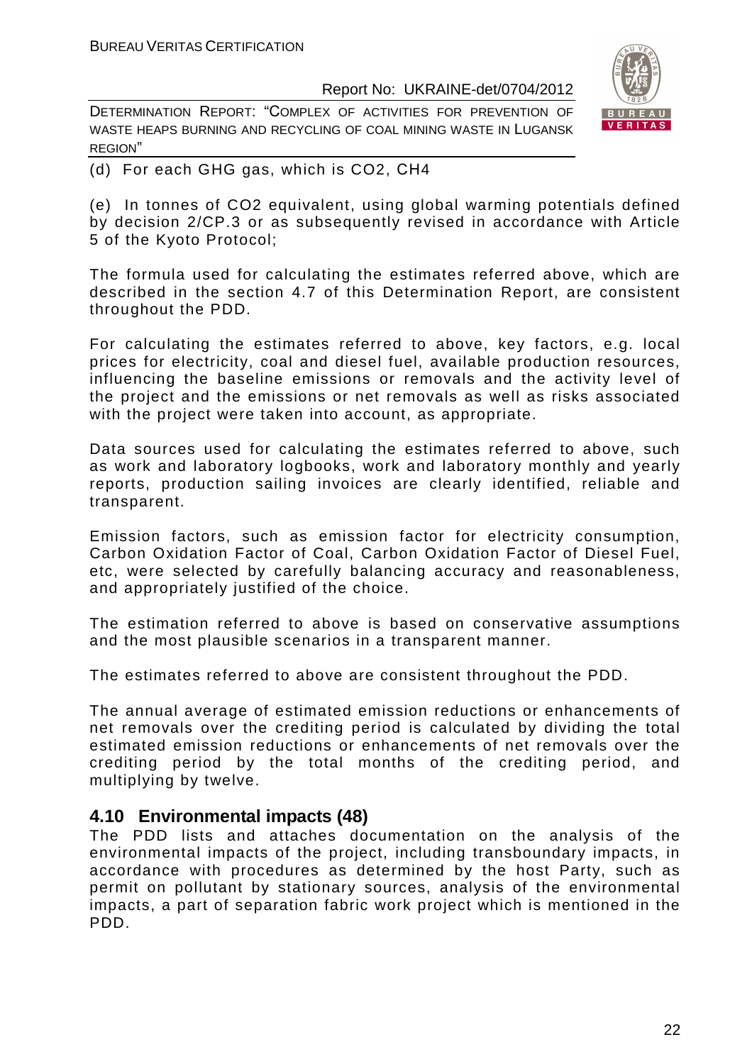(d) For each GHG gas, which is $CO_2$, $CH_4$

(e) In tonnes of $CO_2$ equivalent, using global warming potentials defined by decision 2/CP.3 or as subsequently revised in accordance with Article 5 of the Kyoto Protocol;

The formula used for calculating the estimates referred above, which are described in the section 4.7 of this Determination Report, are consistent throughout the PDD.

For calculating the estimates referred to above, key factors, e.g. local prices for electricity, coal and diesel fuel, available production resources, influencing the baseline emissions or removals and the activity level of the project and the emissions or net removals as well as risks associated with the project were taken into account, as appropriate.

Data sources used for calculating the estimates referred to above, such as work and laboratory logbooks, work and laboratory monthly and yearly reports, production sailing invoices are clearly identified, reliable and transparent.

Emission factors, such as emission factor for electricity consumption, Carbon Oxidation Factor of Coal, Carbon Oxidation Factor of Diesel Fuel, etc, were selected by carefully balancing accuracy and reasonableness, and appropriately justified of the choice.

The estimation referred to above is based on conservative assumptions and the most plausible scenarios in a transparent manner.

The estimates referred to above are consistent throughout the PDD.

The annual average of estimated emission reductions or enhancements of net removals over the crediting period is calculated by dividing the total estimated emission reductions or enhancements of net removals over the crediting period by the total months of the crediting period, and multiplying by twelve.

## 4.10 Environmental impacts (48)

The PDD lists and attaches documentation on the analysis of the environmental impacts of the project, including transboundary impacts, in accordance with procedures as determined by the host Party, such as permit on pollutant by stationary sources, analysis of the environmental impacts, a part of separation fabric work project which is mentioned in the PDD.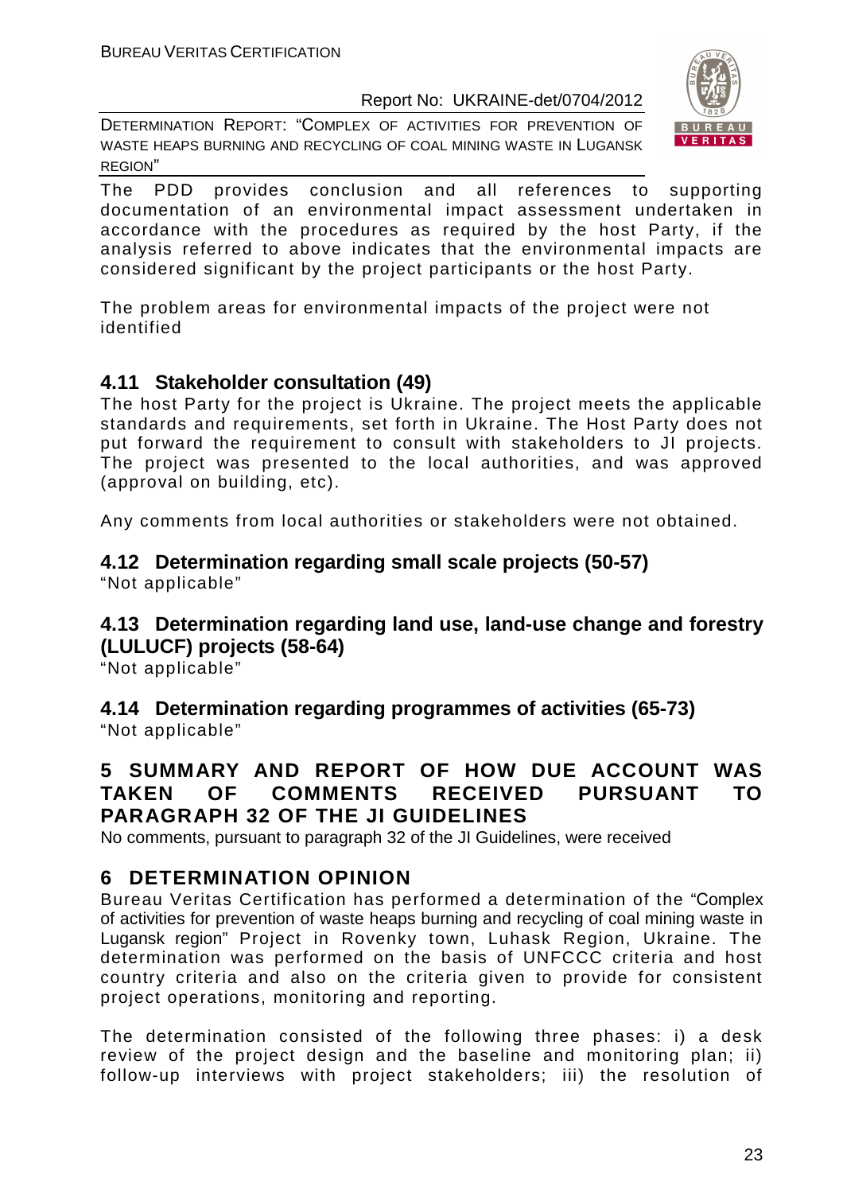The PDD provides conclusion and all references to supporting documentation of an environmental impact assessment undertaken in accordance with the procedures as required by the host Party, if the analysis referred to above indicates that the environmental impacts are considered significant by the project participants or the host Party.

The problem areas for environmental impacts of the project were not identified

## 4.11 Stakeholder consultation (49)

The host Party for the project is Ukraine. The project meets the applicable standards and requirements, set forth in Ukraine. The Host Party does not put forward the requirement to consult with stakeholders to JI projects. The project was presented to the local authorities, and was approved (approval on building, etc).

Any comments from local authorities or stakeholders were not obtained.

## 4.12 Determination regarding small scale projects (50-57)

"Not applicable"

## 4.13 Determination regarding land use, land-use change and forestry (LULUCF) projects (58-64)

"Not applicable"

## 4.14 Determination regarding programmes of activities (65-73)

"Not applicable"

# 5 SUMMARY AND REPORT OF HOW DUE ACCOUNT WAS TAKEN OF COMMENTS RECEIVED PURSUANT TO PARAGRAPH 32 OF THE JI GUIDELINES

No comments, pursuant to paragraph 32 of the JI Guidelines, were received

# 6 DETERMINATION OPINION

Bureau Veritas Certification has performed a determination of the "Complex of activities for prevention of waste heaps burning and recycling of coal mining waste in Lugansk region" Project in Rovenky town, Luhask Region, Ukraine. The determination was performed on the basis of UNFCCC criteria and host country criteria and also on the criteria given to provide for consistent project operations, monitoring and reporting.

The determination consisted of the following three phases: i) a desk review of the project design and the baseline and monitoring plan; ii) follow-up interviews with project stakeholders; iii) the resolution of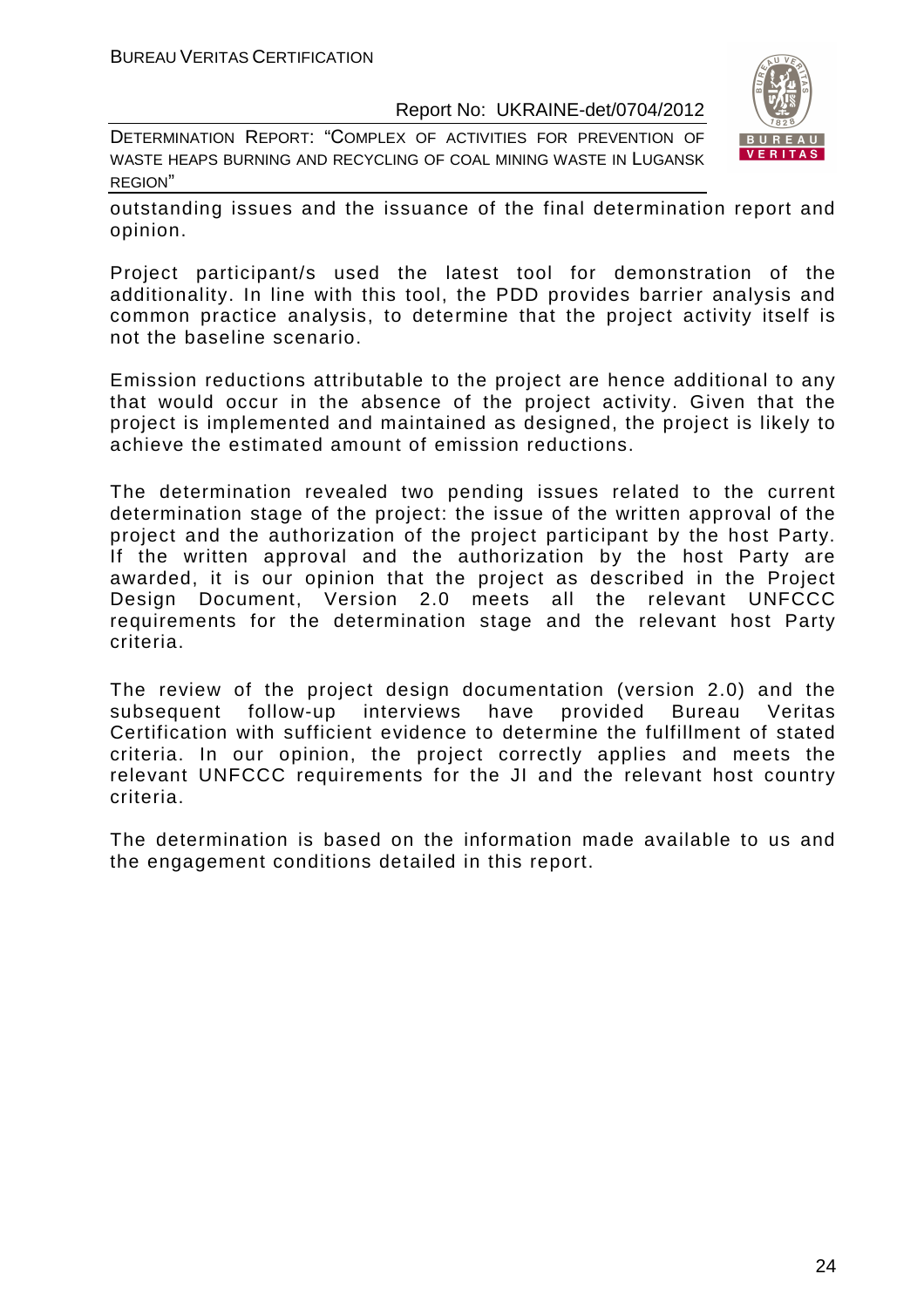outstanding issues and the issuance of the final determination report and opinion.

Project participant/s used the latest tool for demonstration of the additionality. In line with this tool, the PDD provides barrier analysis and common practice analysis, to determine that the project activity itself is not the baseline scenario.

Emission reductions attributable to the project are hence additional to any that would occur in the absence of the project activity. Given that the project is implemented and maintained as designed, the project is likely to achieve the estimated amount of emission reductions.

The determination revealed two pending issues related to the current determination stage of the project: the issue of the written approval of the project and the authorization of the project participant by the host Party. If the written approval and the authorization by the host Party are awarded, it is our opinion that the project as described in the Project Design Document, Version 2.0 meets all the relevant UNFCCC requirements for the determination stage and the relevant host Party criteria.

The review of the project design documentation (version 2.0) and the subsequent follow-up interviews have provided Bureau Veritas Certification with sufficient evidence to determine the fulfillment of stated criteria. In our opinion, the project correctly applies and meets the relevant UNFCCC requirements for the JI and the relevant host country criteria.

The determination is based on the information made available to us and the engagement conditions detailed in this report.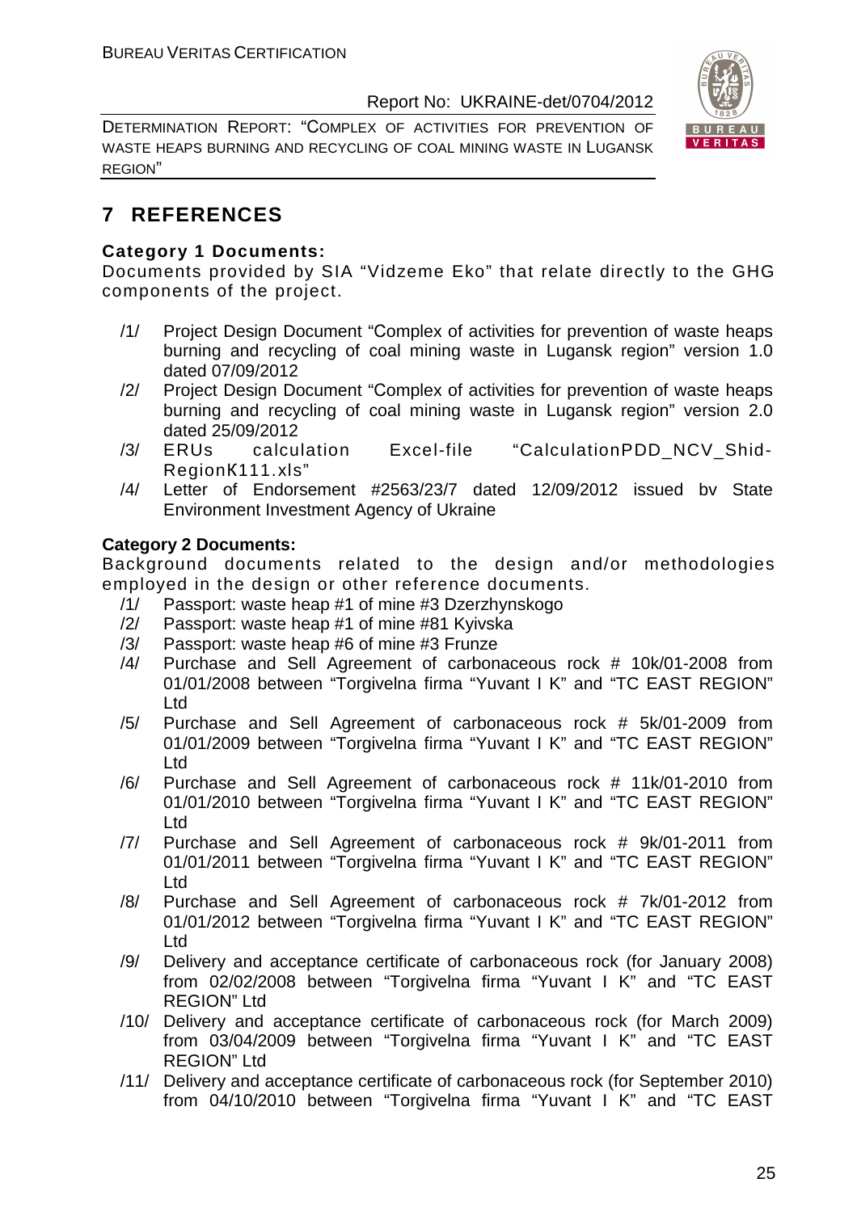## 7 REFERENCES

**Category 1 Documents:**

Documents provided by SIA "Vidzeme Eko" that relate directly to the GHG components of the project.

/1/ Project Design Document "Complex of activities for prevention of waste heaps burning and recycling of coal mining waste in Lugansk region" version 1.0 dated 07/09/2012

/2/ Project Design Document "Complex of activities for prevention of waste heaps burning and recycling of coal mining waste in Lugansk region" version 2.0 dated 25/09/2012

/3/ ERUs calculation Excel-file "CalculationPDD_NCV_Shid-RegionK111.xls"

/4/ Letter of Endorsement #2563/23/7 dated 12/09/2012 issued bv State Environment Investment Agency of Ukraine

**Category 2 Documents:**

Background documents related to the design and/or methodologies employed in the design or other reference documents.

/1/ Passport: waste heap #1 of mine #3 Dzerzhynskogo

/2/ Passport: waste heap #1 of mine #81 Kyivska

/3/ Passport: waste heap #6 of mine #3 Frunze

/4/ Purchase and Sell Agreement of carbonaceous rock # 10k/01-2008 from 01/01/2008 between "Torgivelna firma "Yuvant I K" and "TC EAST REGION" Ltd

/5/ Purchase and Sell Agreement of carbonaceous rock # 5k/01-2009 from 01/01/2009 between "Torgivelna firma "Yuvant I K" and "TC EAST REGION" Ltd

/6/ Purchase and Sell Agreement of carbonaceous rock # 11k/01-2010 from 01/01/2010 between "Torgivelna firma "Yuvant I K" and "TC EAST REGION" Ltd

/7/ Purchase and Sell Agreement of carbonaceous rock # 9k/01-2011 from 01/01/2011 between "Torgivelna firma "Yuvant I K" and "TC EAST REGION" Ltd

/8/ Purchase and Sell Agreement of carbonaceous rock # 7k/01-2012 from 01/01/2012 between "Torgivelna firma "Yuvant I K" and "TC EAST REGION" Ltd

/9/ Delivery and acceptance certificate of carbonaceous rock (for January 2008) from 02/02/2008 between "Torgivelna firma "Yuvant I K" and "TC EAST REGION" Ltd

/10/ Delivery and acceptance certificate of carbonaceous rock (for March 2009) from 03/04/2009 between "Torgivelna firma "Yuvant I K" and "TC EAST REGION" Ltd

/11/ Delivery and acceptance certificate of carbonaceous rock (for September 2010) from 04/10/2010 between "Torgivelna firma "Yuvant I K" and "TC EAST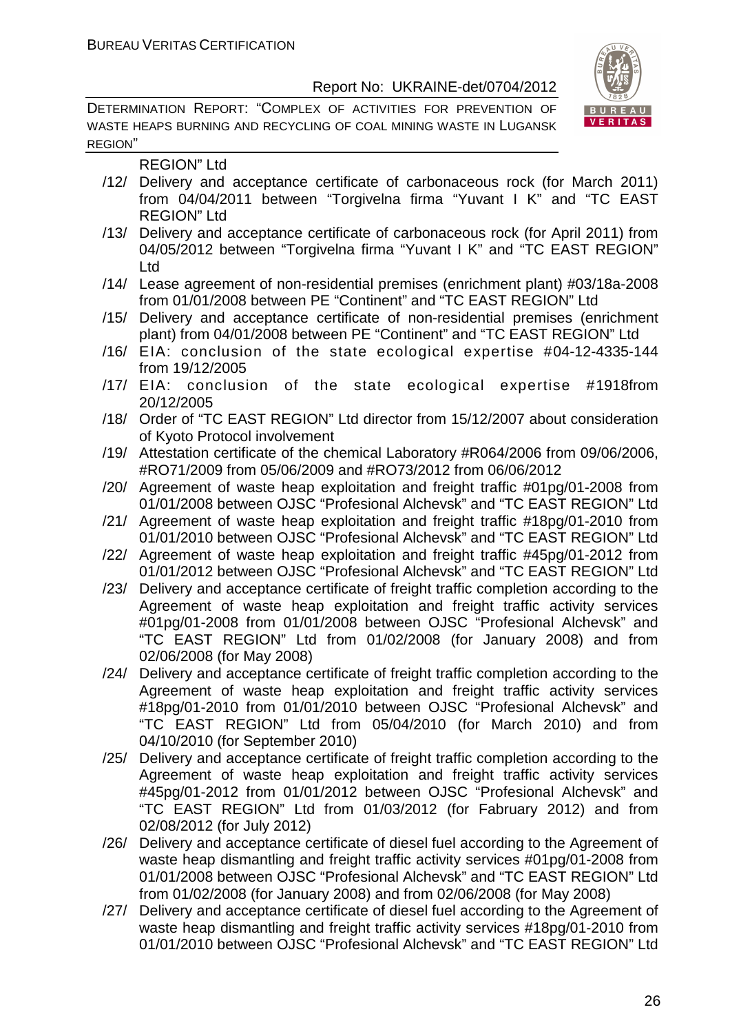REGION" Ltd

/12/ Delivery and acceptance certificate of carbonaceous rock (for March 2011) from 04/04/2011 between "Torgivelna firma "Yuvant I K" and "TC EAST REGION" Ltd

/13/ Delivery and acceptance certificate of carbonaceous rock (for April 2011) from 04/05/2012 between "Torgivelna firma "Yuvant I K" and "TC EAST REGION" Ltd

/14/ Lease agreement of non-residential premises (enrichment plant) #03/18a-2008 from 01/01/2008 between PE "Continent" and "TC EAST REGION" Ltd

/15/ Delivery and acceptance certificate of non-residential premises (enrichment plant) from 04/01/2008 between PE "Continent" and "TC EAST REGION" Ltd

/16/ EIA: conclusion of the state ecological expertise #04-12-4335-144 from 19/12/2005

/17/ EIA: conclusion of the state ecological expertise #1918from 20/12/2005

/18/ Order of "TC EAST REGION" Ltd director from 15/12/2007 about consideration of Kyoto Protocol involvement

/19/ Attestation certificate of the chemical Laboratory #R064/2006 from 09/06/2006, #RO71/2009 from 05/06/2009 and #RO73/2012 from 06/06/2012

/20/ Agreement of waste heap exploitation and freight traffic #01pg/01-2008 from 01/01/2008 between OJSC "Profesional Alchevsk" and "TC EAST REGION" Ltd

/21/ Agreement of waste heap exploitation and freight traffic #18pg/01-2010 from 01/01/2010 between OJSC "Profesional Alchevsk" and "TC EAST REGION" Ltd

/22/ Agreement of waste heap exploitation and freight traffic #45pg/01-2012 from 01/01/2012 between OJSC "Profesional Alchevsk" and "TC EAST REGION" Ltd

/23/ Delivery and acceptance certificate of freight traffic completion according to the Agreement of waste heap exploitation and freight traffic activity services #01pg/01-2008 from 01/01/2008 between OJSC "Profesional Alchevsk" and "TC EAST REGION" Ltd from 01/02/2008 (for January 2008) and from 02/06/2008 (for May 2008)

/24/ Delivery and acceptance certificate of freight traffic completion according to the Agreement of waste heap exploitation and freight traffic activity services #18pg/01-2010 from 01/01/2010 between OJSC "Profesional Alchevsk" and "TC EAST REGION" Ltd from 05/04/2010 (for March 2010) and from 04/10/2010 (for September 2010)

/25/ Delivery and acceptance certificate of freight traffic completion according to the Agreement of waste heap exploitation and freight traffic activity services #45pg/01-2012 from 01/01/2012 between OJSC "Profesional Alchevsk" and "TC EAST REGION" Ltd from 01/03/2012 (for Fabruary 2012) and from 02/08/2012 (for July 2012)

/26/ Delivery and acceptance certificate of diesel fuel according to the Agreement of waste heap dismantling and freight traffic activity services #01pg/01-2008 from 01/01/2008 between OJSC "Profesional Alchevsk" and "TC EAST REGION" Ltd from 01/02/2008 (for January 2008) and from 02/06/2008 (for May 2008)

/27/ Delivery and acceptance certificate of diesel fuel according to the Agreement of waste heap dismantling and freight traffic activity services #18pg/01-2010 from 01/01/2010 between OJSC "Profesional Alchevsk" and "TC EAST REGION" Ltd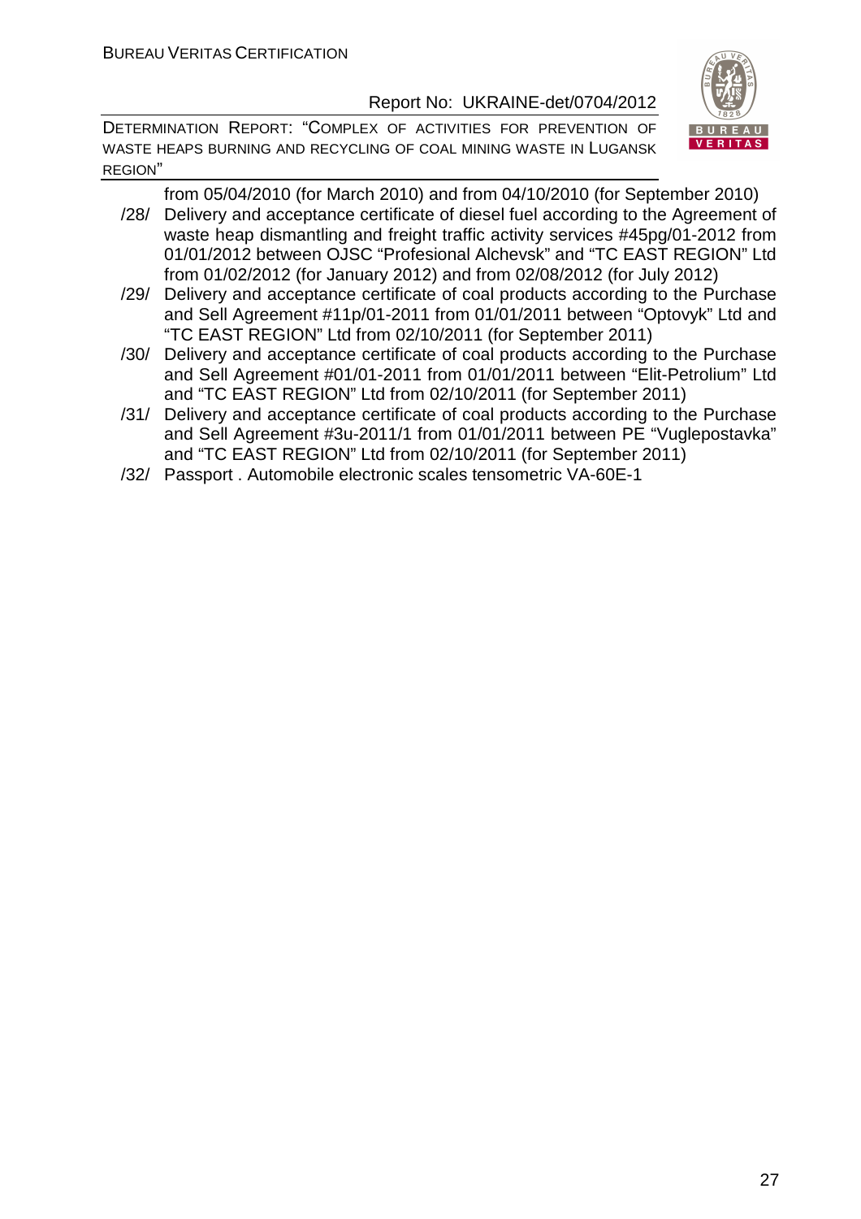from 05/04/2010 (for March 2010) and from 04/10/2010 (for September 2010)

/28/ Delivery and acceptance certificate of diesel fuel according to the Agreement of waste heap dismantling and freight traffic activity services #45pg/01-2012 from 01/01/2012 between OJSC "Profesional Alchevsk" and "TC EAST REGION" Ltd from 01/02/2012 (for January 2012) and from 02/08/2012 (for July 2012)

/29/ Delivery and acceptance certificate of coal products according to the Purchase and Sell Agreement #11p/01-2011 from 01/01/2011 between "Optovyk" Ltd and "TC EAST REGION" Ltd from 02/10/2011 (for September 2011)

/30/ Delivery and acceptance certificate of coal products according to the Purchase and Sell Agreement #01/01-2011 from 01/01/2011 between "Elit-Petrolium" Ltd and "TC EAST REGION" Ltd from 02/10/2011 (for September 2011)

/31/ Delivery and acceptance certificate of coal products according to the Purchase and Sell Agreement #3u-2011/1 from 01/01/2011 between PE "Vuglepostavka" and "TC EAST REGION" Ltd from 02/10/2011 (for September 2011)

/32/ Passport . Automobile electronic scales tensometric VA-60E-1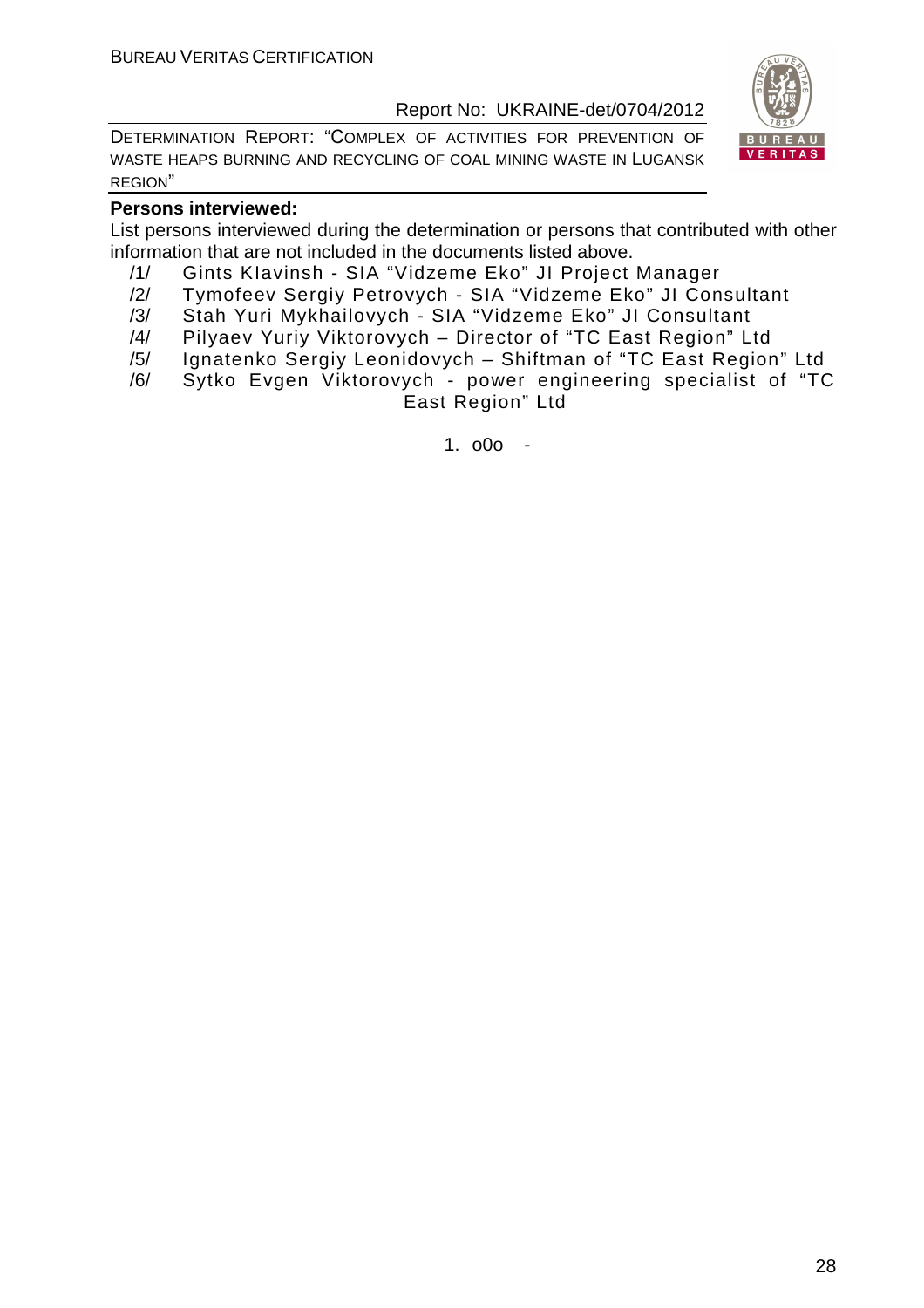**Persons interviewed:**

List persons interviewed during the determination or persons that contributed with other information that are not included in the documents listed above.

/1/ Gints Klavinsh - SIA "Vidzeme Eko" JI Project Manager

/2/ Tymofeev Sergiy Petrovych - SIA "Vidzeme Eko" JI Consultant

/3/ Stah Yuri Mykhailovych - SIA "Vidzeme Eko" JI Consultant

/4/ Pilyaev Yuriy Viktorovych – Director of "TC East Region" Ltd

/5/ Ignatenko Sergiy Leonidovych – Shiftman of "TC East Region" Ltd

/6/ Sytko Evgen Viktorovych - power engineering specialist of "TC East Region" Ltd

1. o0o -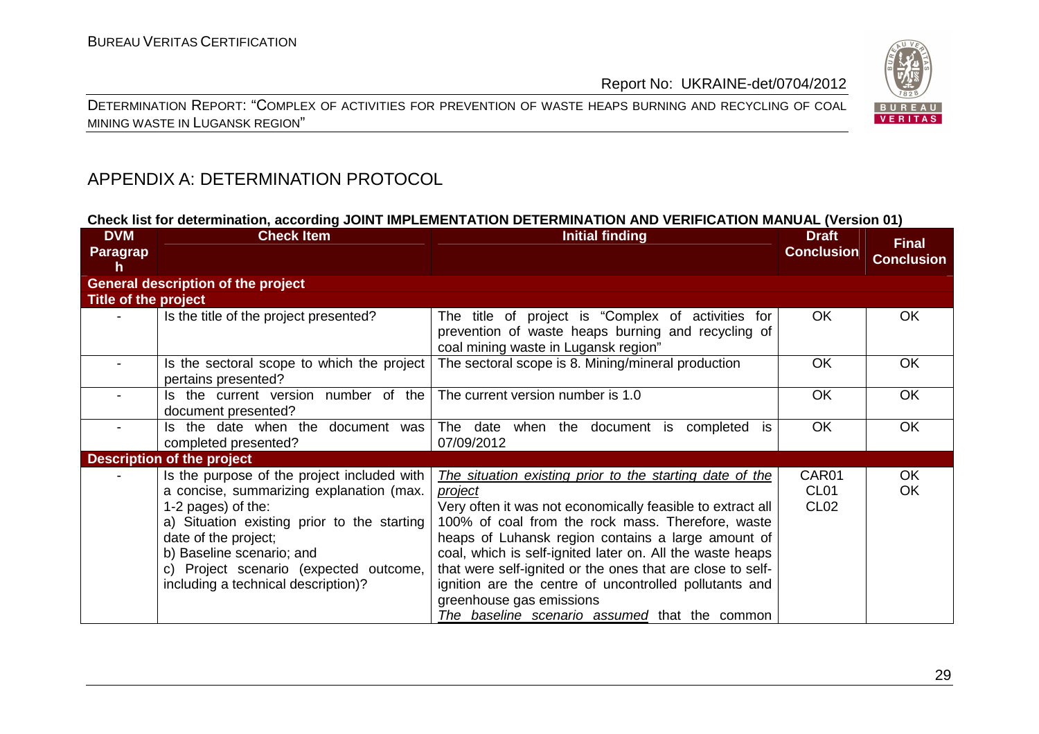# APPENDIX A: DETERMINATION PROTOCOL

**Check list for determination, according JOINT IMPLEMENTATION DETERMINATION AND VERIFICATION MANUAL (Version 01)**

| DVM Paragraph | Check Item | Initial finding | Draft Conclusion | Final Conclusion |
|---|---|---|---|---|
| **General description of the project** | | | | |
| **Title of the project** | | | | |
| - | Is the title of the project presented? | The title of project is "Complex of activities for prevention of waste heaps burning and recycling of coal mining waste in Lugansk region" | OK | OK |
| - | Is the sectoral scope to which the project pertains presented? | The sectoral scope is 8. Mining/mineral production | OK | OK |
| - | Is the current version number of the document presented? | The current version number is 1.0 | OK | OK |
| - | Is the date when the document was completed presented? | The date when the document is completed is 07/09/2012 | OK | OK |
| **Description of the project** | | | | |
| - | Is the purpose of the project included with a concise, summarizing explanation (max. 1-2 pages) of the:<br>a) Situation existing prior to the starting date of the project;<br>b) Baseline scenario; and<br>c) Project scenario (expected outcome, including a technical description)? | _The situation existing prior to the starting date of the project_<br>Very often it was not economically feasible to extract all 100% of coal from the rock mass. Therefore, waste heaps of Luhansk region contains a large amount of coal, which is self-ignited later on. All the waste heaps that were self-ignited or the ones that are close to self-ignition are the centre of uncontrolled pollutants and greenhouse gas emissions<br>_The baseline scenario assumed_ that the common | CAR01<br>CL01<br>CL02 | OK<br>OK |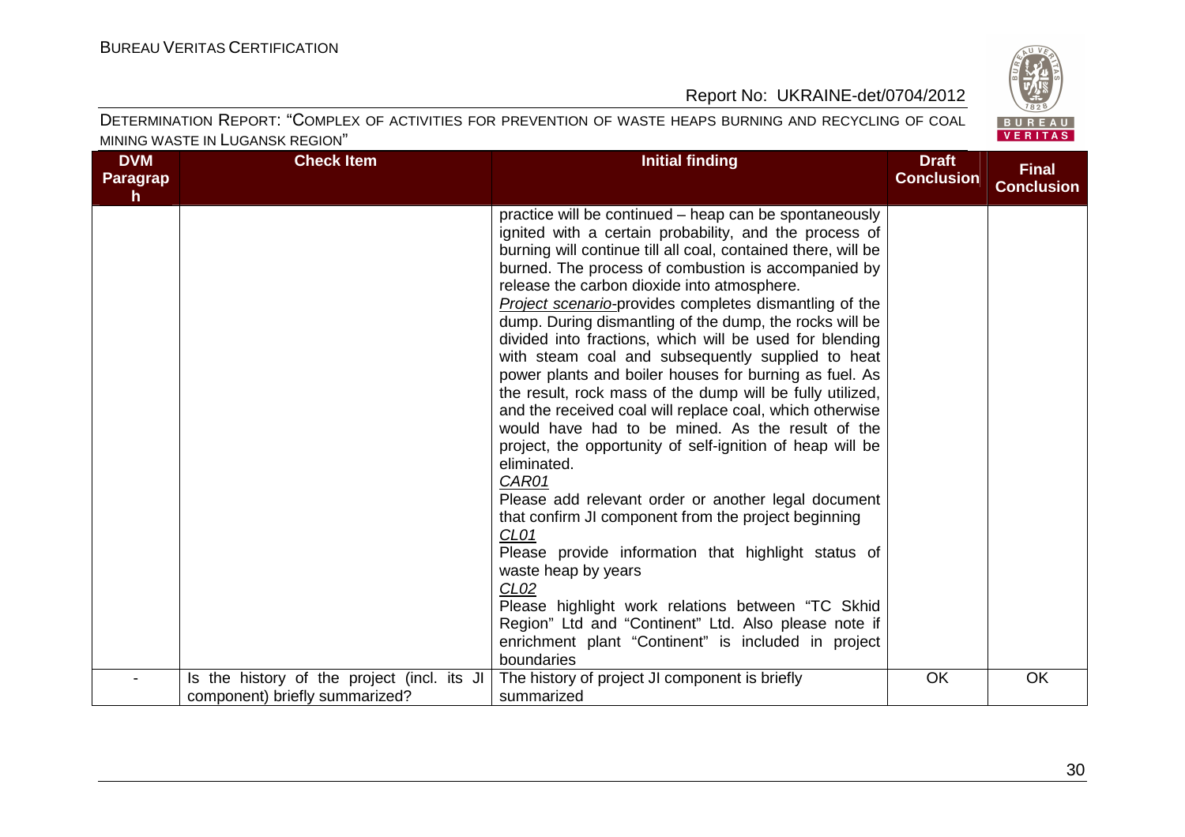| DVM Paragraph | Check Item | Initial finding | Draft Conclusion | Final Conclusion |
|---|---|---|---|---|
| | | practice will be continued – heap can be spontaneously ignited with a certain probability, and the process of burning will continue till all coal, contained there, will be burned. The process of combustion is accompanied by release the carbon dioxide into atmosphere.<br>*Project scenario*-provides completes dismantling of the dump. During dismantling of the dump, the rocks will be divided into fractions, which will be used for blending with steam coal and subsequently supplied to heat power plants and boiler houses for burning as fuel. As the result, rock mass of the dump will be fully utilized, and the received coal will replace coal, which otherwise would have had to be mined. As the result of the project, the opportunity of self-ignition of heap will be eliminated.<br>*CAR01*<br>Please add relevant order or another legal document that confirm JI component from the project beginning<br>*CL01*<br>Please provide information that highlight status of waste heap by years<br>*CL02*<br>Please highlight work relations between "TC Skhid Region" Ltd and "Continent" Ltd. Also please note if enrichment plant "Continent" is included in project boundaries | | |
| - | Is the history of the project (incl. its JI component) briefly summarized? | The history of project JI component is briefly summarized | OK | OK |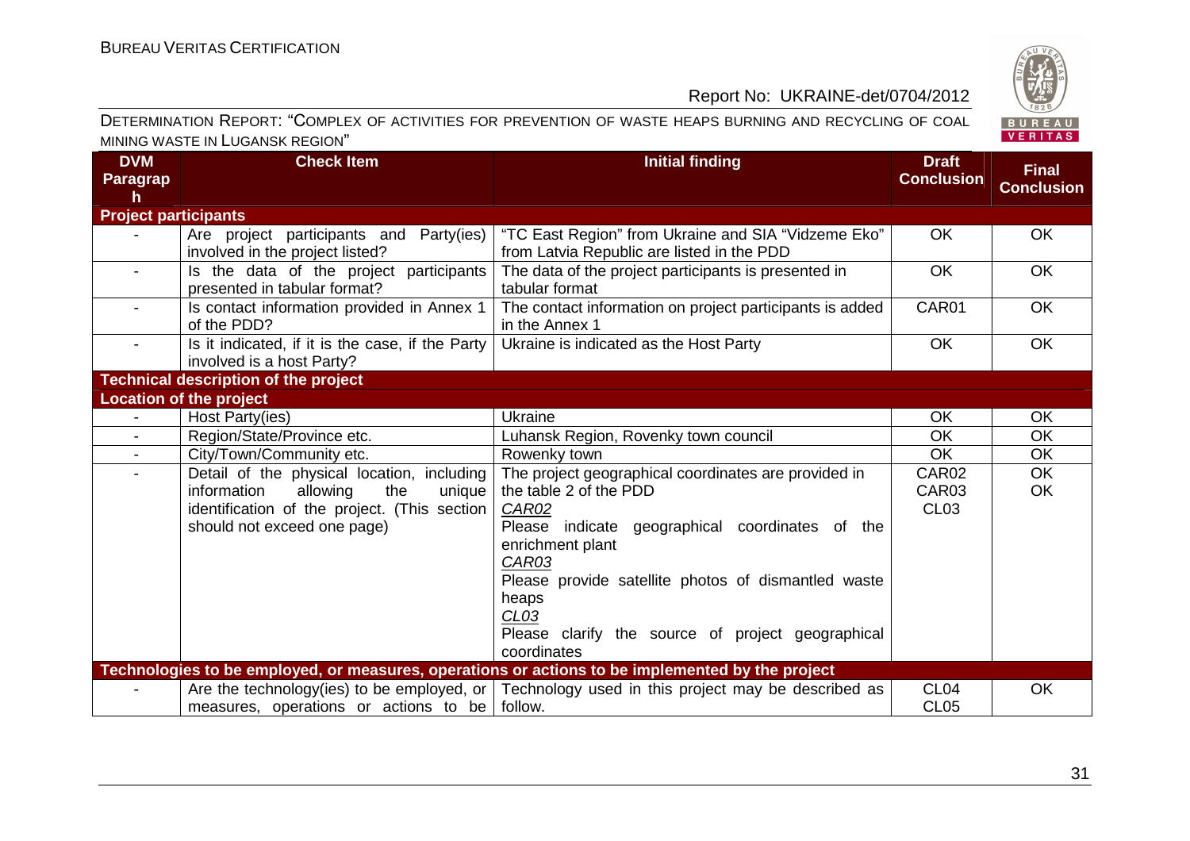| DVM Paragraph | Check Item | Initial finding | Draft Conclusion | Final Conclusion |
|---|---|---|---|---|
| **Project participants** | | | | |
| - | Are project participants and Party(ies) involved in the project listed? | "TC East Region" from Ukraine and SIA "Vidzeme Eko" from Latvia Republic are listed in the PDD | OK | OK |
| - | Is the data of the project participants presented in tabular format? | The data of the project participants is presented in tabular format | OK | OK |
| - | Is contact information provided in Annex 1 of the PDD? | The contact information on project participants is added in the Annex 1 | CAR01 | OK |
| - | Is it indicated, if it is the case, if the Party involved is a host Party? | Ukraine is indicated as the Host Party | OK | OK |
| **Technical description of the project** | | | | |
| **Location of the project** | | | | |
| - | Host Party(ies) | Ukraine | OK | OK |
| - | Region/State/Province etc. | Luhansk Region, Rovenky town council | OK | OK |
| - | City/Town/Community etc. | Rowenky town | OK | OK |
| - | Detail of the physical location, including information allowing the unique identification of the project. (This section should not exceed one page) | The project geographical coordinates are provided in the table 2 of the PDD<br>*CAR02*<br>Please indicate geographical coordinates of the enrichment plant<br>*CAR03*<br>Please provide satellite photos of dismantled waste heaps<br>*CL03*<br>Please clarify the source of project geographical coordinates | CAR02<br>CAR03<br>CL03 | OK<br>OK |
| **Technologies to be employed, or measures, operations or actions to be implemented by the project** | | | | |
| - | Are the technology(ies) to be employed, or measures, operations or actions to be | Technology used in this project may be described as follow. | CL04<br>CL05 | OK |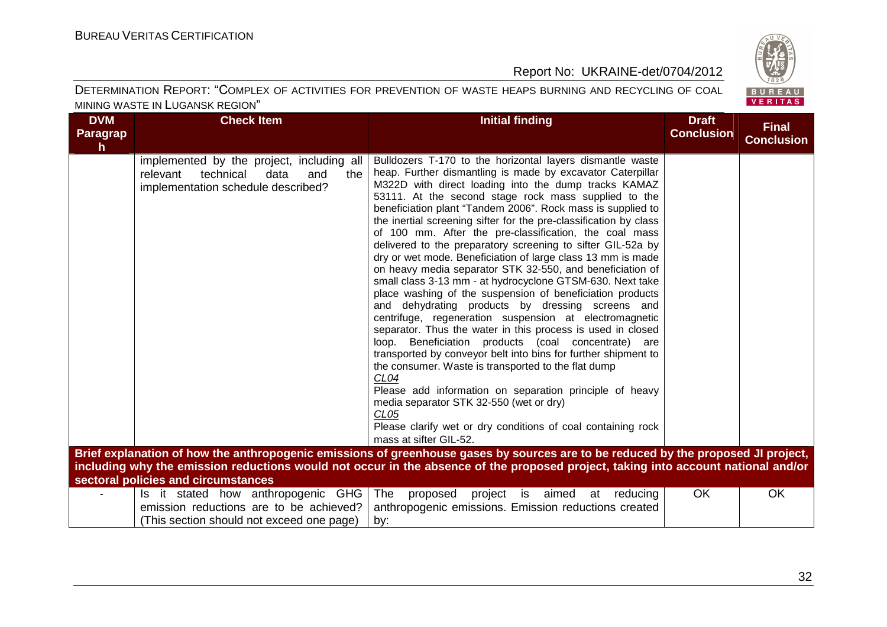| DVM Paragraph | Check Item | Initial finding | Draft Conclusion | Final Conclusion |
|---|---|---|---|---|
| | implemented by the project, including all relevant technical data and the implementation schedule described? | Bulldozers T-170 to the horizontal layers dismantle waste heap. Further dismantling is made by excavator Caterpillar M322D with direct loading into the dump tracks KAMAZ 53111. At the second stage rock mass supplied to the beneficiation plant "Tandem 2006". Rock mass is supplied to the inertial screening sifter for the pre-classification by class of 100 mm. After the pre-classification, the coal mass delivered to the preparatory screening to sifter GIL-52a by dry or wet mode. Beneficiation of large class 13 mm is made on heavy media separator STK 32-550, and beneficiation of small class 3-13 mm - at hydrocyclone GTSM-630. Next take place washing of the suspension of beneficiation products and dehydrating products by dressing screens and centrifuge, regeneration suspension at electromagnetic separator. Thus the water in this process is used in closed loop. Beneficiation products (coal concentrate) are transported by conveyor belt into bins for further shipment to the consumer. Waste is transported to the flat dump<br>*CL04*<br>Please add information on separation principle of heavy media separator STK 32-550 (wet or dry)<br>*CL05*<br>Please clarify wet or dry conditions of coal containing rock mass at sifter GIL-52. | | |
| **Brief explanation of how the anthropogenic emissions of greenhouse gases by sources are to be reduced by the proposed JI project, including why the emission reductions would not occur in the absence of the proposed project, taking into account national and/or sectoral policies and circumstances** | | | | |
| - | Is it stated how anthropogenic GHG emission reductions are to be achieved? (This section should not exceed one page) | The proposed project is aimed at reducing anthropogenic emissions. Emission reductions created by: | OK | OK |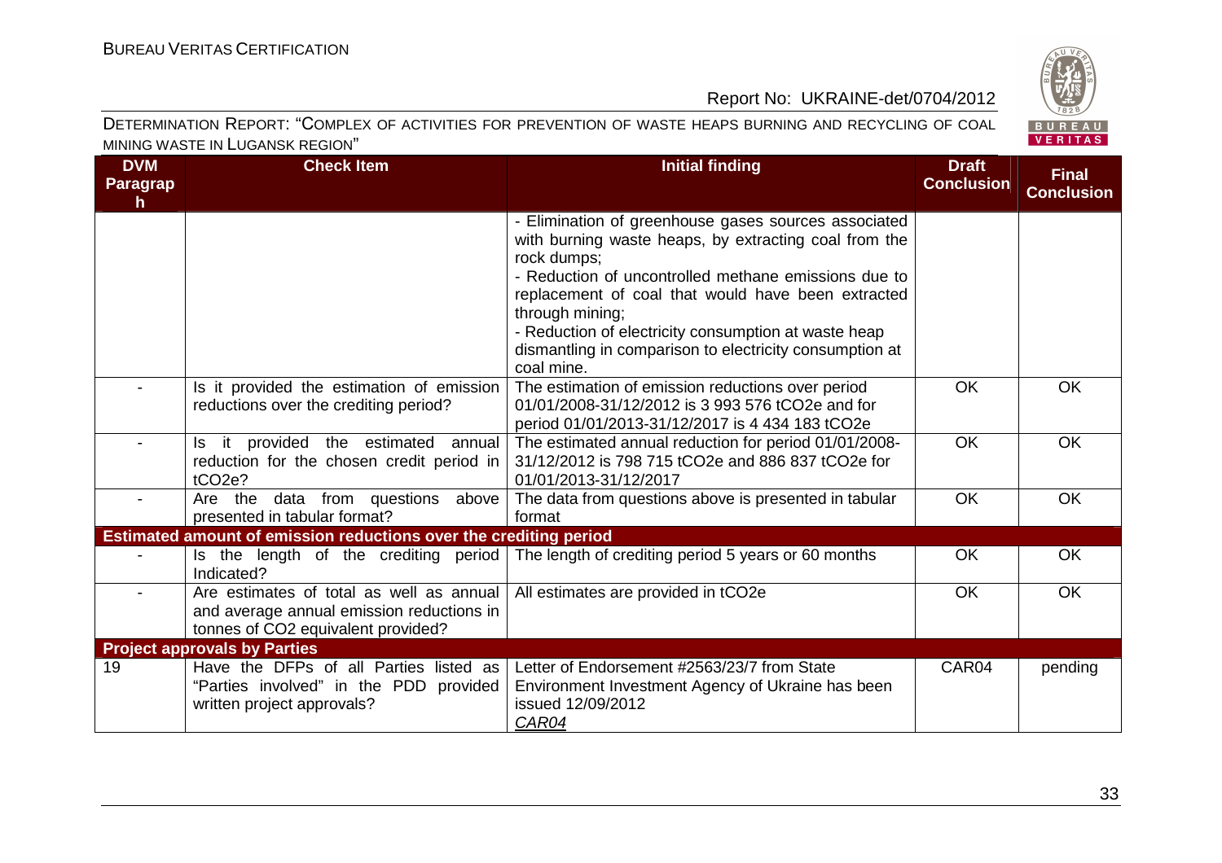| DVM Paragraph | Check Item | Initial finding | Draft Conclusion | Final Conclusion |
|---|---|---|---|---|
| | | - Elimination of greenhouse gases sources associated with burning waste heaps, by extracting coal from the rock dumps;<br>- Reduction of uncontrolled methane emissions due to replacement of coal that would have been extracted through mining;<br>- Reduction of electricity consumption at waste heap dismantling in comparison to electricity consumption at coal mine. | | |
| - | Is it provided the estimation of emission reductions over the crediting period? | The estimation of emission reductions over period 01/01/2008-31/12/2012 is 3 993 576 tCO2e and for period 01/01/2013-31/12/2017 is 4 434 183 tCO2e | OK | OK |
| - | Is it provided the estimated annual reduction for the chosen credit period in tCO2e? | The estimated annual reduction for period 01/01/2008-31/12/2012 is 798 715 tCO2e and 886 837 tCO2e for 01/01/2013-31/12/2017 | OK | OK |
| - | Are the data from questions above presented in tabular format? | The data from questions above is presented in tabular format | OK | OK |
| **Estimated amount of emission reductions over the crediting period** | | | | |
| - | Is the length of the crediting period Indicated? | The length of crediting period 5 years or 60 months | OK | OK |
| - | Are estimates of total as well as annual and average annual emission reductions in tonnes of CO2 equivalent provided? | All estimates are provided in tCO2e | OK | OK |
| **Project approvals by Parties** | | | | |
| 19 | Have the DFPs of all Parties listed as "Parties involved" in the PDD provided written project approvals? | Letter of Endorsement #2563/23/7 from State Environment Investment Agency of Ukraine has been issued 12/09/2012<br>CAR04 | CAR04 | pending |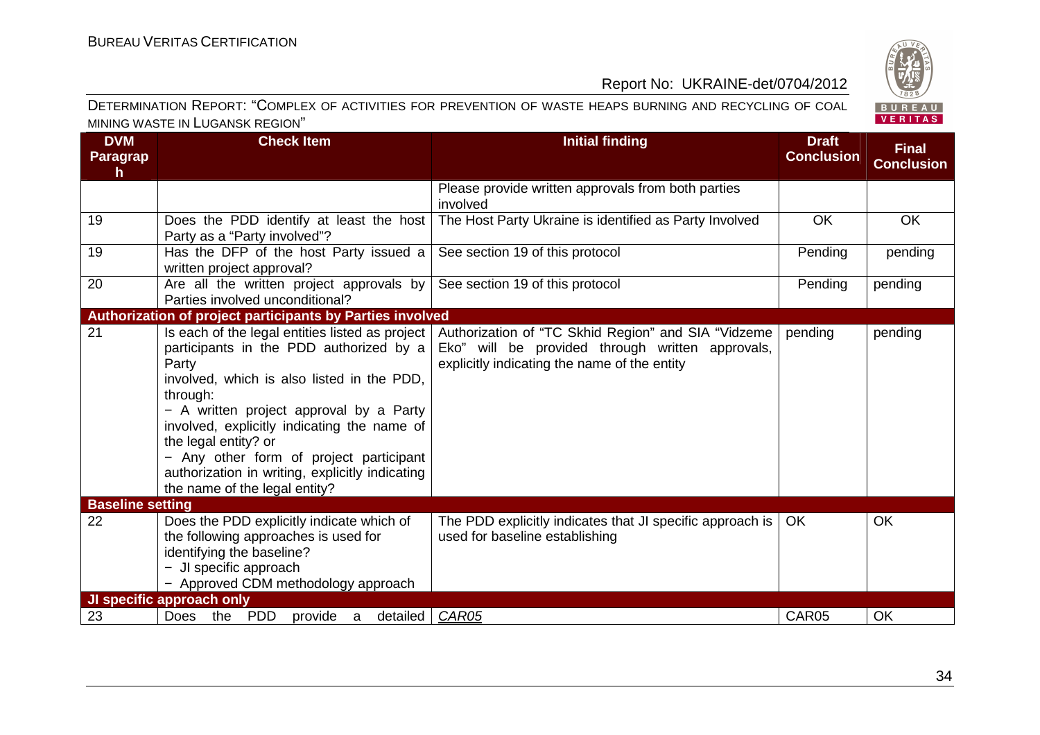| DVM Paragraph | Check Item | Initial finding | Draft Conclusion | Final Conclusion |
|---|---|---|---|---|
| | | Please provide written approvals from both parties involved | | |
| 19 | Does the PDD identify at least the host Party as a "Party involved"? | The Host Party Ukraine is identified as Party Involved | OK | OK |
| 19 | Has the DFP of the host Party issued a written project approval? | See section 19 of this protocol | Pending | pending |
| 20 | Are all the written project approvals by Parties involved unconditional? | See section 19 of this protocol | Pending | pending |
| **Authorization of project participants by Parties involved** | | | | |
| 21 | Is each of the legal entities listed as project participants in the PDD authorized by a Party involved, which is also listed in the PDD, through:<br>− A written project approval by a Party involved, explicitly indicating the name of the legal entity? or<br>− Any other form of project participant authorization in writing, explicitly indicating the name of the legal entity? | Authorization of "TC Skhid Region" and SIA "Vidzeme Eko" will be provided through written approvals, explicitly indicating the name of the entity | pending | pending |
| **Baseline setting** | | | | |
| 22 | Does the PDD explicitly indicate which of the following approaches is used for identifying the baseline?<br>− JI specific approach<br>− Approved CDM methodology approach | The PDD explicitly indicates that JI specific approach is used for baseline establishing | OK | OK |
| **JI specific approach only** | | | | |
| 23 | Does the PDD provide a detailed | *CAR05* | CAR05 | OK |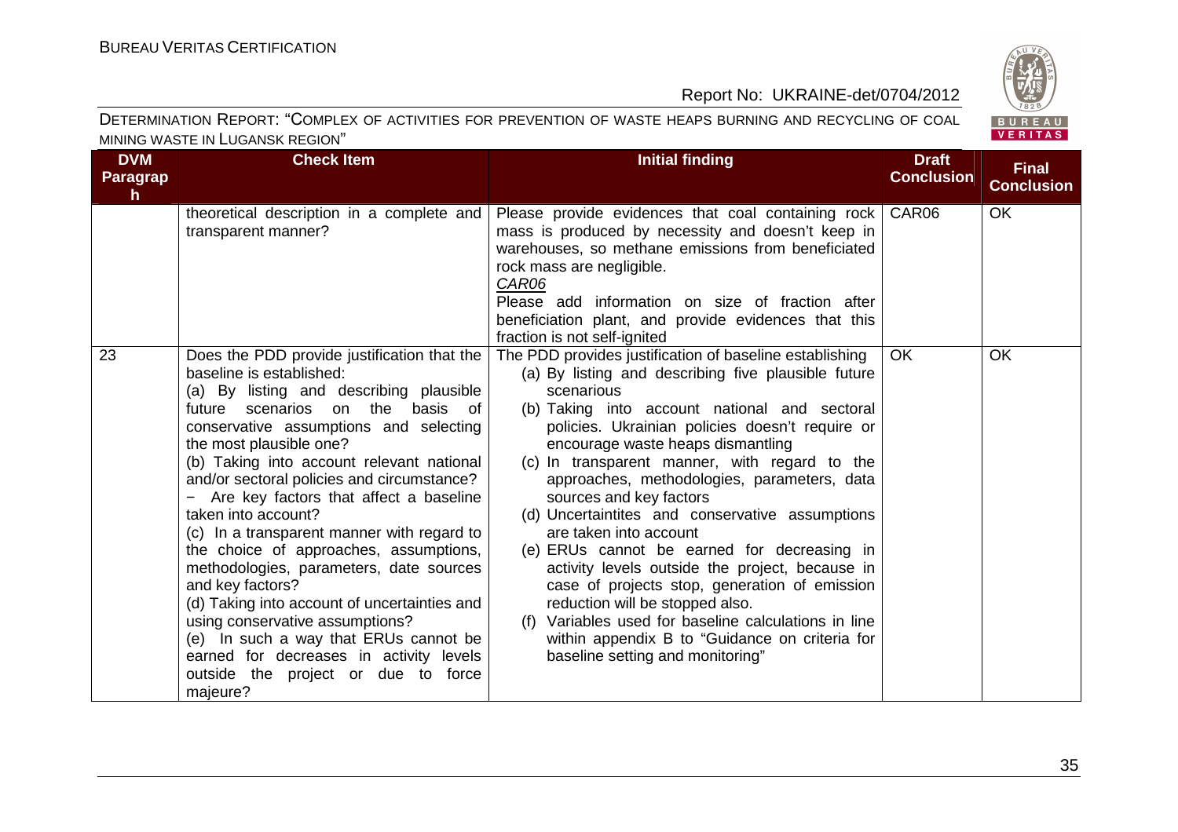| DVM Paragraph | Check Item | Initial finding | Draft Conclusion | Final Conclusion |
|---|---|---|---|---|
| | theoretical description in a complete and transparent manner? | Please provide evidences that coal containing rock mass is produced by necessity and doesn't keep in warehouses, so methane emissions from beneficiated rock mass are negligible.<br>*CAR06*<br>Please add information on size of fraction after beneficiation plant, and provide evidences that this fraction is not self-ignited | CAR06 | OK |
| 23 | Does the PDD provide justification that the baseline is established:<br>(a) By listing and describing plausible future scenarios on the basis of conservative assumptions and selecting the most plausible one?<br>(b) Taking into account relevant national and/or sectoral policies and circumstance?<br>− Are key factors that affect a baseline taken into account?<br>(c) In a transparent manner with regard to the choice of approaches, assumptions, methodologies, parameters, date sources and key factors?<br>(d) Taking into account of uncertainties and using conservative assumptions?<br>(e) In such a way that ERUs cannot be earned for decreases in activity levels outside the project or due to force majeure? | The PDD provides justification of baseline establishing<br>(a) By listing and describing five plausible future scenarious<br>(b) Taking into account national and sectoral policies. Ukrainian policies doesn't require or encourage waste heaps dismantling<br>(c) In transparent manner, with regard to the approaches, methodologies, parameters, data sources and key factors<br>(d) Uncertaintites and conservative assumptions are taken into account<br>(e) ERUs cannot be earned for decreasing in activity levels outside the project, because in case of projects stop, generation of emission reduction will be stopped also.<br>(f) Variables used for baseline calculations in line within appendix B to "Guidance on criteria for baseline setting and monitoring" | OK | OK |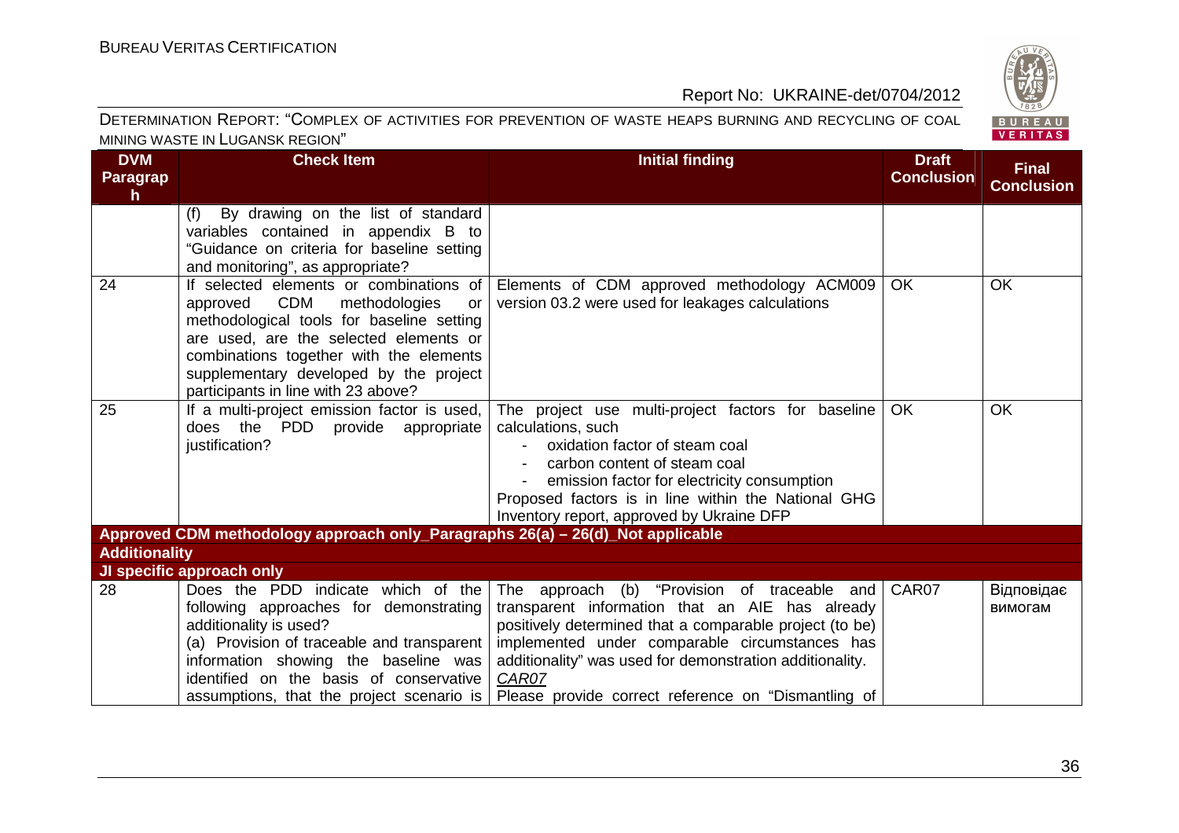| DVM Paragraph | Check Item | Initial finding | Draft Conclusion | Final Conclusion |
|---|---|---|---|---|
| | (f) By drawing on the list of standard variables contained in appendix B to "Guidance on criteria for baseline setting and monitoring", as appropriate? | | | |
| 24 | If selected elements or combinations of approved CDM methodologies or methodological tools for baseline setting are used, are the selected elements or combinations together with the elements supplementary developed by the project participants in line with 23 above? | Elements of CDM approved methodology ACM009 version 03.2 were used for leakages calculations | OK | OK |
| 25 | If a multi-project emission factor is used, does the PDD provide appropriate justification? | The project use multi-project factors for baseline calculations, such<br>- oxidation factor of steam coal<br>- carbon content of steam coal<br>- emission factor for electricity consumption<br>Proposed factors is in line within the National GHG Inventory report, approved by Ukraine DFP | OK | OK |
| **Approved CDM methodology approach only_Paragraphs 26(a) – 26(d)_Not applicable** | | | | |
| **Additionality** | | | | |
| **JI specific approach only** | | | | |
| 28 | Does the PDD indicate which of the following approaches for demonstrating additionality is used?<br>(a) Provision of traceable and transparent information showing the baseline was identified on the basis of conservative assumptions, that the project scenario is | The approach (b) "Provision of traceable and transparent information that an AIE has already positively determined that a comparable project (to be) implemented under comparable circumstances has additionality" was used for demonstration additionality.<br>*CAR07*<br>Please provide correct reference on "Dismantling of | CAR07 | Відповідає вимогам |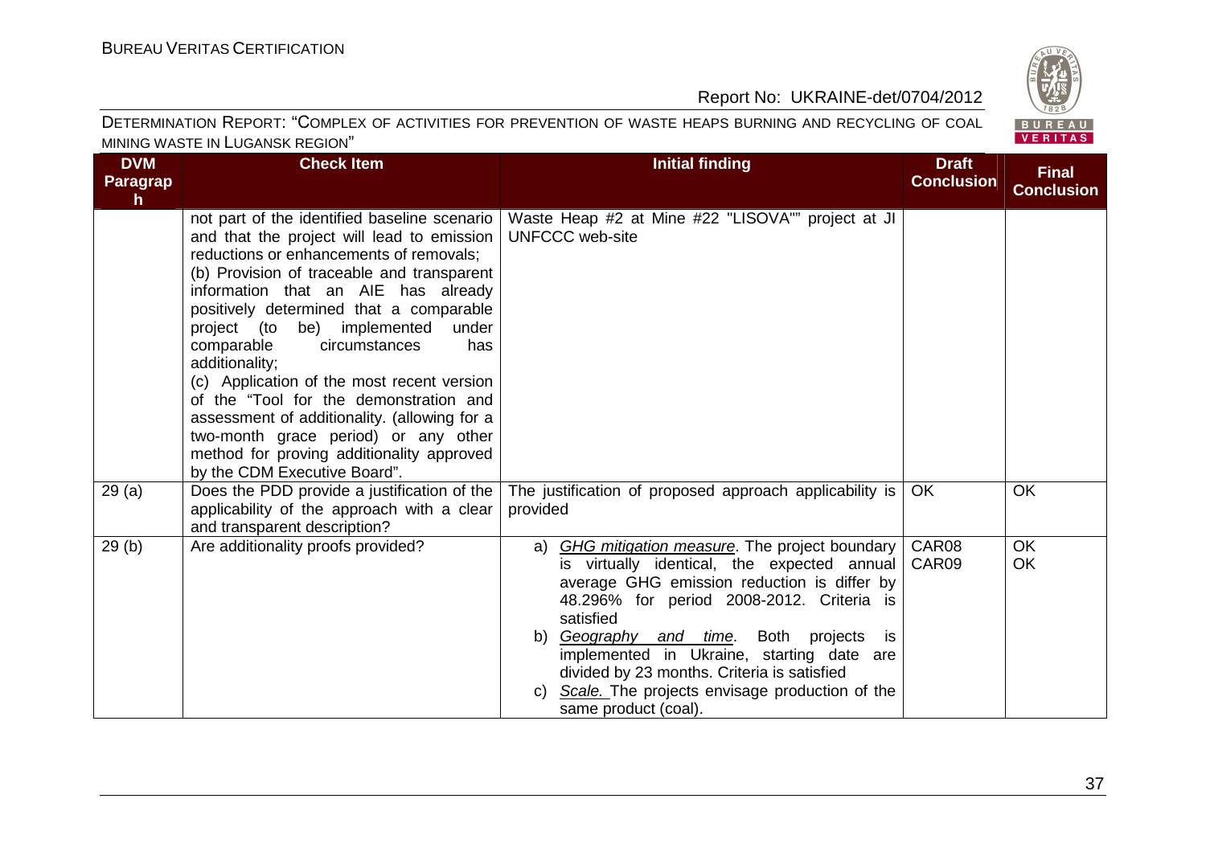| DVM Paragraph | Check Item | Initial finding | Draft Conclusion | Final Conclusion |
|---|---|---|---|---|
| | not part of the identified baseline scenario and that the project will lead to emission reductions or enhancements of removals;<br>(b) Provision of traceable and transparent information that an AIE has already positively determined that a comparable project (to be) implemented under comparable circumstances has additionality;<br>(c) Application of the most recent version of the "Tool for the demonstration and assessment of additionality. (allowing for a two-month grace period) or any other method for proving additionality approved by the CDM Executive Board". | Waste Heap #2 at Mine #22 "LISOVA"" project at JI UNFCCC web-site | | |
| 29 (a) | Does the PDD provide a justification of the applicability of the approach with a clear and transparent description? | The justification of proposed approach applicability is provided | OK | OK |
| 29 (b) | Are additionality proofs provided? | a) *GHG mitigation measure*. The project boundary is virtually identical, the expected annual average GHG emission reduction is differ by 48.296% for period 2008-2012. Criteria is satisfied<br>b) *Geography and time*. Both projects is implemented in Ukraine, starting date are divided by 23 months. Criteria is satisfied<br>c) *Scale.* The projects envisage production of the same product (coal). | CAR08<br>CAR09 | OK<br>OK |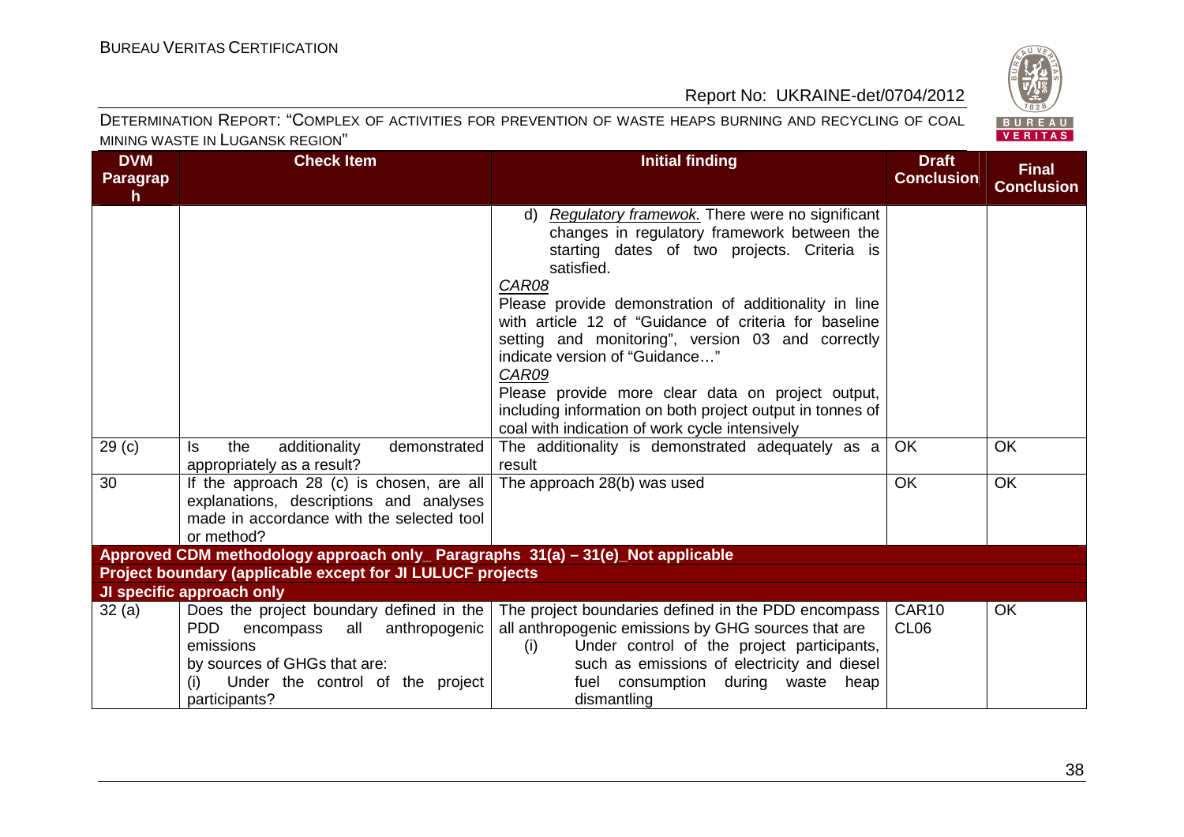| DVM Paragraph | Check Item | Initial finding | Draft Conclusion | Final Conclusion |
|---|---|---|---|---|
| | | d) *Regulatory framewok.* There were no significant changes in regulatory framework between the starting dates of two projects. Criteria is satisfied.<br>*CAR08*<br>Please provide demonstration of additionality in line with article 12 of "Guidance of criteria for baseline setting and monitoring", version 03 and correctly indicate version of "Guidance…"<br>*CAR09*<br>Please provide more clear data on project output, including information on both project output in tonnes of coal with indication of work cycle intensively | | |
| 29 (c) | Is the additionality demonstrated appropriately as a result? | The additionality is demonstrated adequately as a result | OK | OK |
| 30 | If the approach 28 (c) is chosen, are all explanations, descriptions and analyses made in accordance with the selected tool or method? | The approach 28(b) was used | OK | OK |
| **Approved CDM methodology approach only_ Paragraphs 31(a) – 31(e)_Not applicable** | | | | |
| **Project boundary (applicable except for JI LULUCF projects** | | | | |
| **JI specific approach only** | | | | |
| 32 (a) | Does the project boundary defined in the PDD encompass all anthropogenic emissions<br>by sources of GHGs that are:<br>(i) Under the control of the project participants? | The project boundaries defined in the PDD encompass all anthropogenic emissions by GHG sources that are<br>(i) Under control of the project participants, such as emissions of electricity and diesel fuel consumption during waste heap dismantling | CAR10<br>CL06 | OK |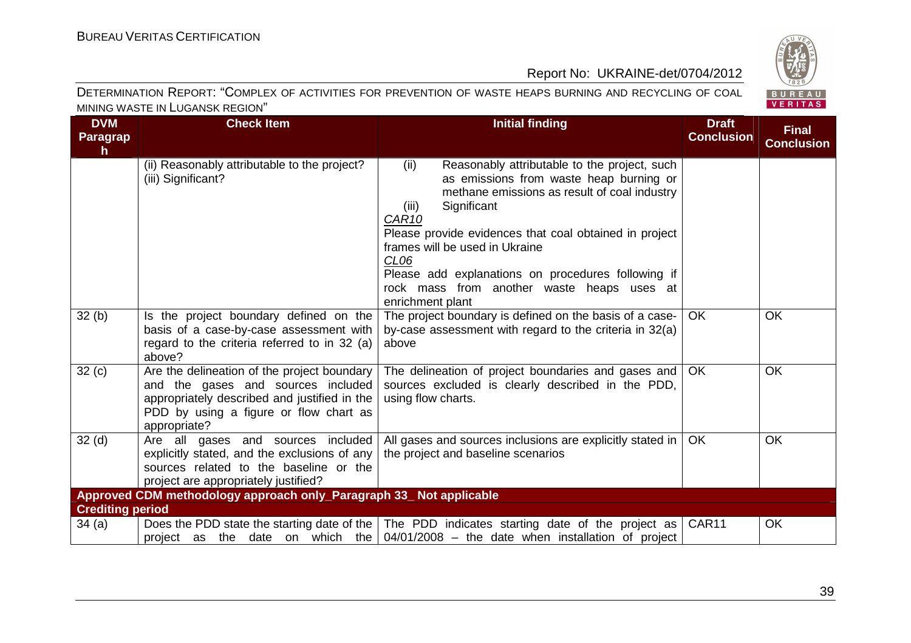| DVM Paragraph | Check Item | Initial finding | Draft Conclusion | Final Conclusion |
|---|---|---|---|---|
| | (ii) Reasonably attributable to the project?<br>(iii) Significant? | (ii) Reasonably attributable to the project, such as emissions from waste heap burning or methane emissions as result of coal industry<br>(iii) Significant<br>*CAR10*<br>Please provide evidences that coal obtained in project frames will be used in Ukraine<br>*CL06*<br>Please add explanations on procedures following if rock mass from another waste heaps uses at enrichment plant | | |
| 32 (b) | Is the project boundary defined on the basis of a case-by-case assessment with regard to the criteria referred to in 32 (a) above? | The project boundary is defined on the basis of a case-by-case assessment with regard to the criteria in 32(a) above | OK | OK |
| 32 (c) | Are the delineation of the project boundary and the gases and sources included appropriately described and justified in the PDD by using a figure or flow chart as appropriate? | The delineation of project boundaries and gases and sources excluded is clearly described in the PDD, using flow charts. | OK | OK |
| 32 (d) | Are all gases and sources included explicitly stated, and the exclusions of any sources related to the baseline or the project are appropriately justified? | All gases and sources inclusions are explicitly stated in the project and baseline scenarios | OK | OK |
| **Approved CDM methodology approach only_Paragraph 33_ Not applicable** | | | | |
| **Crediting period** | | | | |
| 34 (a) | Does the PDD state the starting date of the project as the date on which the | The PDD indicates starting date of the project as 04/01/2008 – the date when installation of project | CAR11 | OK |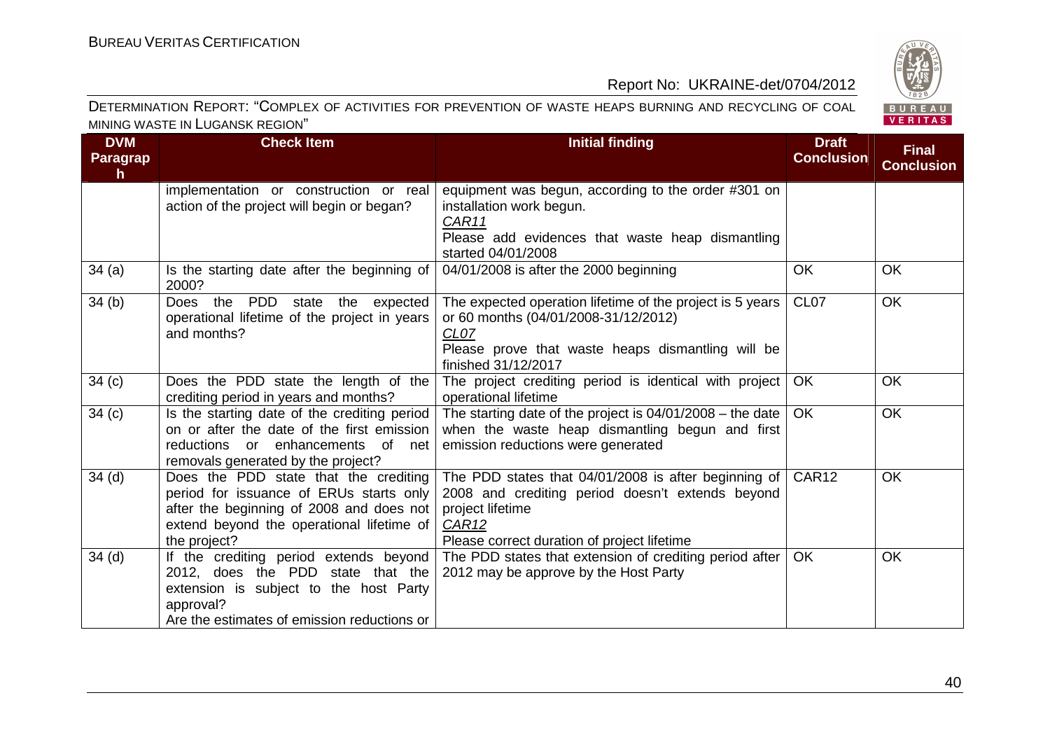DETERMINATION REPORT: "COMPLEX OF ACTIVITIES FOR PREVENTION OF WASTE HEAPS BURNING AND RECYCLING OF COAL MINING WASTE IN LUGANSK REGION"

| DVM Paragraph | Check Item | Initial finding | Draft Conclusion | Final Conclusion |
|---|---|---|---|---|
| | implementation or construction or real action of the project will begin or began? | equipment was begun, according to the order #301 on installation work begun.<br>CAR11<br>Please add evidences that waste heap dismantling started 04/01/2008 | | |
| 34 (a) | Is the starting date after the beginning of 2000? | 04/01/2008 is after the 2000 beginning | OK | OK |
| 34 (b) | Does the PDD state the expected operational lifetime of the project in years and months? | The expected operation lifetime of the project is 5 years or 60 months (04/01/2008-31/12/2012)<br>CL07<br>Please prove that waste heaps dismantling will be finished 31/12/2017 | CL07 | OK |
| 34 (c) | Does the PDD state the length of the crediting period in years and months? | The project crediting period is identical with project operational lifetime | OK | OK |
| 34 (c) | Is the starting date of the crediting period on or after the date of the first emission reductions or enhancements of net removals generated by the project? | The starting date of the project is 04/01/2008 – the date when the waste heap dismantling begun and first emission reductions were generated | OK | OK |
| 34 (d) | Does the PDD state that the crediting period for issuance of ERUs starts only after the beginning of 2008 and does not extend beyond the operational lifetime of the project? | The PDD states that 04/01/2008 is after beginning of 2008 and crediting period doesn't extends beyond project lifetime<br>CAR12<br>Please correct duration of project lifetime | CAR12 | OK |
| 34 (d) | If the crediting period extends beyond 2012, does the PDD state that the extension is subject to the host Party approval?<br>Are the estimates of emission reductions or | The PDD states that extension of crediting period after 2012 may be approve by the Host Party | OK | OK |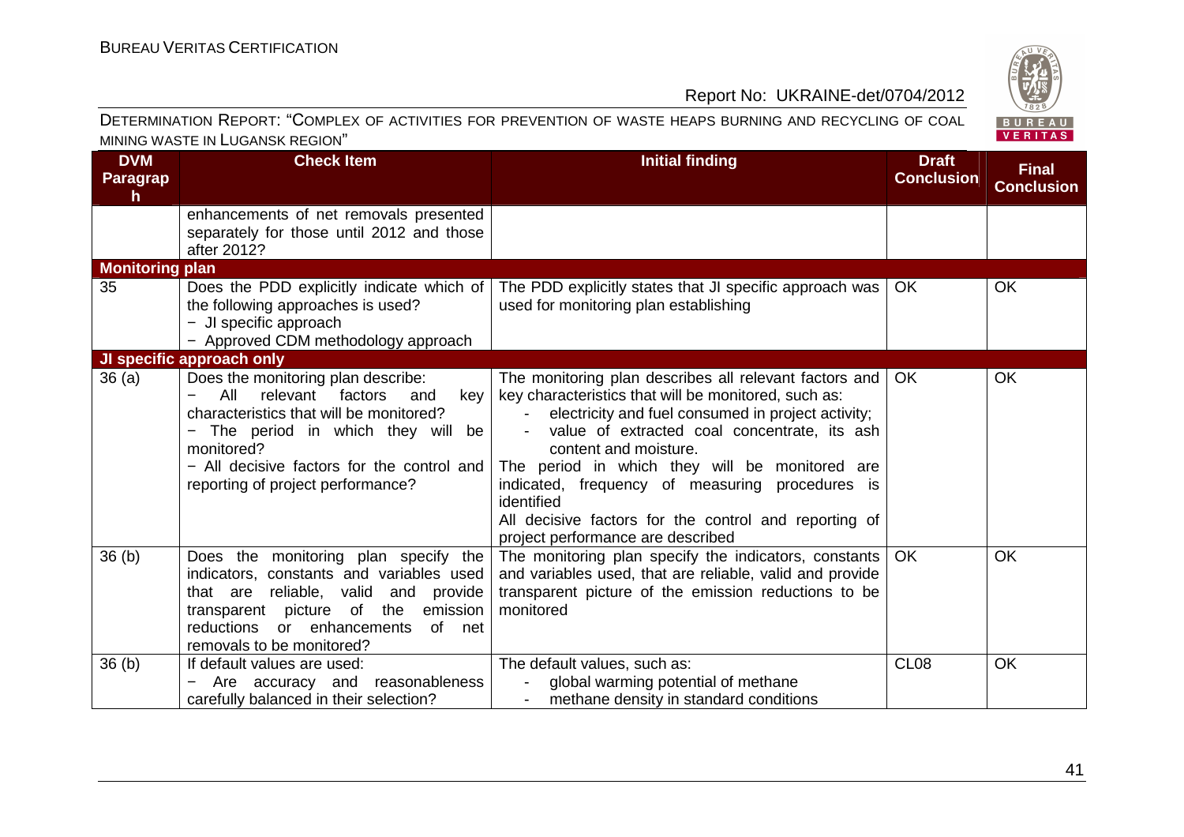| DVM Paragraph | Check Item | Initial finding | Draft Conclusion | Final Conclusion |
|---|---|---|---|---|
| | enhancements of net removals presented separately for those until 2012 and those after 2012? | | | |
| **Monitoring plan** | | | | |
| 35 | Does the PDD explicitly indicate which of the following approaches is used?<br>− JI specific approach<br>− Approved CDM methodology approach | The PDD explicitly states that JI specific approach was used for monitoring plan establishing | OK | OK |
| **JI specific approach only** | | | | |
| 36 (a) | Does the monitoring plan describe:<br>− All relevant factors and key characteristics that will be monitored?<br>− The period in which they will be monitored?<br>− All decisive factors for the control and reporting of project performance? | The monitoring plan describes all relevant factors and key characteristics that will be monitored, such as:<br>- electricity and fuel consumed in project activity;<br>- value of extracted coal concentrate, its ash content and moisture.<br>The period in which they will be monitored are indicated, frequency of measuring procedures is identified<br>All decisive factors for the control and reporting of project performance are described | OK | OK |
| 36 (b) | Does the monitoring plan specify the indicators, constants and variables used that are reliable, valid and provide transparent picture of the emission reductions or enhancements of net removals to be monitored? | The monitoring plan specify the indicators, constants and variables used, that are reliable, valid and provide transparent picture of the emission reductions to be monitored | OK | OK |
| 36 (b) | If default values are used:<br>− Are accuracy and reasonableness carefully balanced in their selection? | The default values, such as:<br>- global warming potential of methane<br>- methane density in standard conditions | CL08 | OK |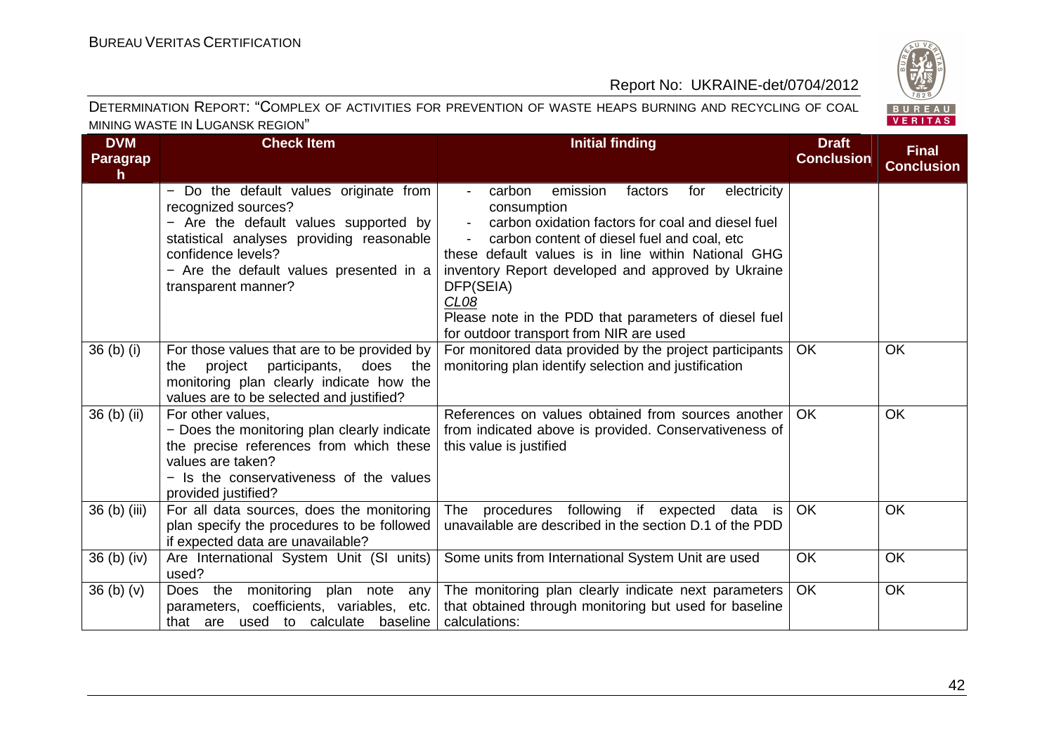DETERMINATION REPORT: "COMPLEX OF ACTIVITIES FOR PREVENTION OF WASTE HEAPS BURNING AND RECYCLING OF COAL MINING WASTE IN LUGANSK REGION"

| DVM Paragraph | Check Item | Initial finding | Draft Conclusion | Final Conclusion |
|---|---|---|---|---|
| | − Do the default values originate from recognized sources?<br>− Are the default values supported by statistical analyses providing reasonable confidence levels?<br>− Are the default values presented in a transparent manner? | - carbon emission factors for electricity consumption<br>- carbon oxidation factors for coal and diesel fuel<br>- carbon content of diesel fuel and coal, etc<br>these default values is in line within National GHG inventory Report developed and approved by Ukraine DFP(SEIA)<br>CL08<br>Please note in the PDD that parameters of diesel fuel for outdoor transport from NIR are used | | |
| 36 (b) (i) | For those values that are to be provided by the project participants, does the monitoring plan clearly indicate how the values are to be selected and justified? | For monitored data provided by the project participants monitoring plan identify selection and justification | OK | OK |
| 36 (b) (ii) | For other values,<br>− Does the monitoring plan clearly indicate the precise references from which these values are taken?<br>− Is the conservativeness of the values provided justified? | References on values obtained from sources another from indicated above is provided. Conservativeness of this value is justified | OK | OK |
| 36 (b) (iii) | For all data sources, does the monitoring plan specify the procedures to be followed if expected data are unavailable? | The procedures following if expected data is unavailable are described in the section D.1 of the PDD | OK | OK |
| 36 (b) (iv) | Are International System Unit (SI units) used? | Some units from International System Unit are used | OK | OK |
| 36 (b) (v) | Does the monitoring plan note any parameters, coefficients, variables, etc. that are used to calculate baseline | The monitoring plan clearly indicate next parameters that obtained through monitoring but used for baseline calculations: | OK | OK |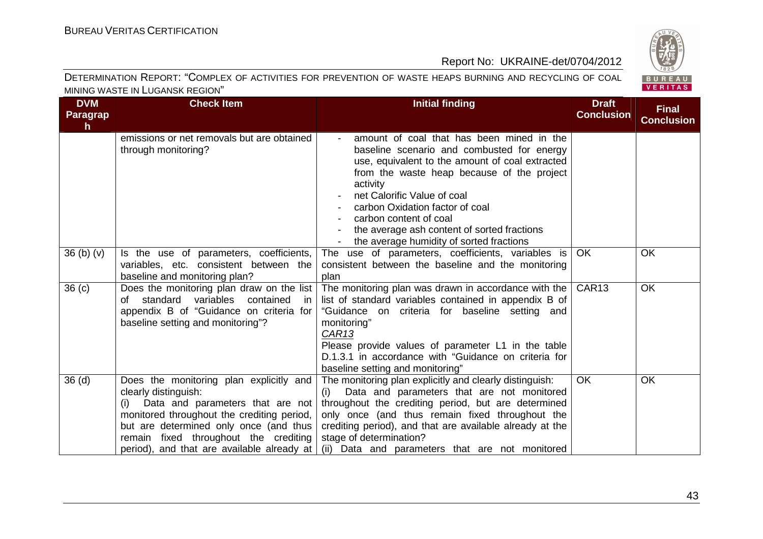| DVM Paragraph | Check Item | Initial finding | Draft Conclusion | Final Conclusion |
|---|---|---|---|---|
| | emissions or net removals but are obtained through monitoring? | - amount of coal that has been mined in the baseline scenario and combusted for energy use, equivalent to the amount of coal extracted from the waste heap because of the project activity<br>- net Calorific Value of coal<br>- carbon Oxidation factor of coal<br>- carbon content of coal<br>- the average ash content of sorted fractions<br>- the average humidity of sorted fractions | | |
| 36 (b) (v) | Is the use of parameters, coefficients, variables, etc. consistent between the baseline and monitoring plan? | The use of parameters, coefficients, variables is consistent between the baseline and the monitoring plan | OK | OK |
| 36 (c) | Does the monitoring plan draw on the list of standard variables contained in appendix B of "Guidance on criteria for baseline setting and monitoring"? | The monitoring plan was drawn in accordance with the list of standard variables contained in appendix B of "Guidance on criteria for baseline setting and monitoring"<br>*CAR13*<br>Please provide values of parameter L1 in the table D.1.3.1 in accordance with "Guidance on criteria for baseline setting and monitoring" | CAR13 | OK |
| 36 (d) | Does the monitoring plan explicitly and clearly distinguish:<br>(i) Data and parameters that are not monitored throughout the crediting period, but are determined only once (and thus remain fixed throughout the crediting period), and that are available already at | The monitoring plan explicitly and clearly distinguish:<br>(i) Data and parameters that are not monitored throughout the crediting period, but are determined only once (and thus remain fixed throughout the crediting period), and that are available already at the stage of determination?<br>(ii) Data and parameters that are not monitored | OK | OK |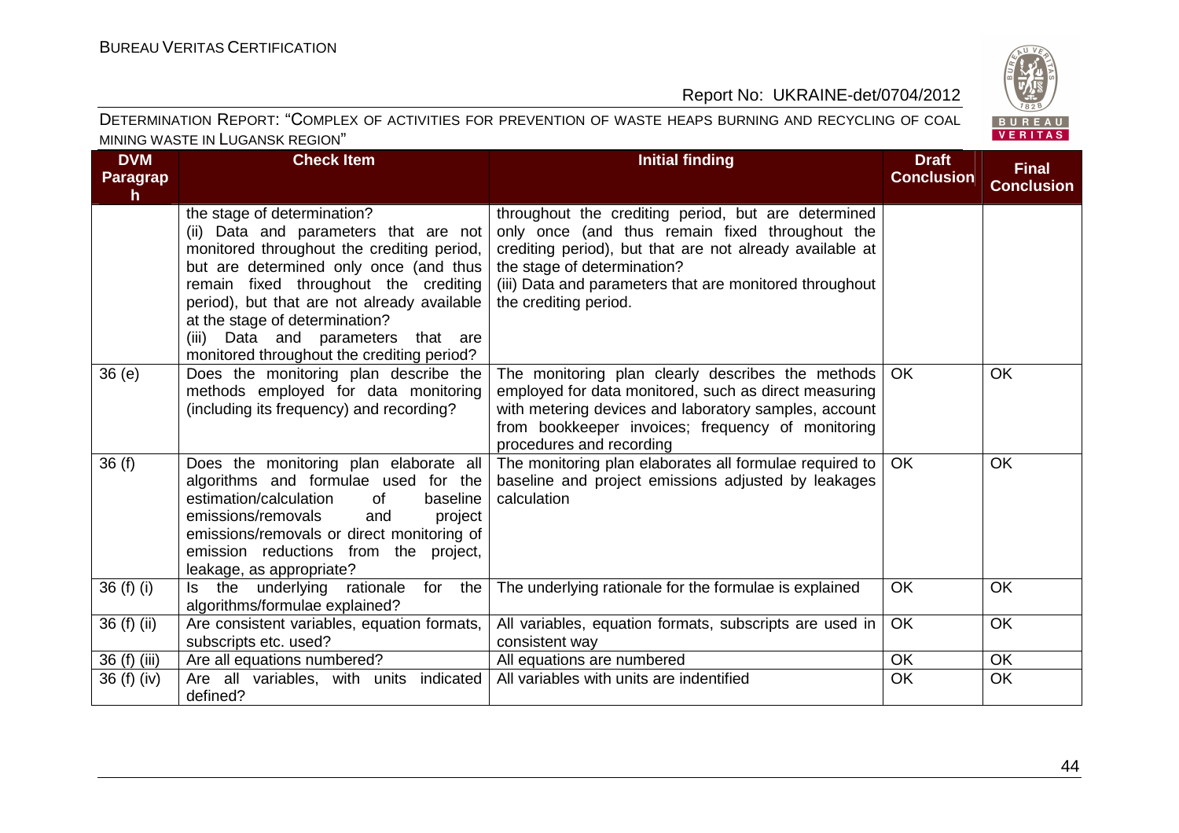DETERMINATION REPORT: "COMPLEX OF ACTIVITIES FOR PREVENTION OF WASTE HEAPS BURNING AND RECYCLING OF COAL MINING WASTE IN LUGANSK REGION"

| DVM Paragraph | Check Item | Initial finding | Draft Conclusion | Final Conclusion |
|---|---|---|---|---|
| | the stage of determination?<br>(ii) Data and parameters that are not monitored throughout the crediting period, but are determined only once (and thus remain fixed throughout the crediting period), but that are not already available at the stage of determination?<br>(iii) Data and parameters that are monitored throughout the crediting period? | throughout the crediting period, but are determined only once (and thus remain fixed throughout the crediting period), but that are not already available at the stage of determination?<br>(iii) Data and parameters that are monitored throughout the crediting period. | | |
| 36 (e) | Does the monitoring plan describe the methods employed for data monitoring (including its frequency) and recording? | The monitoring plan clearly describes the methods employed for data monitored, such as direct measuring with metering devices and laboratory samples, account from bookkeeper invoices; frequency of monitoring procedures and recording | OK | OK |
| 36 (f) | Does the monitoring plan elaborate all algorithms and formulae used for the estimation/calculation of baseline emissions/removals and project emissions/removals or direct monitoring of emission reductions from the project, leakage, as appropriate? | The monitoring plan elaborates all formulae required to baseline and project emissions adjusted by leakages calculation | OK | OK |
| 36 (f) (i) | Is the underlying rationale for the algorithms/formulae explained? | The underlying rationale for the formulae is explained | OK | OK |
| 36 (f) (ii) | Are consistent variables, equation formats, subscripts etc. used? | All variables, equation formats, subscripts are used in consistent way | OK | OK |
| 36 (f) (iii) | Are all equations numbered? | All equations are numbered | OK | OK |
| 36 (f) (iv) | Are all variables, with units indicated defined? | All variables with units are indentified | OK | OK |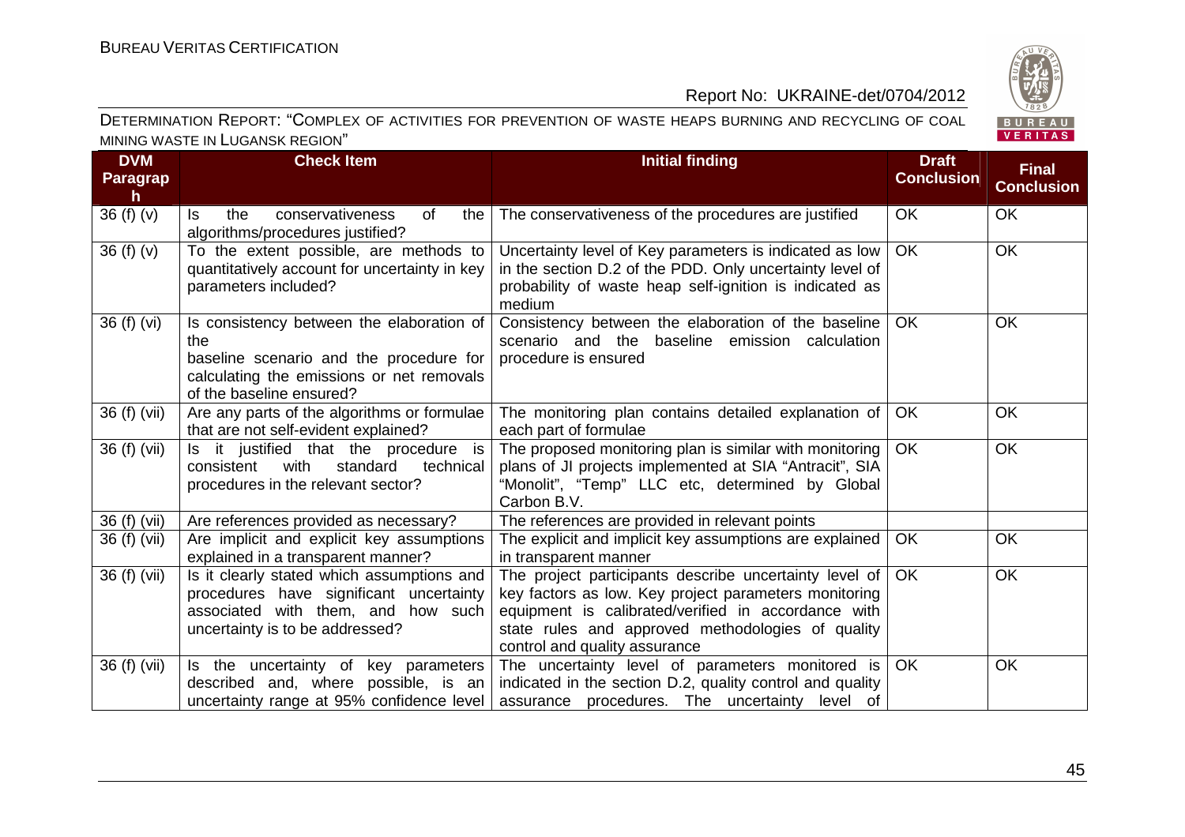| DVM Paragraph | Check Item | Initial finding | Draft Conclusion | Final Conclusion |
|---|---|---|---|---|
| 36 (f) (v) | Is the conservativeness of the algorithms/procedures justified? | The conservativeness of the procedures are justified | OK | OK |
| 36 (f) (v) | To the extent possible, are methods to quantitatively account for uncertainty in key parameters included? | Uncertainty level of Key parameters is indicated as low in the section D.2 of the PDD. Only uncertainty level of probability of waste heap self-ignition is indicated as medium | OK | OK |
| 36 (f) (vi) | Is consistency between the elaboration of the baseline scenario and the procedure for calculating the emissions or net removals of the baseline ensured? | Consistency between the elaboration of the baseline scenario and the baseline emission calculation procedure is ensured | OK | OK |
| 36 (f) (vii) | Are any parts of the algorithms or formulae that are not self-evident explained? | The monitoring plan contains detailed explanation of each part of formulae | OK | OK |
| 36 (f) (vii) | Is it justified that the procedure is consistent with standard technical procedures in the relevant sector? | The proposed monitoring plan is similar with monitoring plans of JI projects implemented at SIA "Antracit", SIA "Monolit", "Temp" LLC etc, determined by Global Carbon B.V. | OK | OK |
| 36 (f) (vii) | Are references provided as necessary? | The references are provided in relevant points | | |
| 36 (f) (vii) | Are implicit and explicit key assumptions explained in a transparent manner? | The explicit and implicit key assumptions are explained in transparent manner | OK | OK |
| 36 (f) (vii) | Is it clearly stated which assumptions and procedures have significant uncertainty associated with them, and how such uncertainty is to be addressed? | The project participants describe uncertainty level of key factors as low. Key project parameters monitoring equipment is calibrated/verified in accordance with state rules and approved methodologies of quality control and quality assurance | OK | OK |
| 36 (f) (vii) | Is the uncertainty of key parameters described and, where possible, is an uncertainty range at 95% confidence level | The uncertainty level of parameters monitored is indicated in the section D.2, quality control and quality assurance procedures. The uncertainty level of | OK | OK |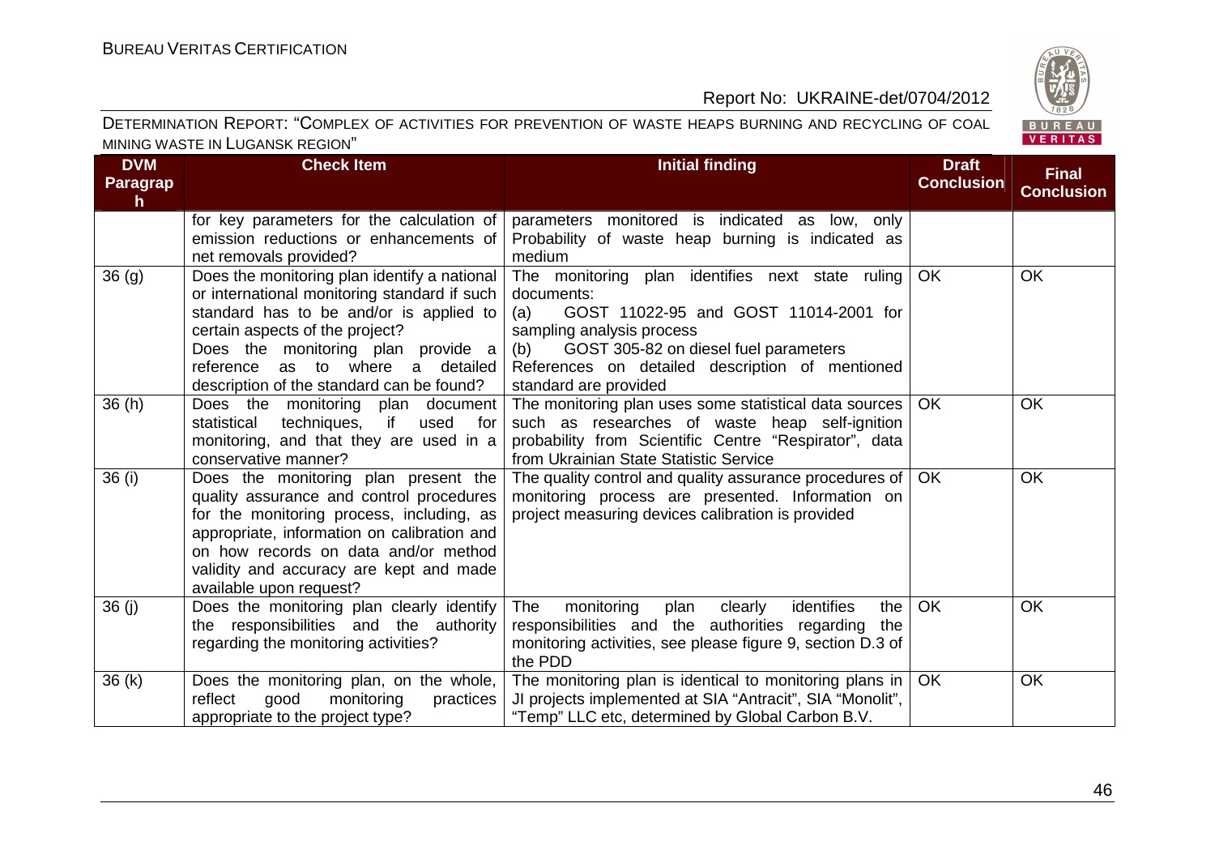| DVM Paragraph | Check Item | Initial finding | Draft Conclusion | Final Conclusion |
|---|---|---|---|---|
| | for key parameters for the calculation of emission reductions or enhancements of net removals provided? | parameters monitored is indicated as low, only Probability of waste heap burning is indicated as medium | | |
| 36 (g) | Does the monitoring plan identify a national or international monitoring standard if such standard has to be and/or is applied to certain aspects of the project? Does the monitoring plan provide a reference as to where a detailed description of the standard can be found? | The monitoring plan identifies next state ruling documents:<br>(a) GOST 11022-95 and GOST 11014-2001 for sampling analysis process<br>(b) GOST 305-82 on diesel fuel parameters<br>References on detailed description of mentioned standard are provided | OK | OK |
| 36 (h) | Does the monitoring plan document statistical techniques, if used for monitoring, and that they are used in a conservative manner? | The monitoring plan uses some statistical data sources such as researches of waste heap self-ignition probability from Scientific Centre "Respirator", data from Ukrainian State Statistic Service | OK | OK |
| 36 (i) | Does the monitoring plan present the quality assurance and control procedures for the monitoring process, including, as appropriate, information on calibration and on how records on data and/or method validity and accuracy are kept and made available upon request? | The quality control and quality assurance procedures of monitoring process are presented. Information on project measuring devices calibration is provided | OK | OK |
| 36 (j) | Does the monitoring plan clearly identify the responsibilities and the authority regarding the monitoring activities? | The monitoring plan clearly identifies the responsibilities and the authorities regarding the monitoring activities, see please figure 9, section D.3 of the PDD | OK | OK |
| 36 (k) | Does the monitoring plan, on the whole, reflect good monitoring practices appropriate to the project type? | The monitoring plan is identical to monitoring plans in JI projects implemented at SIA "Antracit", SIA "Monolit", "Temp" LLC etc, determined by Global Carbon B.V. | OK | OK |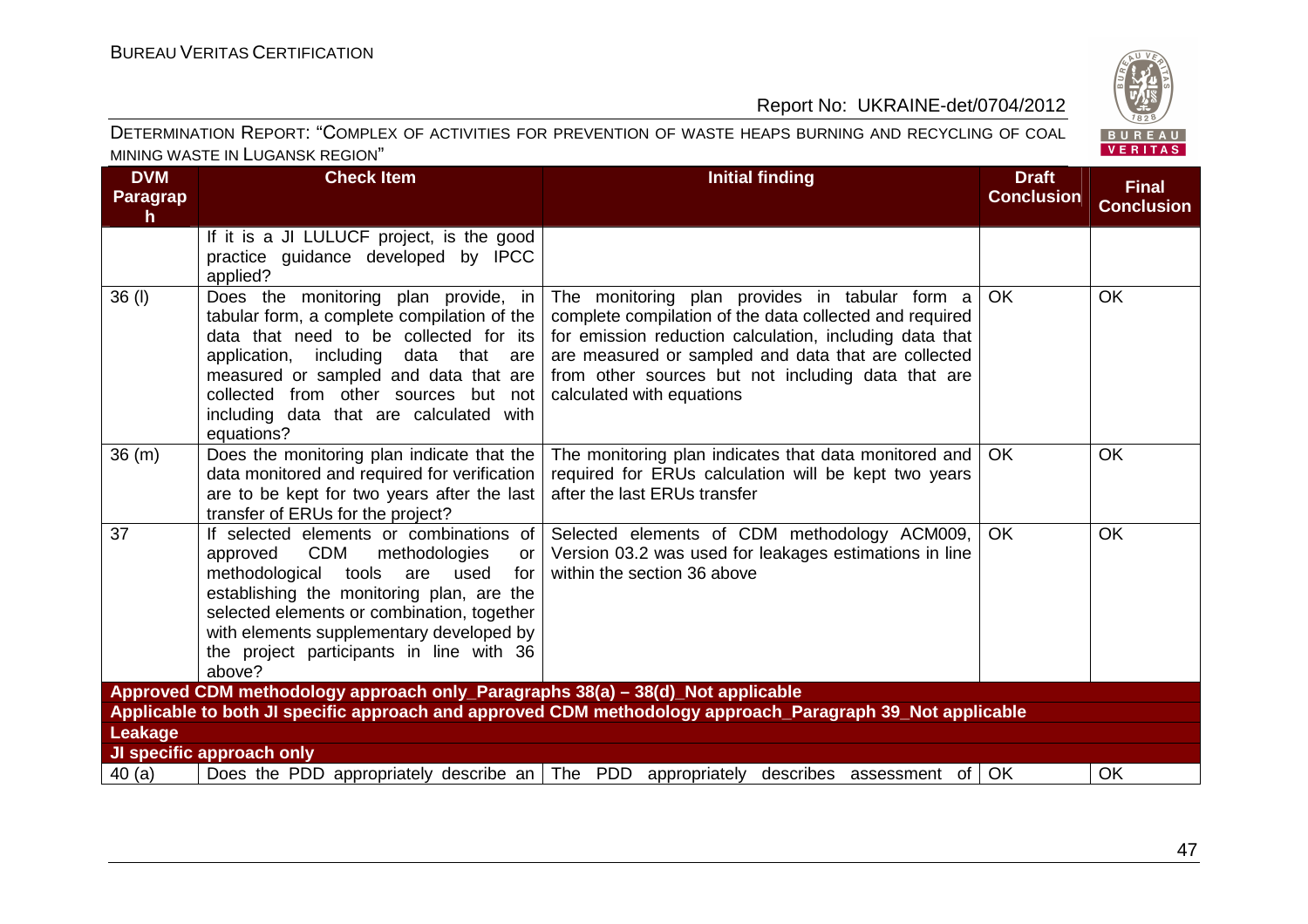| DVM Paragraph | Check Item | Initial finding | Draft Conclusion | Final Conclusion |
|---|---|---|---|---|
| | If it is a JI LULUCF project, is the good practice guidance developed by IPCC applied? | | | |
| 36 (l) | Does the monitoring plan provide, in tabular form, a complete compilation of the data that need to be collected for its application, including data that are measured or sampled and data that are collected from other sources but not including data that are calculated with equations? | The monitoring plan provides in tabular form a complete compilation of the data collected and required for emission reduction calculation, including data that are measured or sampled and data that are collected from other sources but not including data that are calculated with equations | OK | OK |
| 36 (m) | Does the monitoring plan indicate that the data monitored and required for verification are to be kept for two years after the last transfer of ERUs for the project? | The monitoring plan indicates that data monitored and required for ERUs calculation will be kept two years after the last ERUs transfer | OK | OK |
| 37 | If selected elements or combinations of approved CDM methodologies or methodological tools are used for establishing the monitoring plan, are the selected elements or combination, together with elements supplementary developed by the project participants in line with 36 above? | Selected elements of CDM methodology ACM009, Version 03.2 was used for leakages estimations in line within the section 36 above | OK | OK |
| **Approved CDM methodology approach only_Paragraphs 38(a) – 38(d)_Not applicable** | | | | |
| **Applicable to both JI specific approach and approved CDM methodology approach_Paragraph 39_Not applicable** | | | | |
| **Leakage** | | | | |
| **JI specific approach only** | | | | |
| 40 (a) | Does the PDD appropriately describe an | The PDD appropriately describes assessment of | OK | OK |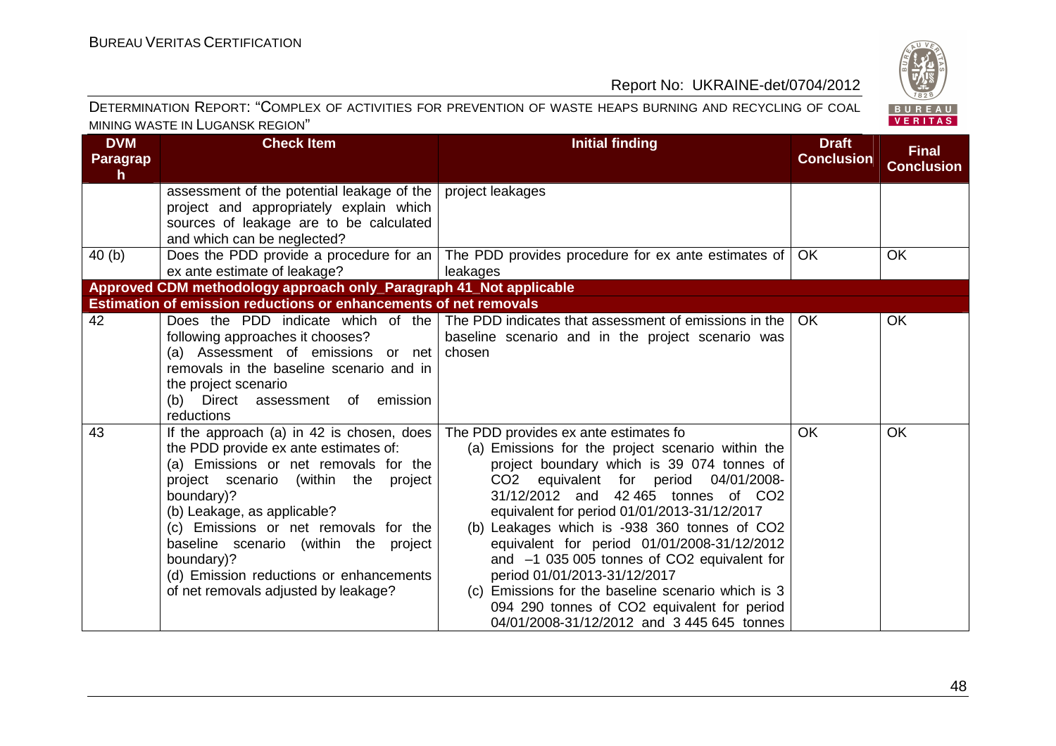DETERMINATION REPORT: "COMPLEX OF ACTIVITIES FOR PREVENTION OF WASTE HEAPS BURNING AND RECYCLING OF COAL MINING WASTE IN LUGANSK REGION"

| DVM Paragraph | Check Item | Initial finding | Draft Conclusion | Final Conclusion |
|---|---|---|---|---|
| | assessment of the potential leakage of the project and appropriately explain which sources of leakage are to be calculated and which can be neglected? | project leakages | | |
| 40 (b) | Does the PDD provide a procedure for an ex ante estimate of leakage? | The PDD provides procedure for ex ante estimates of leakages | OK | OK |
| **Approved CDM methodology approach only_Paragraph 41_Not applicable** | | | | |
| **Estimation of emission reductions or enhancements of net removals** | | | | |
| 42 | Does the PDD indicate which of the following approaches it chooses?<br>(a) Assessment of emissions or net removals in the baseline scenario and in the project scenario<br>(b) Direct assessment of emission reductions | The PDD indicates that assessment of emissions in the baseline scenario and in the project scenario was chosen | OK | OK |
| 43 | If the approach (a) in 42 is chosen, does the PDD provide ex ante estimates of:<br>(a) Emissions or net removals for the project scenario (within the project boundary)?<br>(b) Leakage, as applicable?<br>(c) Emissions or net removals for the baseline scenario (within the project boundary)?<br>(d) Emission reductions or enhancements of net removals adjusted by leakage? | The PDD provides ex ante estimates fo<br>(a) Emissions for the project scenario within the project boundary which is 39 074 tonnes of $CO_2$ equivalent for period 04/01/2008-31/12/2012 and 42 465 tonnes of $CO_2$ equivalent for period 01/01/2013-31/12/2017<br>(b) Leakages which is -938 360 tonnes of $CO_2$ equivalent for period 01/01/2008-31/12/2012 and –1 035 005 tonnes of $CO_2$ equivalent for period 01/01/2013-31/12/2017<br>(c) Emissions for the baseline scenario which is 3 094 290 tonnes of $CO_2$ equivalent for period 04/01/2008-31/12/2012 and 3 445 645 tonnes | OK | OK |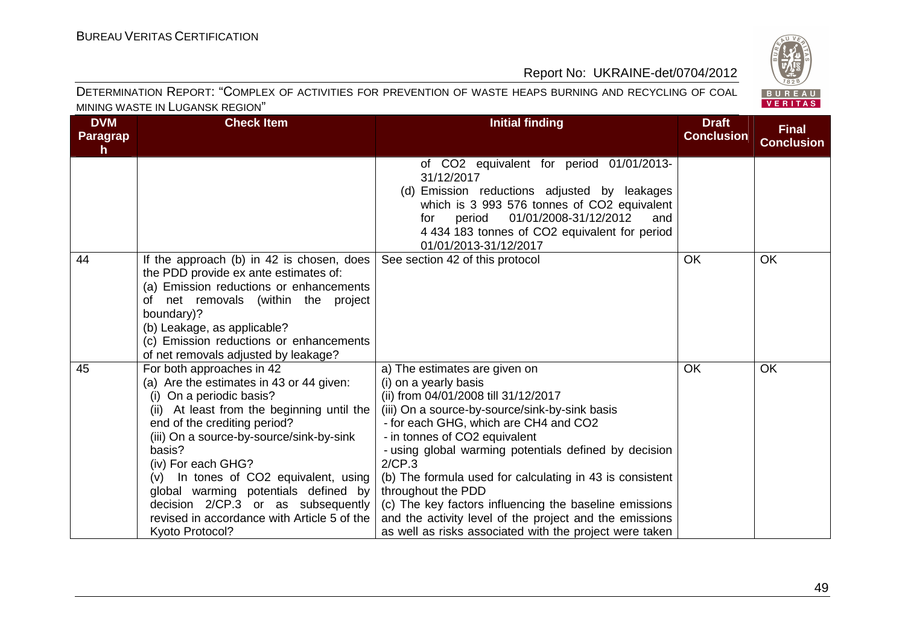DETERMINATION REPORT: "COMPLEX OF ACTIVITIES FOR PREVENTION OF WASTE HEAPS BURNING AND RECYCLING OF COAL MINING WASTE IN LUGANSK REGION"

| DVM Paragraph | Check Item | Initial finding | Draft Conclusion | Final Conclusion |
|---|---|---|---|---|
| | | of $CO_2$ equivalent for period 01/01/2013-31/12/2017<br>(d) Emission reductions adjusted by leakages which is 3 993 576 tonnes of $CO_2$ equivalent for period 01/01/2008-31/12/2012 and 4 434 183 tonnes of $CO_2$ equivalent for period 01/01/2013-31/12/2017 | | |
| 44 | If the approach (b) in 42 is chosen, does the PDD provide ex ante estimates of:<br>(a) Emission reductions or enhancements of net removals (within the project boundary)?<br>(b) Leakage, as applicable?<br>(c) Emission reductions or enhancements of net removals adjusted by leakage? | See section 42 of this protocol | OK | OK |
| 45 | For both approaches in 42<br>(a) Are the estimates in 43 or 44 given:<br>(i) On a periodic basis?<br>(ii) At least from the beginning until the end of the crediting period?<br>(iii) On a source-by-source/sink-by-sink basis?<br>(iv) For each GHG?<br>(v) In tones of $CO_2$ equivalent, using global warming potentials defined by decision 2/CP.3 or as subsequently revised in accordance with Article 5 of the Kyoto Protocol? | a) The estimates are given on<br>(i) on a yearly basis<br>(ii) from 04/01/2008 till 31/12/2017<br>(iii) On a source-by-source/sink-by-sink basis<br>- for each GHG, which are $CH_4$ and $CO_2$<br>- in tonnes of $CO_2$ equivalent<br>- using global warming potentials defined by decision 2/CP.3<br>(b) The formula used for calculating in 43 is consistent throughout the PDD<br>(c) The key factors influencing the baseline emissions and the activity level of the project and the emissions as well as risks associated with the project were taken | OK | OK |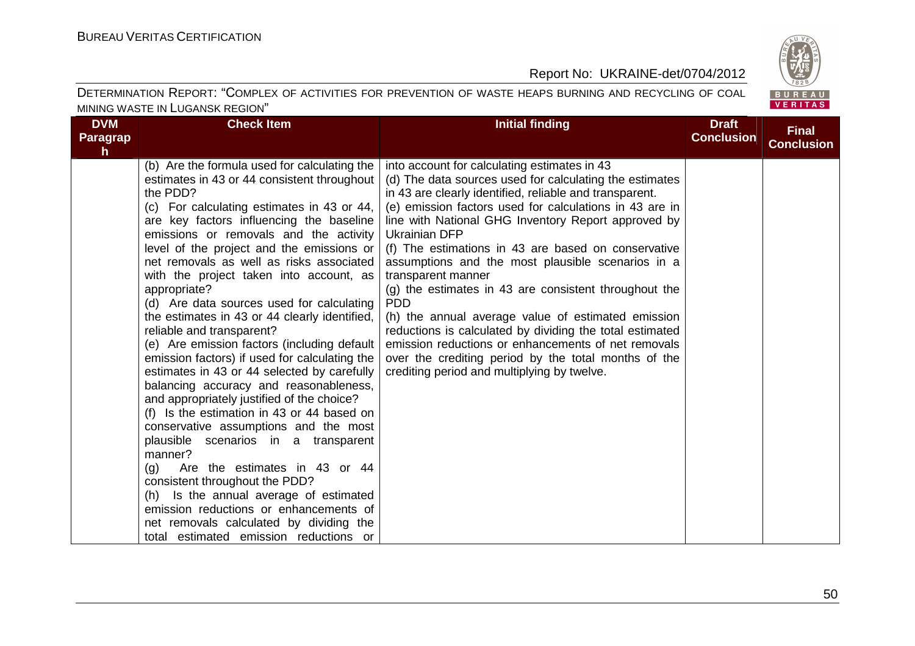| DVM Paragraph | Check Item | Initial finding | Draft Conclusion | Final Conclusion |
|---|---|---|---|---|
| | (b) Are the formula used for calculating the estimates in 43 or 44 consistent throughout the PDD?<br>(c) For calculating estimates in 43 or 44, are key factors influencing the baseline emissions or removals and the activity level of the project and the emissions or net removals as well as risks associated with the project taken into account, as appropriate?<br>(d) Are data sources used for calculating the estimates in 43 or 44 clearly identified, reliable and transparent?<br>(e) Are emission factors (including default emission factors) if used for calculating the estimates in 43 or 44 selected by carefully balancing accuracy and reasonableness, and appropriately justified of the choice?<br>(f) Is the estimation in 43 or 44 based on conservative assumptions and the most plausible scenarios in a transparent manner?<br>(g) Are the estimates in 43 or 44 consistent throughout the PDD?<br>(h) Is the annual average of estimated emission reductions or enhancements of net removals calculated by dividing the total estimated emission reductions or | into account for calculating estimates in 43<br>(d) The data sources used for calculating the estimates in 43 are clearly identified, reliable and transparent.<br>(e) emission factors used for calculations in 43 are in line with National GHG Inventory Report approved by Ukrainian DFP<br>(f) The estimations in 43 are based on conservative assumptions and the most plausible scenarios in a transparent manner<br>(g) the estimates in 43 are consistent throughout the PDD<br>(h) the annual average value of estimated emission reductions is calculated by dividing the total estimated emission reductions or enhancements of net removals over the crediting period by the total months of the crediting period and multiplying by twelve. | | |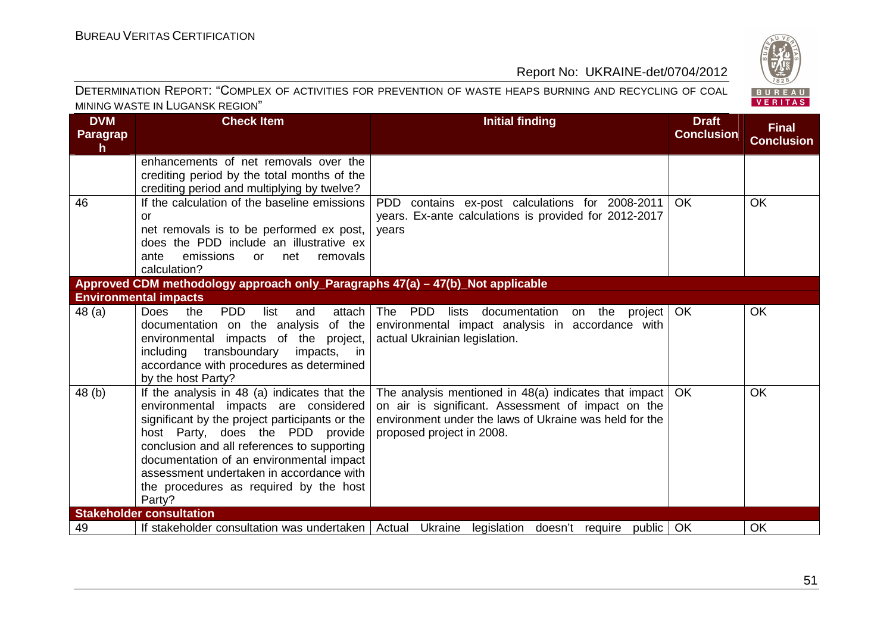DETERMINATION REPORT: "COMPLEX OF ACTIVITIES FOR PREVENTION OF WASTE HEAPS BURNING AND RECYCLING OF COAL MINING WASTE IN LUGANSK REGION"

| DVM Paragraph | Check Item | Initial finding | Draft Conclusion | Final Conclusion |
|---|---|---|---|---|
| | enhancements of net removals over the crediting period by the total months of the crediting period and multiplying by twelve? | | | |
| 46 | If the calculation of the baseline emissions or net removals is to be performed ex post, does the PDD include an illustrative ex ante emissions or net removals calculation? | PDD contains ex-post calculations for 2008-2011 years. Ex-ante calculations is provided for 2012-2017 years | OK | OK |
| **Approved CDM methodology approach only_Paragraphs 47(a) – 47(b)_Not applicable** | | | | |
| **Environmental impacts** | | | | |
| 48 (a) | Does the PDD list and attach documentation on the analysis of the environmental impacts of the project, including transboundary impacts, in accordance with procedures as determined by the host Party? | The PDD lists documentation on the project environmental impact analysis in accordance with actual Ukrainian legislation. | OK | OK |
| 48 (b) | If the analysis in 48 (a) indicates that the environmental impacts are considered significant by the project participants or the host Party, does the PDD provide conclusion and all references to supporting documentation of an environmental impact assessment undertaken in accordance with the procedures as required by the host Party? | The analysis mentioned in 48(a) indicates that impact on air is significant. Assessment of impact on the environment under the laws of Ukraine was held for the proposed project in 2008. | OK | OK |
| **Stakeholder consultation** | | | | |
| 49 | If stakeholder consultation was undertaken | Actual Ukraine legislation doesn't require public | OK | OK |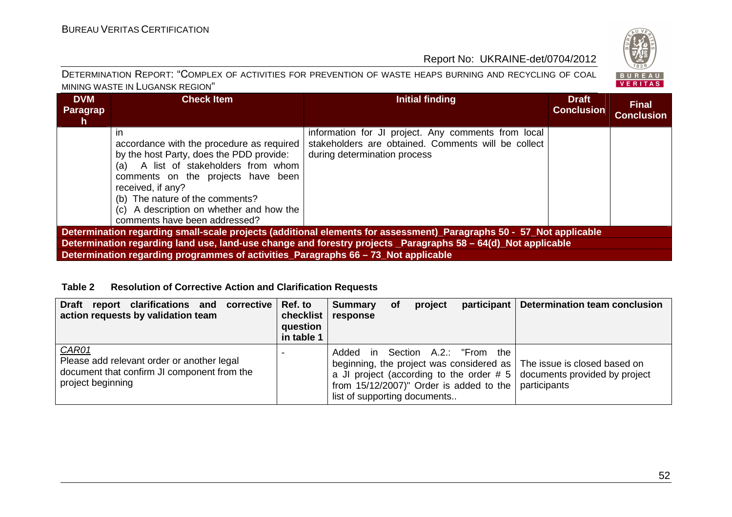| DVM Paragraph | Check Item | Initial finding | Draft Conclusion | Final Conclusion |
|---|---|---|---|---|
| | in accordance with the procedure as required by the host Party, does the PDD provide: (a) A list of stakeholders from whom comments on the projects have been received, if any? (b) The nature of the comments? (c) A description on whether and how the comments have been addressed? | information for JI project. Any comments from local stakeholders are obtained. Comments will be collect during determination process | | |
| **Determination regarding small-scale projects (additional elements for assessment)_Paragraphs 50 - 57_Not applicable** | | | | |
| **Determination regarding land use, land-use change and forestry projects _Paragraphs 58 – 64(d)_Not applicable** | | | | |
| **Determination regarding programmes of activities_Paragraphs 66 – 73_Not applicable** | | | | |

**Table 2 Resolution of Corrective Action and Clarification Requests**

| Draft report clarifications and corrective action requests by validation team | Ref. to checklist question in table 1 | Summary of project participant response | Determination team conclusion |
|---|---|---|---|
| *CAR01* Please add relevant order or another legal document that confirm JI component from the project beginning | - | Added in Section A.2.: "From the beginning, the project was considered as a JI project (according to the order # 5 from 15/12/2007)" Order is added to the list of supporting documents.. | The issue is closed based on documents provided by project participants |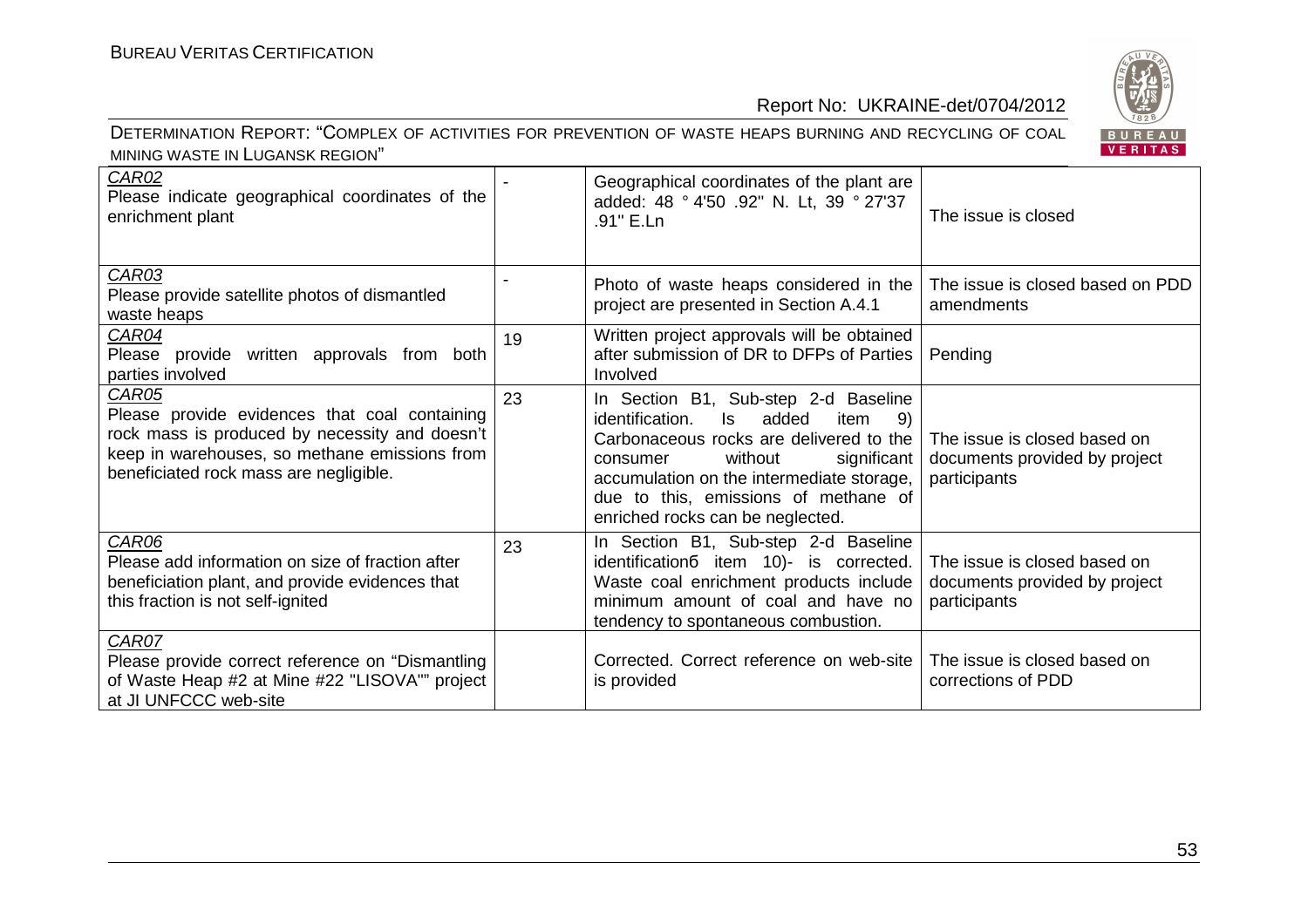| CAR02<br>Please indicate geographical coordinates of the enrichment plant | - | Geographical coordinates of the plant are added: 48 ° 4'50 .92" N. Lt, 39 ° 27'37 .91" E.Ln | The issue is closed |
|---|---|---|---|
| CAR03<br>Please provide satellite photos of dismantled waste heaps | - | Photo of waste heaps considered in the project are presented in Section A.4.1 | The issue is closed based on PDD amendments |
| CAR04<br>Please provide written approvals from both parties involved | 19 | Written project approvals will be obtained after submission of DR to DFPs of Parties Involved | Pending |
| CAR05<br>Please provide evidences that coal containing rock mass is produced by necessity and doesn't keep in warehouses, so methane emissions from beneficiated rock mass are negligible. | 23 | In Section B1, Sub-step 2-d Baseline identification. Is added item 9) Carbonaceous rocks are delivered to the consumer without significant accumulation on the intermediate storage, due to this, emissions of methane of enriched rocks can be neglected. | The issue is closed based on documents provided by project participants |
| CAR06<br>Please add information on size of fraction after beneficiation plant, and provide evidences that this fraction is not self-ignited | 23 | In Section B1, Sub-step 2-d Baseline identificationб item 10)- is corrected. Waste coal enrichment products include minimum amount of coal and have no tendency to spontaneous combustion. | The issue is closed based on documents provided by project participants |
| CAR07<br>Please provide correct reference on "Dismantling of Waste Heap #2 at Mine #22 "LISOVA"" project at JI UNFCCC web-site | | Corrected. Correct reference on web-site is provided | The issue is closed based on corrections of PDD |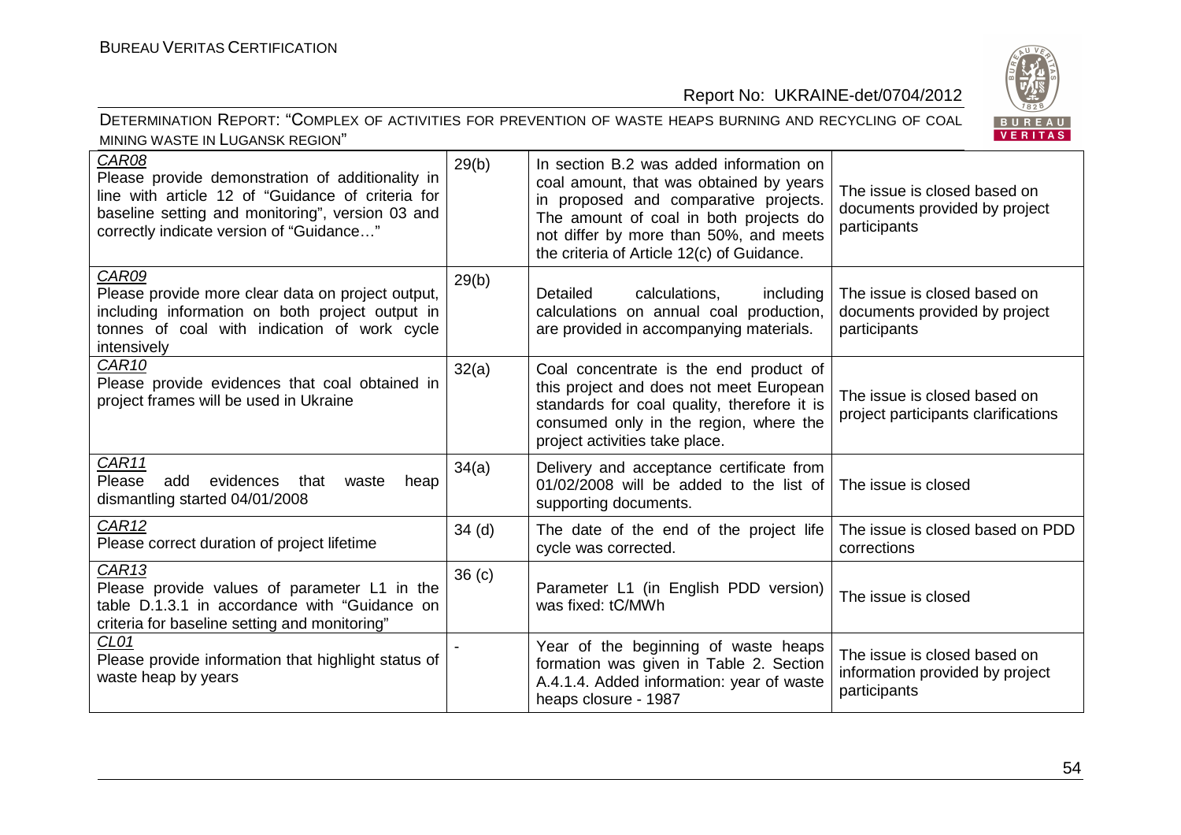| CAR08 Please provide demonstration of additionality in line with article 12 of "Guidance of criteria for baseline setting and monitoring", version 03 and correctly indicate version of "Guidance…" | 29(b) | In section B.2 was added information on coal amount, that was obtained by years in proposed and comparative projects. The amount of coal in both projects do not differ by more than 50%, and meets the criteria of Article 12(c) of Guidance. | The issue is closed based on documents provided by project participants |
|---|---|---|---|
| CAR09 Please provide more clear data on project output, including information on both project output in tonnes of coal with indication of work cycle intensively | 29(b) | Detailed calculations, including calculations on annual coal production, are provided in accompanying materials. | The issue is closed based on documents provided by project participants |
| CAR10 Please provide evidences that coal obtained in project frames will be used in Ukraine | 32(a) | Coal concentrate is the end product of this project and does not meet European standards for coal quality, therefore it is consumed only in the region, where the project activities take place. | The issue is closed based on project participants clarifications |
| CAR11 Please add evidences that waste heap dismantling started 04/01/2008 | 34(a) | Delivery and acceptance certificate from 01/02/2008 will be added to the list of supporting documents. | The issue is closed |
| CAR12 Please correct duration of project lifetime | 34 (d) | The date of the end of the project life cycle was corrected. | The issue is closed based on PDD corrections |
| CAR13 Please provide values of parameter L1 in the table D.1.3.1 in accordance with "Guidance on criteria for baseline setting and monitoring" | 36 (c) | Parameter L1 (in English PDD version) was fixed: tC/MWh | The issue is closed |
| CL01 Please provide information that highlight status of waste heap by years | - | Year of the beginning of waste heaps formation was given in Table 2. Section A.4.1.4. Added information: year of waste heaps closure - 1987 | The issue is closed based on information provided by project participants |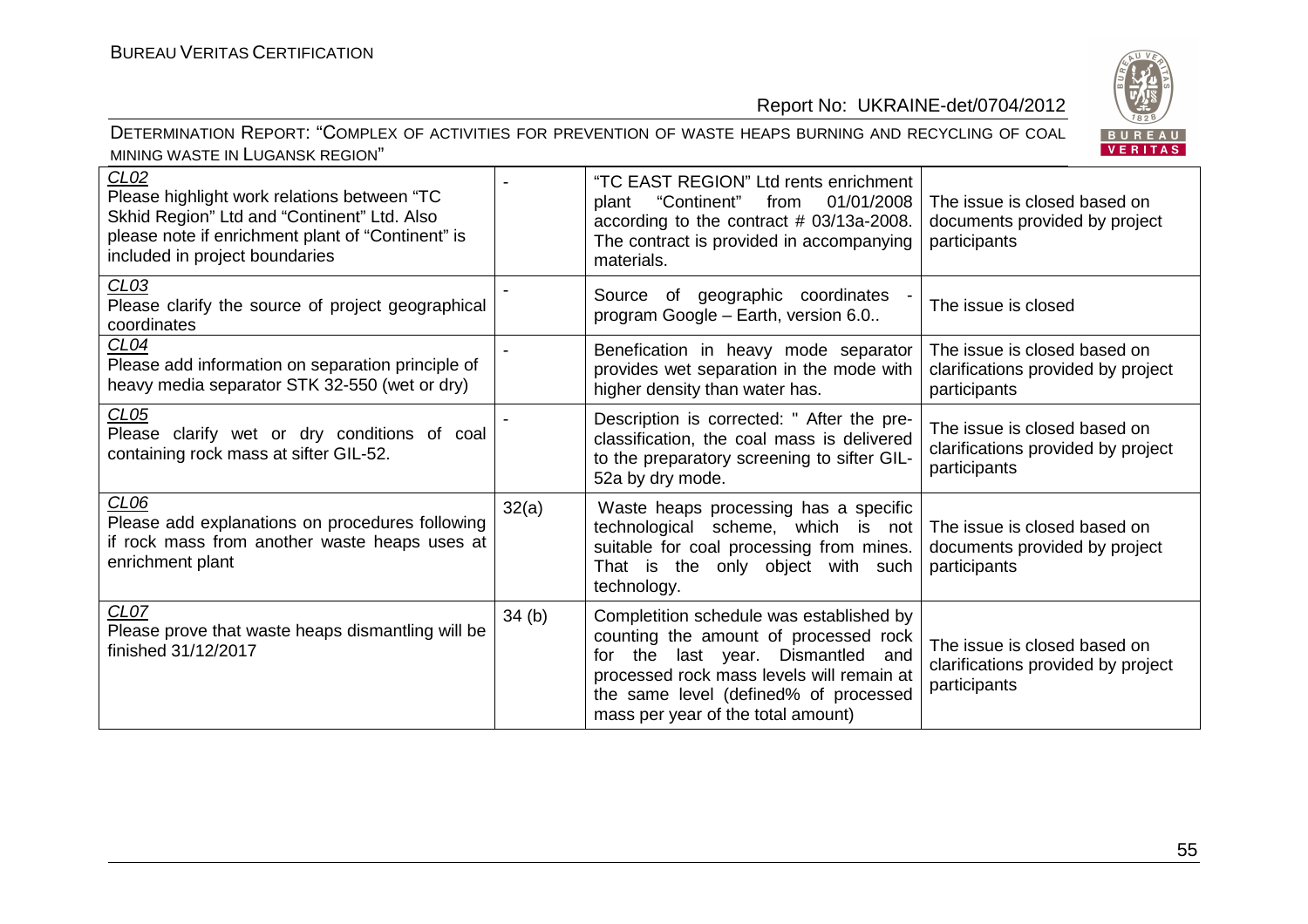| | | | |
|---|---|---|---|
| CL02<br>Please highlight work relations between "TC Skhid Region" Ltd and "Continent" Ltd. Also please note if enrichment plant of "Continent" is included in project boundaries | - | "TC EAST REGION" Ltd rents enrichment plant "Continent" from 01/01/2008 according to the contract # 03/13a-2008. The contract is provided in accompanying materials. | The issue is closed based on documents provided by project participants |
| CL03<br>Please clarify the source of project geographical coordinates | - | Source of geographic coordinates - program Google – Earth, version 6.0.. | The issue is closed |
| CL04<br>Please add information on separation principle of heavy media separator STK 32-550 (wet or dry) | - | Benefication in heavy mode separator provides wet separation in the mode with higher density than water has. | The issue is closed based on clarifications provided by project participants |
| CL05<br>Please clarify wet or dry conditions of coal containing rock mass at sifter GIL-52. | - | Description is corrected: " After the pre-classification, the coal mass is delivered to the preparatory screening to sifter GIL-52a by dry mode. | The issue is closed based on clarifications provided by project participants |
| CL06<br>Please add explanations on procedures following if rock mass from another waste heaps uses at enrichment plant | 32(a) | Waste heaps processing has a specific technological scheme, which is not suitable for coal processing from mines. That is the only object with such technology. | The issue is closed based on documents provided by project participants |
| CL07<br>Please prove that waste heaps dismantling will be finished 31/12/2017 | 34 (b) | Completition schedule was established by counting the amount of processed rock for the last year. Dismantled and processed rock mass levels will remain at the same level (defined% of processed mass per year of the total amount) | The issue is closed based on clarifications provided by project participants |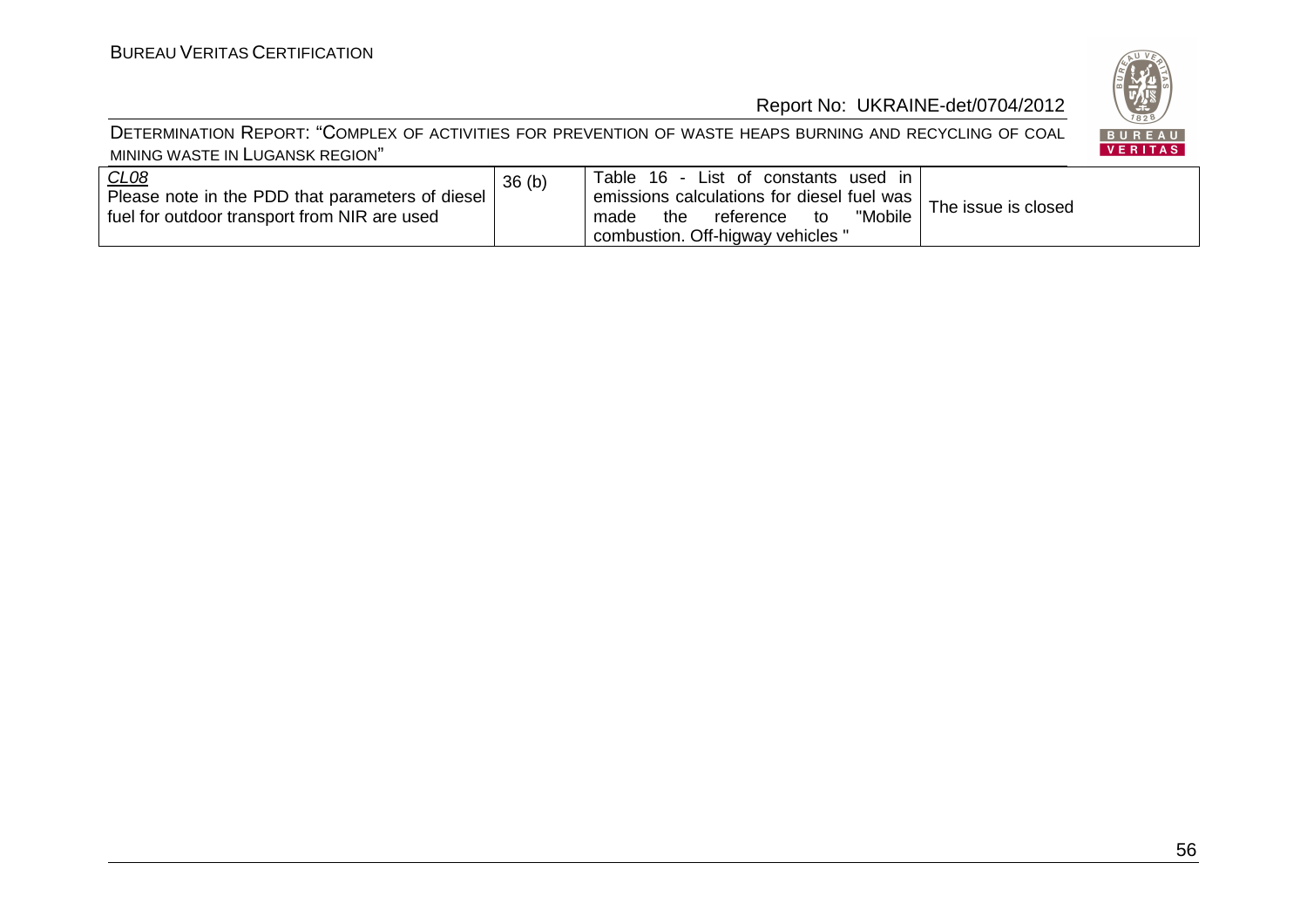| | | | |
|---|---|---|---|
| *CL08*<br>Please note in the PDD that parameters of diesel fuel for outdoor transport from NIR are used | 36 (b) | Table 16 - List of constants used in emissions calculations for diesel fuel was made the reference to "Mobile combustion. Off-higway vehicles " | The issue is closed |